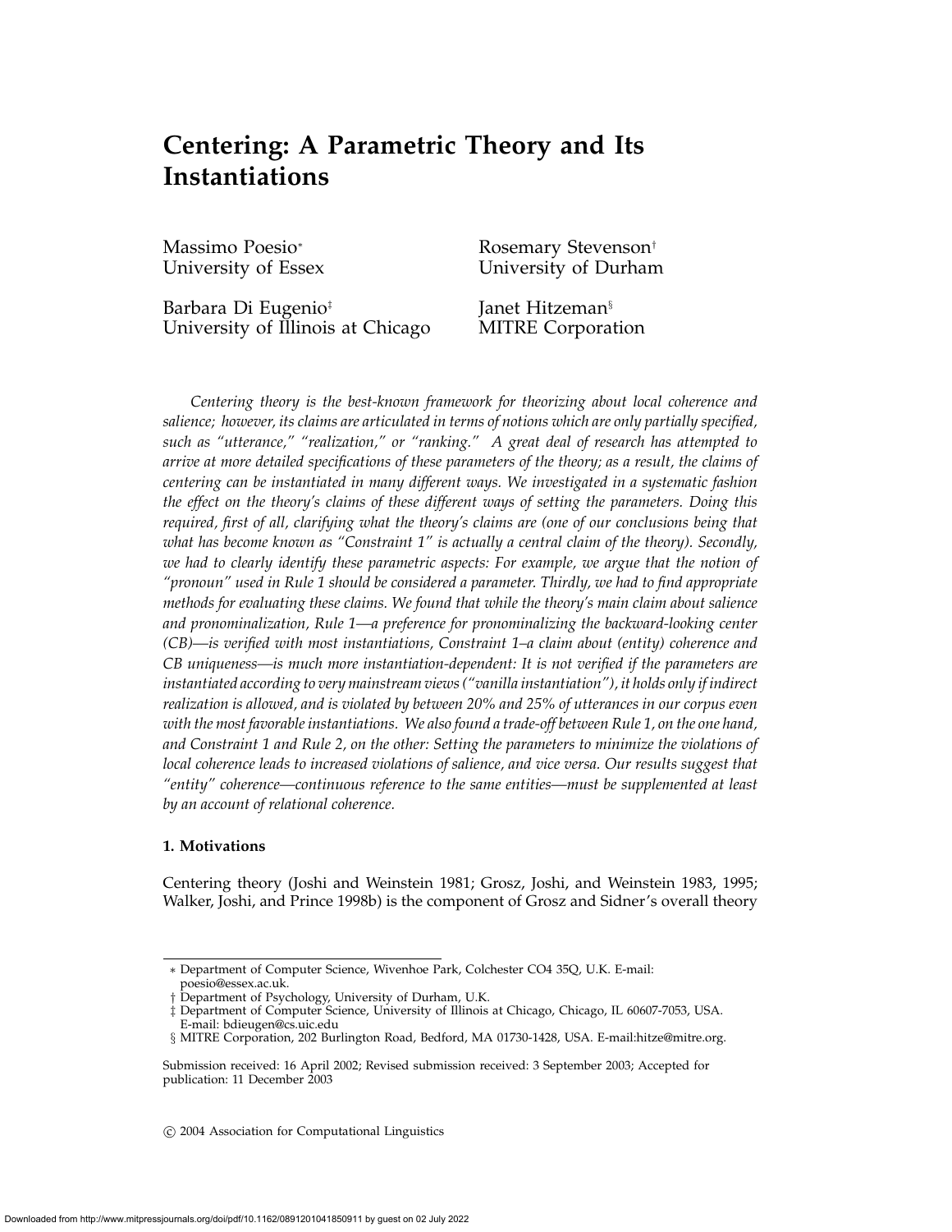# Centering: A Parametric Theory and Its Instantiations

Massimo Poesio*
University of Essex

Rosemary Stevenson†
University of Durham

Barbara Di Eugenio‡
University of Illinois at Chicago

Janet Hitzeman§
MITRE Corporation

*Centering theory is the best-known framework for theorizing about local coherence and salience; however, its claims are articulated in terms of notions which are only partially specified, such as "utterance," "realization," or "ranking." A great deal of research has attempted to arrive at more detailed specifications of these parameters of the theory; as a result, the claims of centering can be instantiated in many different ways. We investigated in a systematic fashion the effect on the theory's claims of these different ways of setting the parameters. Doing this required, first of all, clarifying what the theory's claims are (one of our conclusions being that what has become known as "Constraint 1" is actually a central claim of the theory). Secondly, we had to clearly identify these parametric aspects: For example, we argue that the notion of "pronoun" used in Rule 1 should be considered a parameter. Thirdly, we had to find appropriate methods for evaluating these claims. We found that while the theory's main claim about salience and pronominalization, Rule 1—a preference for pronominalizing the backward-looking center (CB)—is verified with most instantiations, Constraint 1–a claim about (entity) coherence and CB uniqueness—is much more instantiation-dependent: It is not verified if the parameters are instantiated according to very mainstream views ("vanilla instantiation"), it holds only if indirect realization is allowed, and is violated by between 20% and 25% of utterances in our corpus even with the most favorable instantiations. We also found a trade-off between Rule 1, on the one hand, and Constraint 1 and Rule 2, on the other: Setting the parameters to minimize the violations of local coherence leads to increased violations of salience, and vice versa. Our results suggest that "entity" coherence—continuous reference to the same entities—must be supplemented at least by an account of relational coherence.*

## 1. Motivations

Centering theory (Joshi and Weinstein 1981; Grosz, Joshi, and Weinstein 1983, 1995; Walker, Joshi, and Prince 1998b) is the component of Grosz and Sidner's overall theory

---

* Department of Computer Science, Wivenhoe Park, Colchester CO4 35Q, U.K. E-mail: poesio@essex.ac.uk.
† Department of Psychology, University of Durham, U.K.
‡ Department of Computer Science, University of Illinois at Chicago, Chicago, IL 60607-7053, USA. E-mail: bdieugen@cs.uic.edu
§ MITRE Corporation, 202 Burlington Road, Bedford, MA 01730-1428, USA. E-mail:hitze@mitre.org.

Submission received: 16 April 2002; Revised submission received: 3 September 2003; Accepted for publication: 11 December 2003

© 2004 Association for Computational Linguistics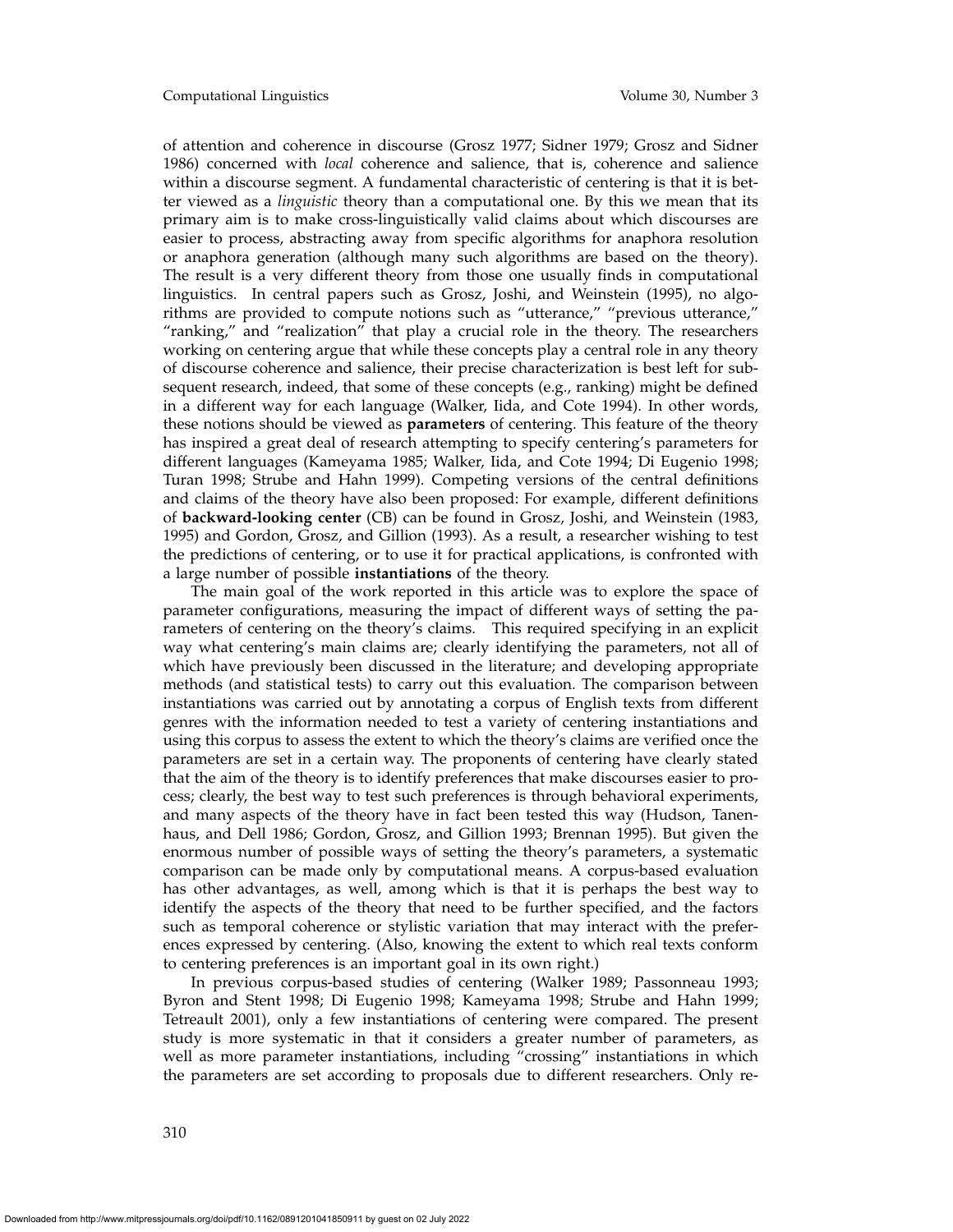of attention and coherence in discourse (Grosz 1977; Sidner 1979; Grosz and Sidner 1986) concerned with *local* coherence and salience, that is, coherence and salience within a discourse segment. A fundamental characteristic of centering is that it is better viewed as a *linguistic* theory than a computational one. By this we mean that its primary aim is to make cross-linguistically valid claims about which discourses are easier to process, abstracting away from specific algorithms for anaphora resolution or anaphora generation (although many such algorithms are based on the theory). The result is a very different theory from those one usually finds in computational linguistics. In central papers such as Grosz, Joshi, and Weinstein (1995), no algorithms are provided to compute notions such as "utterance," "previous utterance," "ranking," and "realization" that play a crucial role in the theory. The researchers working on centering argue that while these concepts play a central role in any theory of discourse coherence and salience, their precise characterization is best left for subsequent research, indeed, that some of these concepts (e.g., ranking) might be defined in a different way for each language (Walker, Iida, and Cote 1994). In other words, these notions should be viewed as **parameters** of centering. This feature of the theory has inspired a great deal of research attempting to specify centering's parameters for different languages (Kameyama 1985; Walker, Iida, and Cote 1994; Di Eugenio 1998; Turan 1998; Strube and Hahn 1999). Competing versions of the central definitions and claims of the theory have also been proposed: For example, different definitions of **backward-looking center** (CB) can be found in Grosz, Joshi, and Weinstein (1983, 1995) and Gordon, Grosz, and Gillion (1993). As a result, a researcher wishing to test the predictions of centering, or to use it for practical applications, is confronted with a large number of possible **instantiations** of the theory.

The main goal of the work reported in this article was to explore the space of parameter configurations, measuring the impact of different ways of setting the parameters of centering on the theory's claims. This required specifying in an explicit way what centering's main claims are; clearly identifying the parameters, not all of which have previously been discussed in the literature; and developing appropriate methods (and statistical tests) to carry out this evaluation. The comparison between instantiations was carried out by annotating a corpus of English texts from different genres with the information needed to test a variety of centering instantiations and using this corpus to assess the extent to which the theory's claims are verified once the parameters are set in a certain way. The proponents of centering have clearly stated that the aim of the theory is to identify preferences that make discourses easier to process; clearly, the best way to test such preferences is through behavioral experiments, and many aspects of the theory have in fact been tested this way (Hudson, Tanenhaus, and Dell 1986; Gordon, Grosz, and Gillion 1993; Brennan 1995). But given the enormous number of possible ways of setting the theory's parameters, a systematic comparison can be made only by computational means. A corpus-based evaluation has other advantages, as well, among which is that it is perhaps the best way to identify the aspects of the theory that need to be further specified, and the factors such as temporal coherence or stylistic variation that may interact with the preferences expressed by centering. (Also, knowing the extent to which real texts conform to centering preferences is an important goal in its own right.)

In previous corpus-based studies of centering (Walker 1989; Passonneau 1993; Byron and Stent 1998; Di Eugenio 1998; Kameyama 1998; Strube and Hahn 1999; Tetreault 2001), only a few instantiations of centering were compared. The present study is more systematic in that it considers a greater number of parameters, as well as more parameter instantiations, including "crossing" instantiations in which the parameters are set according to proposals due to different researchers. Only re-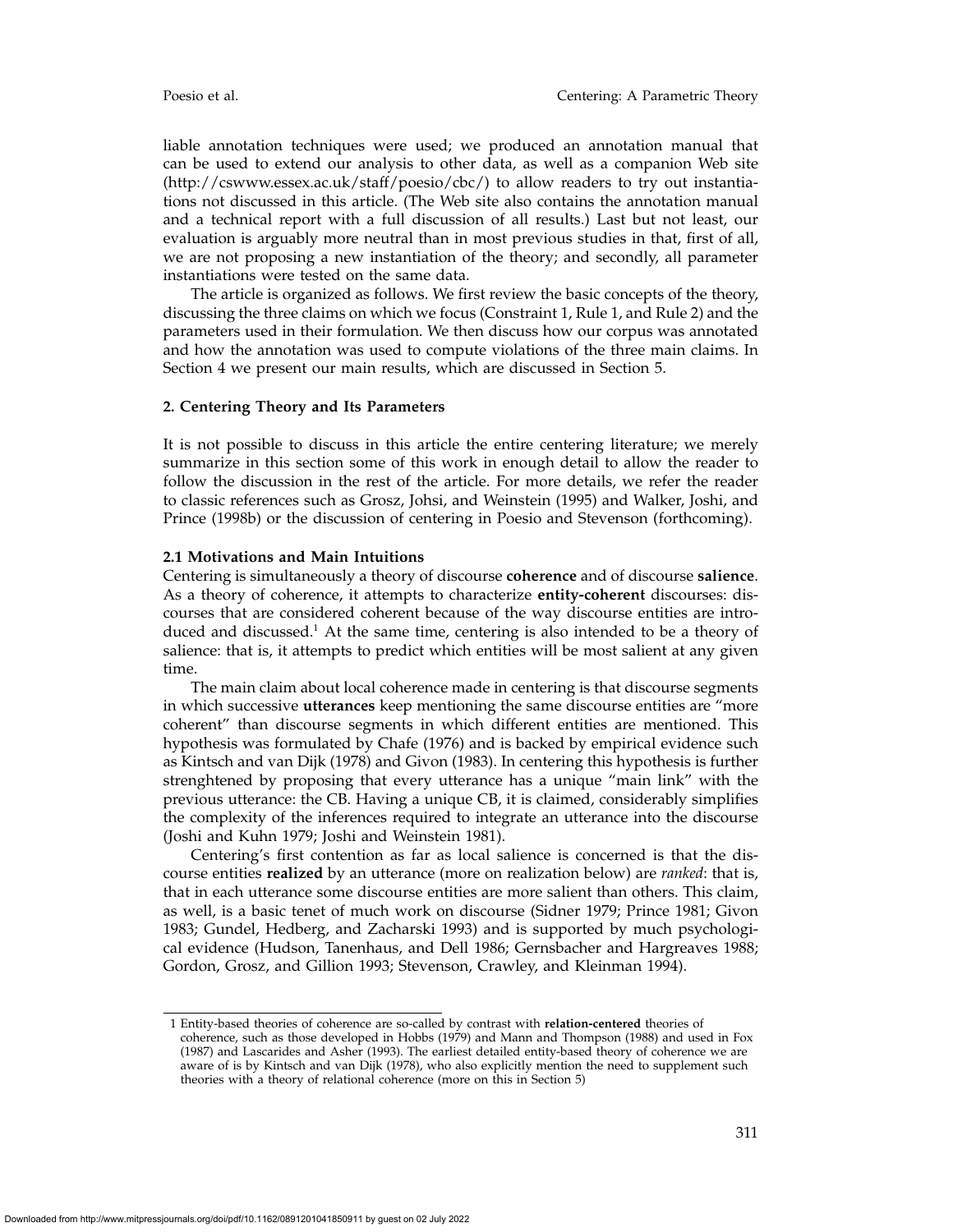liable annotation techniques were used; we produced an annotation manual that can be used to extend our analysis to other data, as well as a companion Web site (http://cswww.essex.ac.uk/staff/poesio/cbc/) to allow readers to try out instantiations not discussed in this article. (The Web site also contains the annotation manual and a technical report with a full discussion of all results.) Last but not least, our evaluation is arguably more neutral than in most previous studies in that, first of all, we are not proposing a new instantiation of the theory; and secondly, all parameter instantiations were tested on the same data.

The article is organized as follows. We first review the basic concepts of the theory, discussing the three claims on which we focus (Constraint 1, Rule 1, and Rule 2) and the parameters used in their formulation. We then discuss how our corpus was annotated and how the annotation was used to compute violations of the three main claims. In Section 4 we present our main results, which are discussed in Section 5.

## 2. Centering Theory and Its Parameters

It is not possible to discuss in this article the entire centering literature; we merely summarize in this section some of this work in enough detail to allow the reader to follow the discussion in the rest of the article. For more details, we refer the reader to classic references such as Grosz, Johsi, and Weinstein (1995) and Walker, Joshi, and Prince (1998b) or the discussion of centering in Poesio and Stevenson (forthcoming).

### 2.1 Motivations and Main Intuitions

Centering is simultaneously a theory of discourse **coherence** and of discourse **salience**. As a theory of coherence, it attempts to characterize **entity-coherent** discourses: discourses that are considered coherent because of the way discourse entities are introduced and discussed.[1] At the same time, centering is also intended to be a theory of salience: that is, it attempts to predict which entities will be most salient at any given time.

The main claim about local coherence made in centering is that discourse segments in which successive **utterances** keep mentioning the same discourse entities are "more coherent" than discourse segments in which different entities are mentioned. This hypothesis was formulated by Chafe (1976) and is backed by empirical evidence such as Kintsch and van Dijk (1978) and Givon (1983). In centering this hypothesis is further strenghtened by proposing that every utterance has a unique "main link" with the previous utterance: the CB. Having a unique CB, it is claimed, considerably simplifies the complexity of the inferences required to integrate an utterance into the discourse (Joshi and Kuhn 1979; Joshi and Weinstein 1981).

Centering's first contention as far as local salience is concerned is that the discourse entities **realized** by an utterance (more on realization below) are *ranked*: that is, that in each utterance some discourse entities are more salient than others. This claim, as well, is a basic tenet of much work on discourse (Sidner 1979; Prince 1981; Givon 1983; Gundel, Hedberg, and Zacharski 1993) and is supported by much psychological evidence (Hudson, Tanenhaus, and Dell 1986; Gernsbacher and Hargreaves 1988; Gordon, Grosz, and Gillion 1993; Stevenson, Crawley, and Kleinman 1994).

1 Entity-based theories of coherence are so-called by contrast with **relation-centered** theories of coherence, such as those developed in Hobbs (1979) and Mann and Thompson (1988) and used in Fox (1987) and Lascarides and Asher (1993). The earliest detailed entity-based theory of coherence we are aware of is by Kintsch and van Dijk (1978), who also explicitly mention the need to supplement such theories with a theory of relational coherence (more on this in Section 5)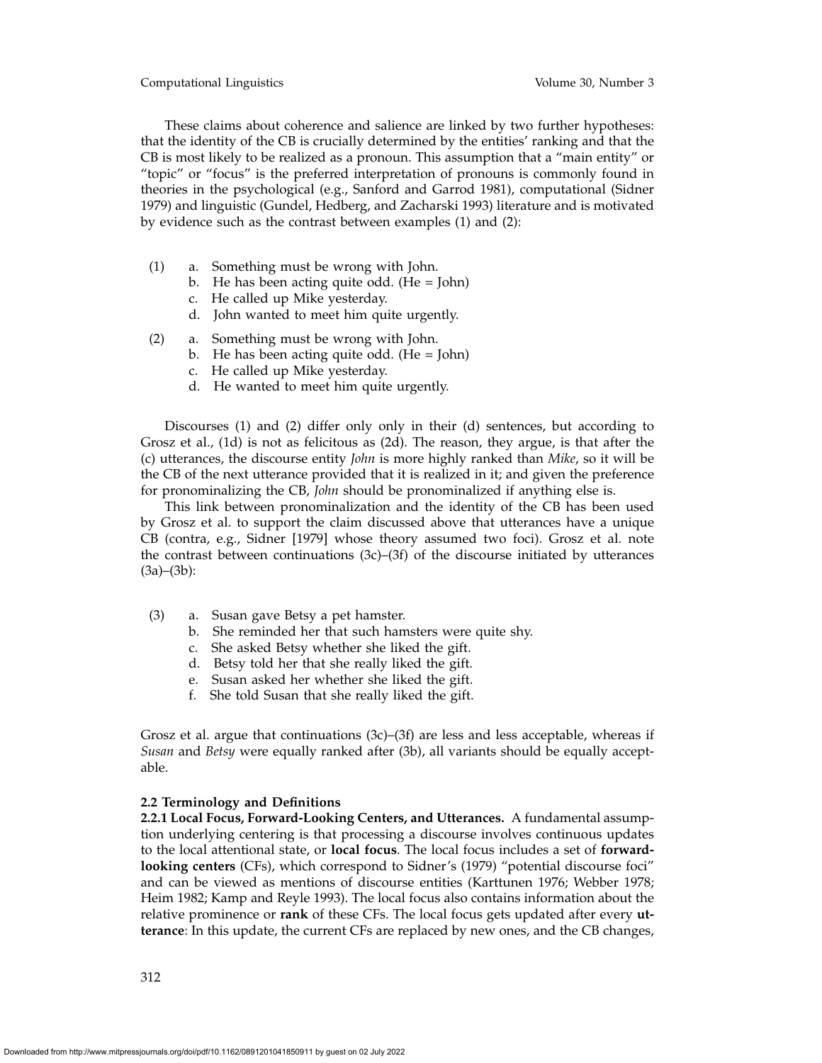These claims about coherence and salience are linked by two further hypotheses: that the identity of the CB is crucially determined by the entities' ranking and that the CB is most likely to be realized as a pronoun. This assumption that a "main entity" or "topic" or "focus" is the preferred interpretation of pronouns is commonly found in theories in the psychological (e.g., Sanford and Garrod 1981), computational (Sidner 1979) and linguistic (Gundel, Hedberg, and Zacharski 1993) literature and is motivated by evidence such as the contrast between examples (1) and (2):

(1) a. Something must be wrong with John.
  b. He has been acting quite odd. (He = John)
  c. He called up Mike yesterday.
  d. John wanted to meet him quite urgently.

(2) a. Something must be wrong with John.
  b. He has been acting quite odd. (He = John)
  c. He called up Mike yesterday.
  d. He wanted to meet him quite urgently.

Discourses (1) and (2) differ only only in their (d) sentences, but according to Grosz et al., (1d) is not as felicitous as (2d). The reason, they argue, is that after the (c) utterances, the discourse entity *John* is more highly ranked than *Mike*, so it will be the CB of the next utterance provided that it is realized in it; and given the preference for pronominalizing the CB, *John* should be pronominalized if anything else is.

This link between pronominalization and the identity of the CB has been used by Grosz et al. to support the claim discussed above that utterances have a unique CB (contra, e.g., Sidner [1979] whose theory assumed two foci). Grosz et al. note the contrast between continuations (3c)–(3f) of the discourse initiated by utterances (3a)–(3b):

(3) a. Susan gave Betsy a pet hamster.
  b. She reminded her that such hamsters were quite shy.
  c. She asked Betsy whether she liked the gift.
  d. Betsy told her that she really liked the gift.
  e. Susan asked her whether she liked the gift.
  f. She told Susan that she really liked the gift.

Grosz et al. argue that continuations (3c)–(3f) are less and less acceptable, whereas if *Susan* and *Betsy* were equally ranked after (3b), all variants should be equally acceptable.

### 2.2 Terminology and Definitions

**2.2.1 Local Focus, Forward-Looking Centers, and Utterances.** A fundamental assumption underlying centering is that processing a discourse involves continuous updates to the local attentional state, or **local focus**. The local focus includes a set of **forward-looking centers** (CFs), which correspond to Sidner's (1979) "potential discourse foci" and can be viewed as mentions of discourse entities (Karttunen 1976; Webber 1978; Heim 1982; Kamp and Reyle 1993). The local focus also contains information about the relative prominence or **rank** of these CFs. The local focus gets updated after every **utterance**: In this update, the current CFs are replaced by new ones, and the CB changes,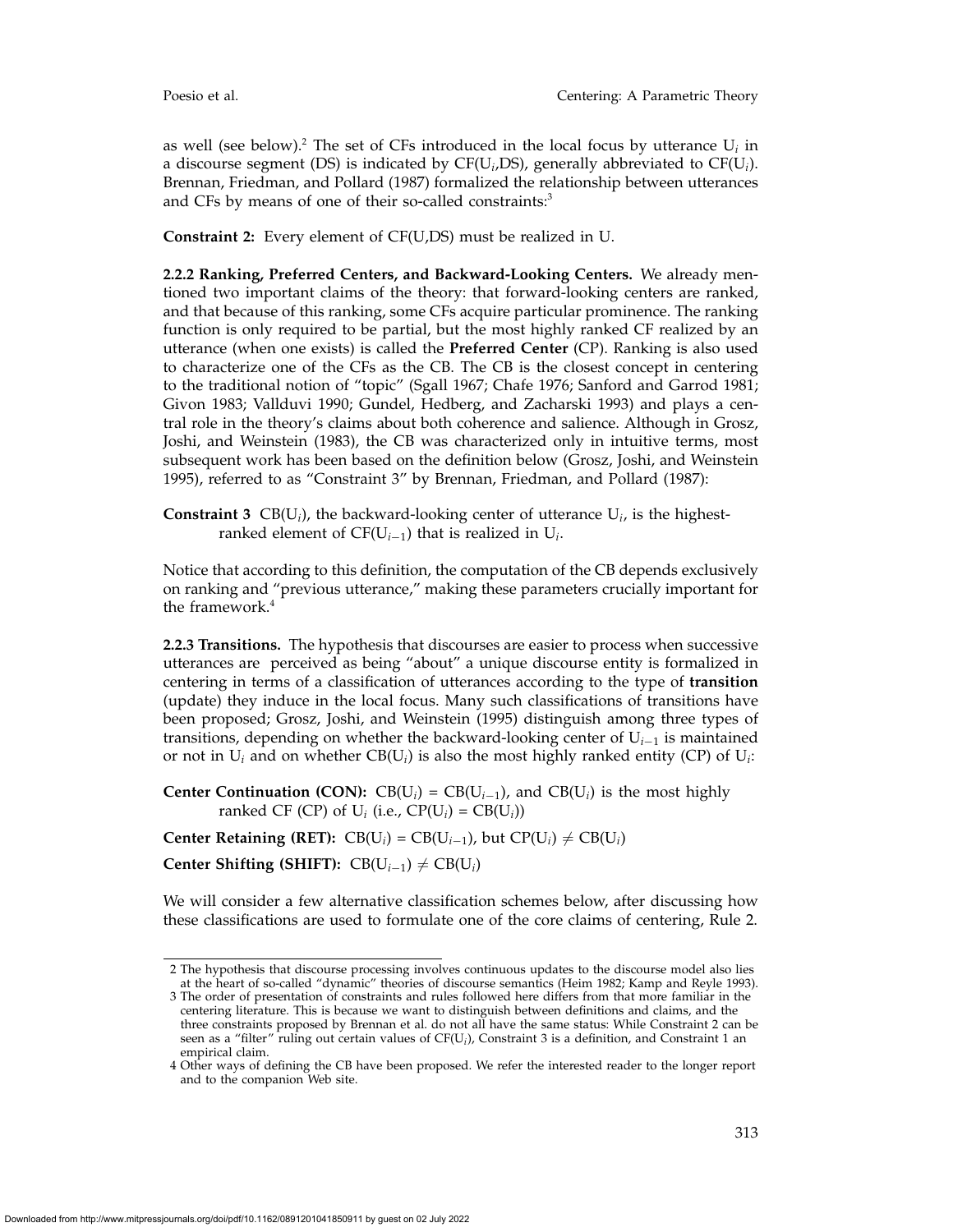as well (see below).[2] The set of CFs introduced in the local focus by utterance $U_i$ in a discourse segment (DS) is indicated by CF($U_i$,DS), generally abbreviated to CF($U_i$). Brennan, Friedman, and Pollard (1987) formalized the relationship between utterances and CFs by means of one of their so-called constraints:[3]

**Constraint 2:** Every element of CF(U,DS) must be realized in U.

**2.2.2 Ranking, Preferred Centers, and Backward-Looking Centers.** We already mentioned two important claims of the theory: that forward-looking centers are ranked, and that because of this ranking, some CFs acquire particular prominence. The ranking function is only required to be partial, but the most highly ranked CF realized by an utterance (when one exists) is called the **Preferred Center** (CP). Ranking is also used to characterize one of the CFs as the CB. The CB is the closest concept in centering to the traditional notion of "topic" (Sgall 1967; Chafe 1976; Sanford and Garrod 1981; Givon 1983; Vallduvi 1990; Gundel, Hedberg, and Zacharski 1993) and plays a central role in the theory's claims about both coherence and salience. Although in Grosz, Joshi, and Weinstein (1983), the CB was characterized only in intuitive terms, most subsequent work has been based on the definition below (Grosz, Joshi, and Weinstein 1995), referred to as "Constraint 3" by Brennan, Friedman, and Pollard (1987):

**Constraint 3** CB($U_i$), the backward-looking center of utterance $U_i$, is the highest-ranked element of CF($U_{i-1}$) that is realized in $U_i$.

Notice that according to this definition, the computation of the CB depends exclusively on ranking and "previous utterance," making these parameters crucially important for the framework.[4]

**2.2.3 Transitions.** The hypothesis that discourses are easier to process when successive utterances are perceived as being "about" a unique discourse entity is formalized in centering in terms of a classification of utterances according to the type of **transition** (update) they induce in the local focus. Many such classifications of transitions have been proposed; Grosz, Joshi, and Weinstein (1995) distinguish among three types of transitions, depending on whether the backward-looking center of $U_{i-1}$ is maintained or not in $U_i$ and on whether CB($U_i$) is also the most highly ranked entity (CP) of $U_i$:

**Center Continuation (CON):** CB($U_i$) = CB($U_{i-1}$), and CB($U_i$) is the most highly ranked CF (CP) of $U_i$ (i.e., CP($U_i$) = CB($U_i$))

**Center Retaining (RET):** CB($U_i$) = CB($U_{i-1}$), but CP($U_i$) $\neq$ CB($U_i$)

**Center Shifting (SHIFT):** CB($U_{i-1}$) $\neq$ CB($U_i$)

We will consider a few alternative classification schemes below, after discussing how these classifications are used to formulate one of the core claims of centering, Rule 2.

2 The hypothesis that discourse processing involves continuous updates to the discourse model also lies at the heart of so-called "dynamic" theories of discourse semantics (Heim 1982; Kamp and Reyle 1993).

3 The order of presentation of constraints and rules followed here differs from that more familiar in the centering literature. This is because we want to distinguish between definitions and claims, and the three constraints proposed by Brennan et al. do not all have the same status: While Constraint 2 can be seen as a "filter" ruling out certain values of CF($U_i$), Constraint 3 is a definition, and Constraint 1 an empirical claim.

4 Other ways of defining the CB have been proposed. We refer the interested reader to the longer report and to the companion Web site.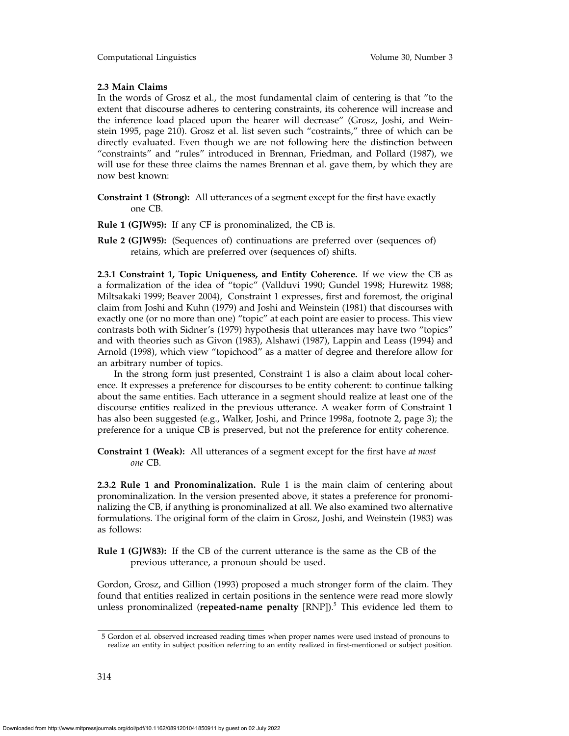### 2.3 Main Claims

In the words of Grosz et al., the most fundamental claim of centering is that "to the extent that discourse adheres to centering constraints, its coherence will increase and the inference load placed upon the hearer will decrease" (Grosz, Joshi, and Weinstein 1995, page 210). Grosz et al. list seven such "costraints," three of which can be directly evaluated. Even though we are not following here the distinction between "constraints" and "rules" introduced in Brennan, Friedman, and Pollard (1987), we will use for these three claims the names Brennan et al. gave them, by which they are now best known:

**Constraint 1 (Strong):** All utterances of a segment except for the first have exactly one CB.

**Rule 1 (GJW95):** If any CF is pronominalized, the CB is.

**Rule 2 (GJW95):** (Sequences of) continuations are preferred over (sequences of) retains, which are preferred over (sequences of) shifts.

**2.3.1 Constraint 1, Topic Uniqueness, and Entity Coherence.** If we view the CB as a formalization of the idea of "topic" (Vallduvi 1990; Gundel 1998; Hurewitz 1988; Miltsakaki 1999; Beaver 2004), Constraint 1 expresses, first and foremost, the original claim from Joshi and Kuhn (1979) and Joshi and Weinstein (1981) that discourses with exactly one (or no more than one) "topic" at each point are easier to process. This view contrasts both with Sidner's (1979) hypothesis that utterances may have two "topics" and with theories such as Givon (1983), Alshawi (1987), Lappin and Leass (1994) and Arnold (1998), which view "topichood" as a matter of degree and therefore allow for an arbitrary number of topics.

In the strong form just presented, Constraint 1 is also a claim about local coherence. It expresses a preference for discourses to be entity coherent: to continue talking about the same entities. Each utterance in a segment should realize at least one of the discourse entities realized in the previous utterance. A weaker form of Constraint 1 has also been suggested (e.g., Walker, Joshi, and Prince 1998a, footnote 2, page 3); the preference for a unique CB is preserved, but not the preference for entity coherence.

**Constraint 1 (Weak):** All utterances of a segment except for the first have *at most one* CB.

**2.3.2 Rule 1 and Pronominalization.** Rule 1 is the main claim of centering about pronominalization. In the version presented above, it states a preference for pronominalizing the CB, if anything is pronominalized at all. We also examined two alternative formulations. The original form of the claim in Grosz, Joshi, and Weinstein (1983) was as follows:

**Rule 1 (GJW83):** If the CB of the current utterance is the same as the CB of the previous utterance, a pronoun should be used.

Gordon, Grosz, and Gillion (1993) proposed a much stronger form of the claim. They found that entities realized in certain positions in the sentence were read more slowly unless pronominalized (**repeated-name penalty** [RNP]).[5] This evidence led them to

5 Gordon et al. observed increased reading times when proper names were used instead of pronouns to realize an entity in subject position referring to an entity realized in first-mentioned or subject position.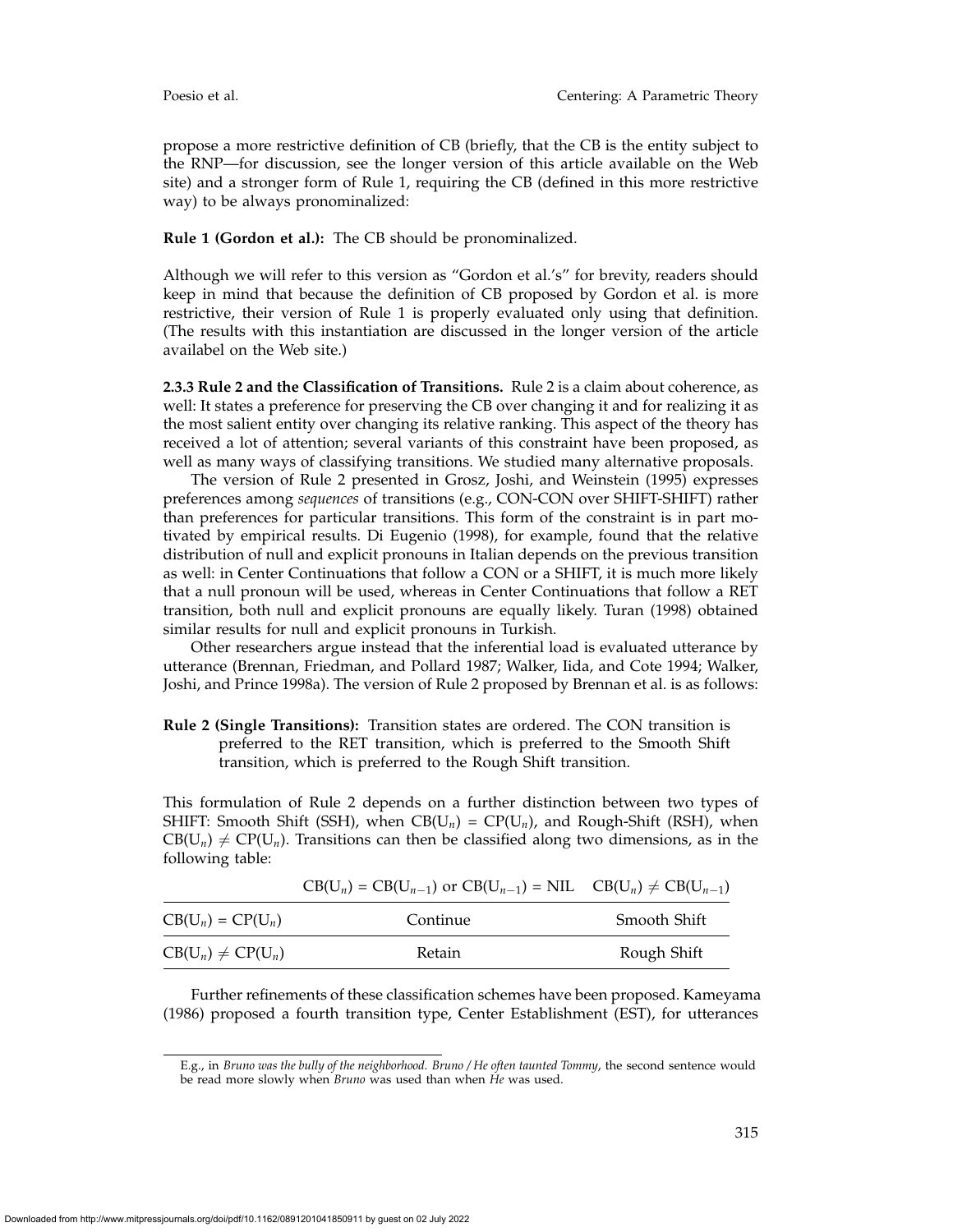propose a more restrictive definition of CB (briefly, that the CB is the entity subject to the RNP—for discussion, see the longer version of this article available on the Web site) and a stronger form of Rule 1, requiring the CB (defined in this more restrictive way) to be always pronominalized:

**Rule 1 (Gordon et al.):** The CB should be pronominalized.

Although we will refer to this version as "Gordon et al.'s" for brevity, readers should keep in mind that because the definition of CB proposed by Gordon et al. is more restrictive, their version of Rule 1 is properly evaluated only using that definition. (The results with this instantiation are discussed in the longer version of the article availabel on the Web site.)

**2.3.3 Rule 2 and the Classification of Transitions.** Rule 2 is a claim about coherence, as well: It states a preference for preserving the CB over changing it and for realizing it as the most salient entity over changing its relative ranking. This aspect of the theory has received a lot of attention; several variants of this constraint have been proposed, as well as many ways of classifying transitions. We studied many alternative proposals.

The version of Rule 2 presented in Grosz, Joshi, and Weinstein (1995) expresses preferences among *sequences* of transitions (e.g., CON-CON over SHIFT-SHIFT) rather than preferences for particular transitions. This form of the constraint is in part motivated by empirical results. Di Eugenio (1998), for example, found that the relative distribution of null and explicit pronouns in Italian depends on the previous transition as well: in Center Continuations that follow a CON or a SHIFT, it is much more likely that a null pronoun will be used, whereas in Center Continuations that follow a RET transition, both null and explicit pronouns are equally likely. Turan (1998) obtained similar results for null and explicit pronouns in Turkish.

Other researchers argue instead that the inferential load is evaluated utterance by utterance (Brennan, Friedman, and Pollard 1987; Walker, Iida, and Cote 1994; Walker, Joshi, and Prince 1998a). The version of Rule 2 proposed by Brennan et al. is as follows:

**Rule 2 (Single Transitions):** Transition states are ordered. The CON transition is preferred to the RET transition, which is preferred to the Smooth Shift transition, which is preferred to the Rough Shift transition.

This formulation of Rule 2 depends on a further distinction between two types of SHIFT: Smooth Shift (SSH), when $CB(U_n) = CP(U_n)$, and Rough-Shift (RSH), when $CB(U_n) \neq CP(U_n)$. Transitions can then be classified along two dimensions, as in the following table:

| | $CB(U_n) = CB(U_{n-1})$ or $CB(U_{n-1})$ = NIL | $CB(U_n) \neq CB(U_{n-1})$ |
|---|---|---|
| $CB(U_n) = CP(U_n)$ | Continue | Smooth Shift |
| $CB(U_n) \neq CP(U_n)$ | Retain | Rough Shift |

Further refinements of these classification schemes have been proposed. Kameyama (1986) proposed a fourth transition type, Center Establishment (EST), for utterances

E.g., in *Bruno was the bully of the neighborhood. Bruno / He often taunted Tommy*, the second sentence would be read more slowly when *Bruno* was used than when *He* was used.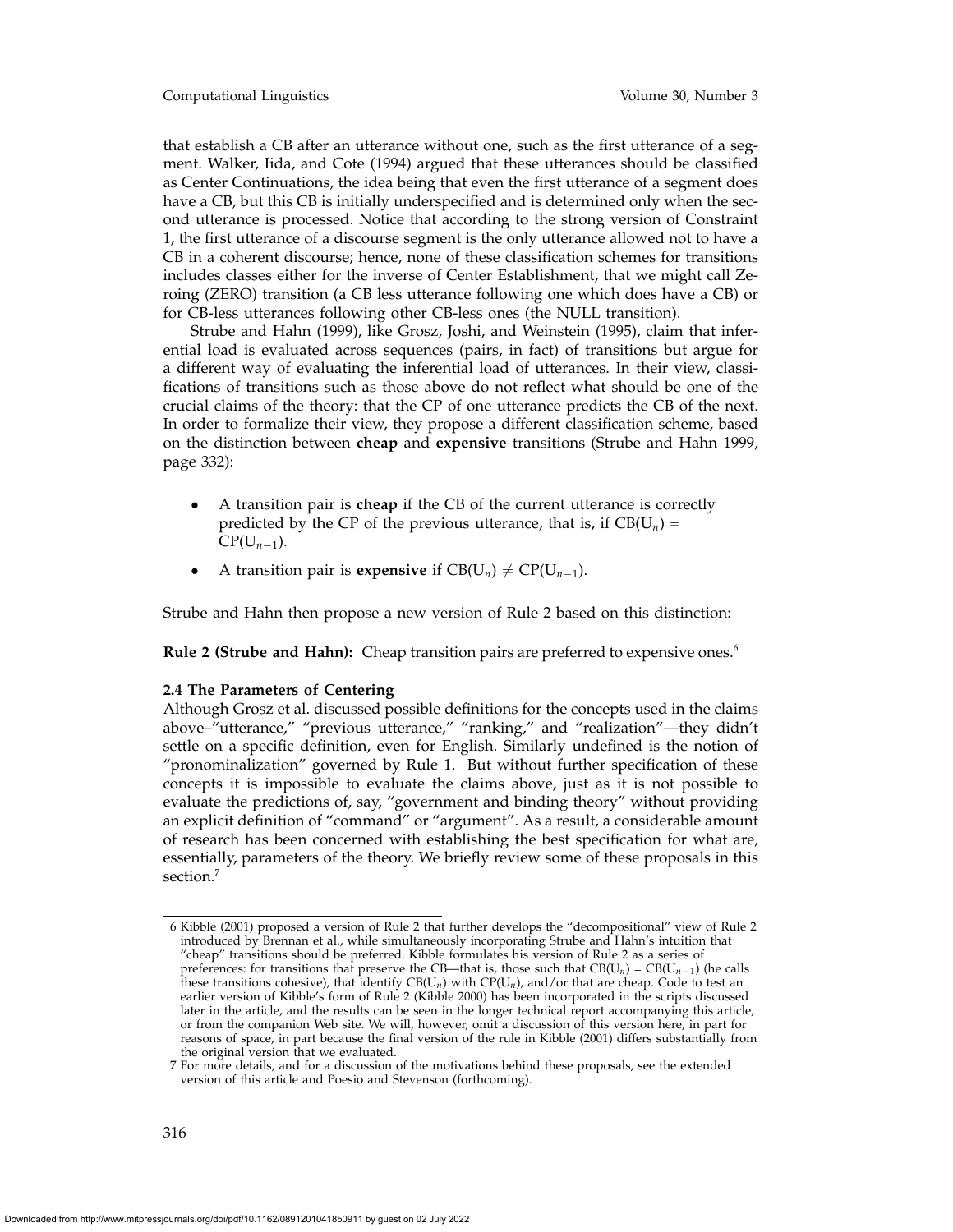that establish a CB after an utterance without one, such as the first utterance of a segment. Walker, Iida, and Cote (1994) argued that these utterances should be classified as Center Continuations, the idea being that even the first utterance of a segment does have a CB, but this CB is initially underspecified and is determined only when the second utterance is processed. Notice that according to the strong version of Constraint 1, the first utterance of a discourse segment is the only utterance allowed not to have a CB in a coherent discourse; hence, none of these classification schemes for transitions includes classes either for the inverse of Center Establishment, that we might call Zeroing (ZERO) transition (a CB less utterance following one which does have a CB) or for CB-less utterances following other CB-less ones (the NULL transition).

Strube and Hahn (1999), like Grosz, Joshi, and Weinstein (1995), claim that inferential load is evaluated across sequences (pairs, in fact) of transitions but argue for a different way of evaluating the inferential load of utterances. In their view, classifications of transitions such as those above do not reflect what should be one of the crucial claims of the theory: that the CP of one utterance predicts the CB of the next. In order to formalize their view, they propose a different classification scheme, based on the distinction between **cheap** and **expensive** transitions (Strube and Hahn 1999, page 332):

- A transition pair is **cheap** if the CB of the current utterance is correctly predicted by the CP of the previous utterance, that is, if $\text{CB}(\text{U}_n) = \text{CP}(\text{U}_{n-1})$.
- A transition pair is **expensive** if $\text{CB}(\text{U}_n) \neq \text{CP}(\text{U}_{n-1})$.

Strube and Hahn then propose a new version of Rule 2 based on this distinction:

**Rule 2 (Strube and Hahn):** Cheap transition pairs are preferred to expensive ones.[6]

### 2.4 The Parameters of Centering

Although Grosz et al. discussed possible definitions for the concepts used in the claims above–"utterance," "previous utterance," "ranking," and "realization"—they didn't settle on a specific definition, even for English. Similarly undefined is the notion of "pronominalization" governed by Rule 1. But without further specification of these concepts it is impossible to evaluate the claims above, just as it is not possible to evaluate the predictions of, say, "government and binding theory" without providing an explicit definition of "command" or "argument". As a result, a considerable amount of research has been concerned with establishing the best specification for what are, essentially, parameters of the theory. We briefly review some of these proposals in this section.[7]

---

6 Kibble (2001) proposed a version of Rule 2 that further develops the "decompositional" view of Rule 2 introduced by Brennan et al., while simultaneously incorporating Strube and Hahn's intuition that "cheap" transitions should be preferred. Kibble formulates his version of Rule 2 as a series of preferences: for transitions that preserve the CB—that is, those such that $\text{CB}(\text{U}_n) = \text{CB}(\text{U}_{n-1})$ (he calls these transitions cohesive), that identify $\text{CB}(\text{U}_n)$ with $\text{CP}(\text{U}_n)$, and/or that are cheap. Code to test an earlier version of Kibble's form of Rule 2 (Kibble 2000) has been incorporated in the scripts discussed later in the article, and the results can be seen in the longer technical report accompanying this article, or from the companion Web site. We will, however, omit a discussion of this version here, in part for reasons of space, in part because the final version of the rule in Kibble (2001) differs substantially from the original version that we evaluated.

7 For more details, and for a discussion of the motivations behind these proposals, see the extended version of this article and Poesio and Stevenson (forthcoming).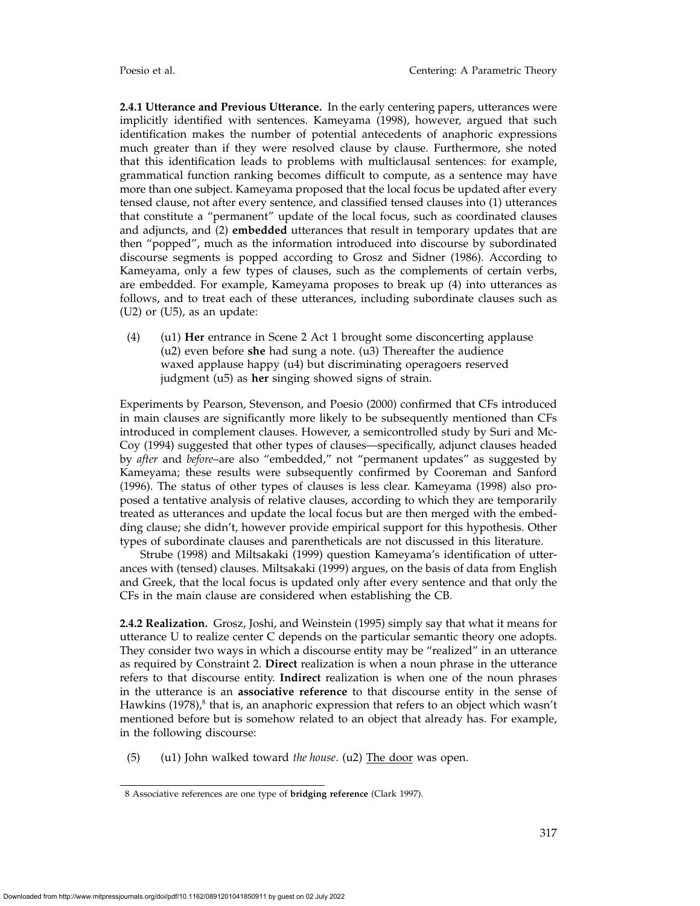**2.4.1 Utterance and Previous Utterance.** In the early centering papers, utterances were implicitly identified with sentences. Kameyama (1998), however, argued that such identification makes the number of potential antecedents of anaphoric expressions much greater than if they were resolved clause by clause. Furthermore, she noted that this identification leads to problems with multiclausal sentences: for example, grammatical function ranking becomes difficult to compute, as a sentence may have more than one subject. Kameyama proposed that the local focus be updated after every tensed clause, not after every sentence, and classified tensed clauses into (1) utterances that constitute a "permanent" update of the local focus, such as coordinated clauses and adjuncts, and (2) **embedded** utterances that result in temporary updates that are then "popped", much as the information introduced into discourse by subordinated discourse segments is popped according to Grosz and Sidner (1986). According to Kameyama, only a few types of clauses, such as the complements of certain verbs, are embedded. For example, Kameyama proposes to break up (4) into utterances as follows, and to treat each of these utterances, including subordinate clauses such as (U2) or (U5), as an update:

(4) (u1) **Her** entrance in Scene 2 Act 1 brought some disconcerting applause (u2) even before **she** had sung a note. (u3) Thereafter the audience waxed applause happy (u4) but discriminating operagoers reserved judgment (u5) as **her** singing showed signs of strain.

Experiments by Pearson, Stevenson, and Poesio (2000) confirmed that CFs introduced in main clauses are significantly more likely to be subsequently mentioned than CFs introduced in complement clauses. However, a semicontrolled study by Suri and McCoy (1994) suggested that other types of clauses—specifically, adjunct clauses headed by *after* and *before*–are also "embedded," not "permanent updates" as suggested by Kameyama; these results were subsequently confirmed by Cooreman and Sanford (1996). The status of other types of clauses is less clear. Kameyama (1998) also proposed a tentative analysis of relative clauses, according to which they are temporarily treated as utterances and update the local focus but are then merged with the embedding clause; she didn't, however provide empirical support for this hypothesis. Other types of subordinate clauses and parentheticals are not discussed in this literature.

Strube (1998) and Miltsakaki (1999) question Kameyama's identification of utterances with (tensed) clauses. Miltsakaki (1999) argues, on the basis of data from English and Greek, that the local focus is updated only after every sentence and that only the CFs in the main clause are considered when establishing the CB.

**2.4.2 Realization.** Grosz, Joshi, and Weinstein (1995) simply say that what it means for utterance U to realize center C depends on the particular semantic theory one adopts. They consider two ways in which a discourse entity may be "realized" in an utterance as required by Constraint 2. **Direct** realization is when a noun phrase in the utterance refers to that discourse entity. **Indirect** realization is when one of the noun phrases in the utterance is an **associative reference** to that discourse entity in the sense of Hawkins (1978),[8] that is, an anaphoric expression that refers to an object which wasn't mentioned before but is somehow related to an object that already has. For example, in the following discourse:

(5) (u1) John walked toward *the house*. (u2) The door was open.

8 Associative references are one type of **bridging reference** (Clark 1997).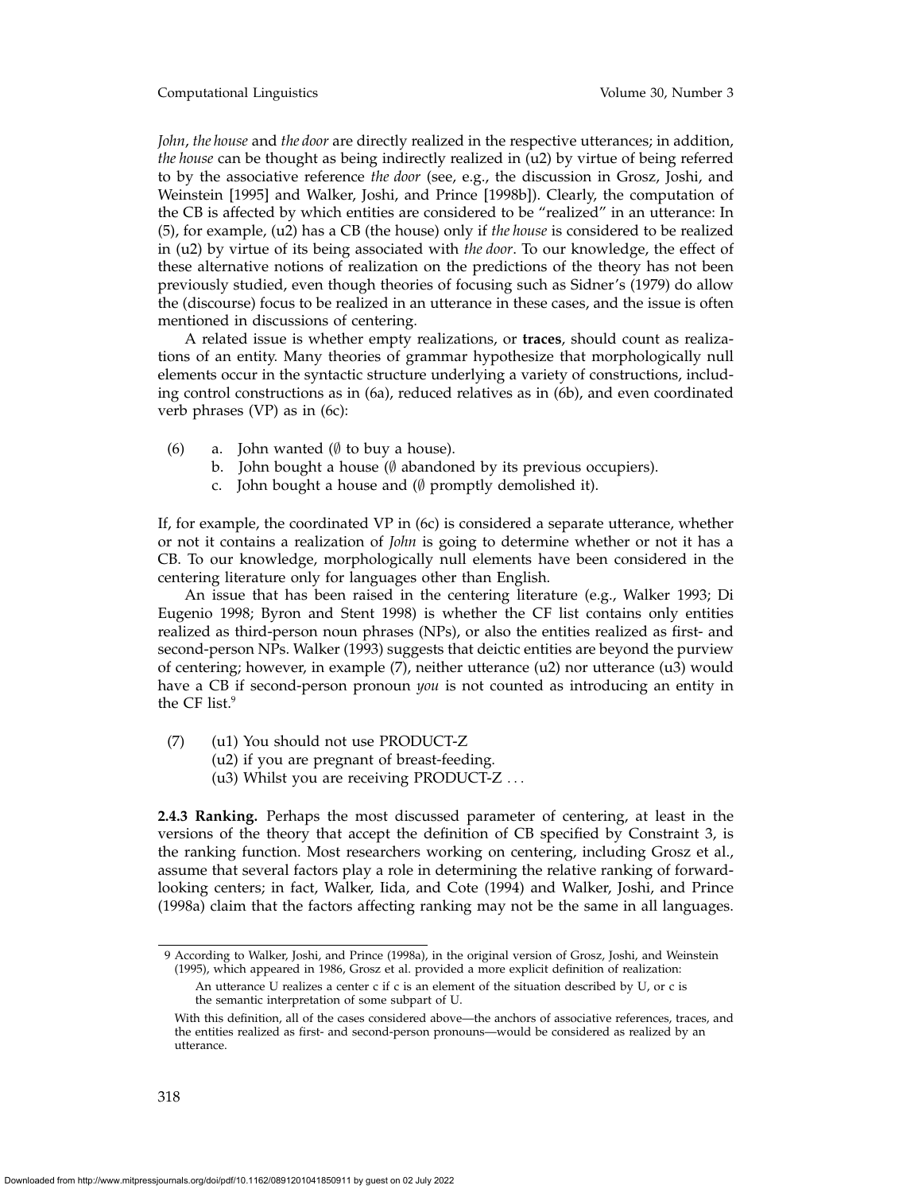*John*, *the house* and *the door* are directly realized in the respective utterances; in addition, *the house* can be thought as being indirectly realized in (u2) by virtue of being referred to by the associative reference *the door* (see, e.g., the discussion in Grosz, Joshi, and Weinstein [1995] and Walker, Joshi, and Prince [1998b]). Clearly, the computation of the CB is affected by which entities are considered to be "realized" in an utterance: In (5), for example, (u2) has a CB (the house) only if *the house* is considered to be realized in (u2) by virtue of its being associated with *the door*. To our knowledge, the effect of these alternative notions of realization on the predictions of the theory has not been previously studied, even though theories of focusing such as Sidner's (1979) do allow the (discourse) focus to be realized in an utterance in these cases, and the issue is often mentioned in discussions of centering.

A related issue is whether empty realizations, or **traces**, should count as realizations of an entity. Many theories of grammar hypothesize that morphologically null elements occur in the syntactic structure underlying a variety of constructions, including control constructions as in (6a), reduced relatives as in (6b), and even coordinated verb phrases (VP) as in (6c):

(6) a. John wanted ($\emptyset$ to buy a house).
    b. John bought a house ($\emptyset$ abandoned by its previous occupiers).
    c. John bought a house and ($\emptyset$ promptly demolished it).

If, for example, the coordinated VP in (6c) is considered a separate utterance, whether or not it contains a realization of *John* is going to determine whether or not it has a CB. To our knowledge, morphologically null elements have been considered in the centering literature only for languages other than English.

An issue that has been raised in the centering literature (e.g., Walker 1993; Di Eugenio 1998; Byron and Stent 1998) is whether the CF list contains only entities realized as third-person noun phrases (NPs), or also the entities realized as first- and second-person NPs. Walker (1993) suggests that deictic entities are beyond the purview of centering; however, in example (7), neither utterance (u2) nor utterance (u3) would have a CB if second-person pronoun *you* is not counted as introducing an entity in the CF list.[9]

(7) (u1) You should not use PRODUCT-Z
    (u2) if you are pregnant of breast-feeding.
    (u3) Whilst you are receiving PRODUCT-Z ...

**2.4.3 Ranking.** Perhaps the most discussed parameter of centering, at least in the versions of the theory that accept the definition of CB specified by Constraint 3, is the ranking function. Most researchers working on centering, including Grosz et al., assume that several factors play a role in determining the relative ranking of forward-looking centers; in fact, Walker, Iida, and Cote (1994) and Walker, Joshi, and Prince (1998a) claim that the factors affecting ranking may not be the same in all languages.

---

9 According to Walker, Joshi, and Prince (1998a), in the original version of Grosz, Joshi, and Weinstein (1995), which appeared in 1986, Grosz et al. provided a more explicit definition of realization:

> An utterance U realizes a center c if c is an element of the situation described by U, or c is the semantic interpretation of some subpart of U.

With this definition, all of the cases considered above—the anchors of associative references, traces, and the entities realized as first- and second-person pronouns—would be considered as realized by an utterance.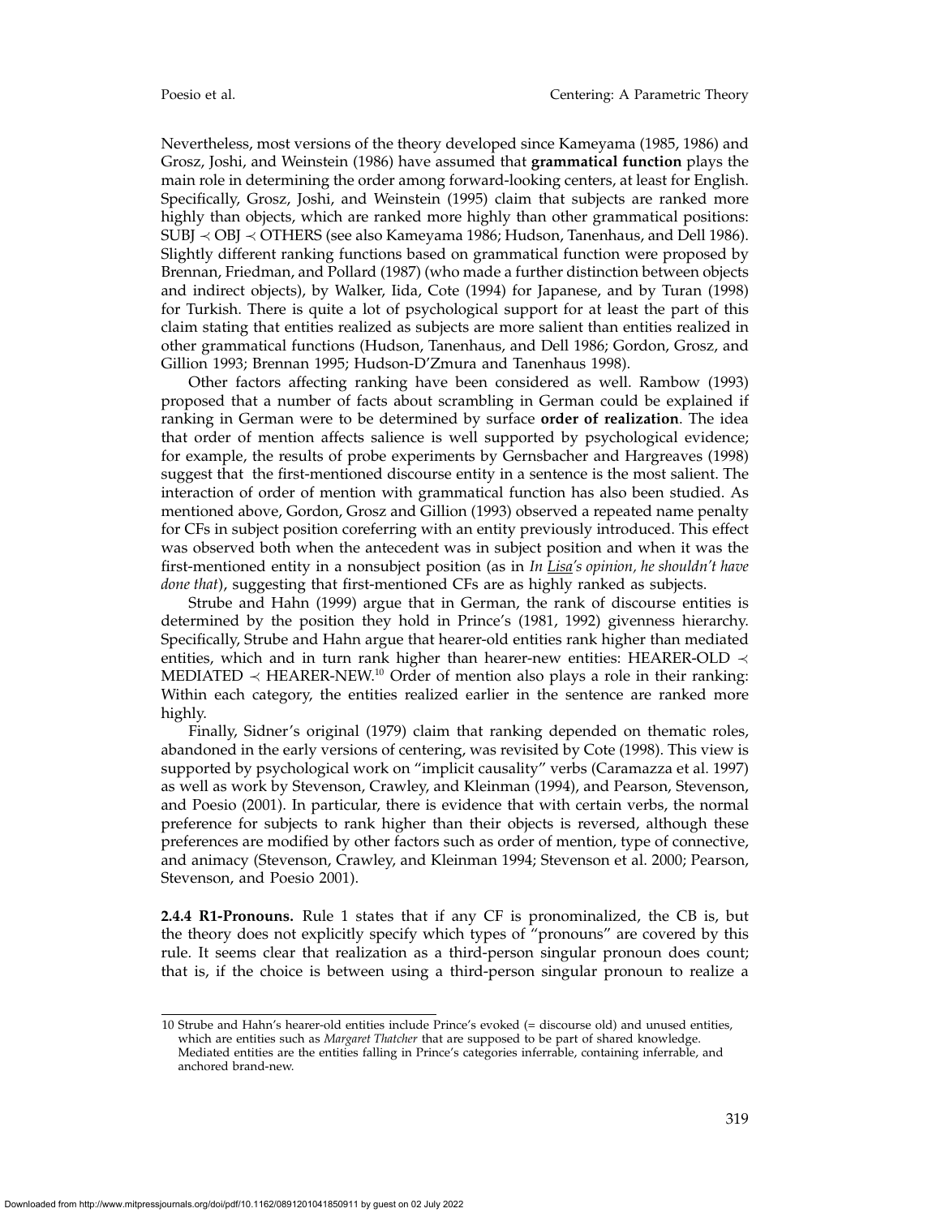Nevertheless, most versions of the theory developed since Kameyama (1985, 1986) and Grosz, Joshi, and Weinstein (1986) have assumed that **grammatical function** plays the main role in determining the order among forward-looking centers, at least for English. Specifically, Grosz, Joshi, and Weinstein (1995) claim that subjects are ranked more highly than objects, which are ranked more highly than other grammatical positions: SUBJ $\prec$ OBJ $\prec$ OTHERS (see also Kameyama 1986; Hudson, Tanenhaus, and Dell 1986). Slightly different ranking functions based on grammatical function were proposed by Brennan, Friedman, and Pollard (1987) (who made a further distinction between objects and indirect objects), by Walker, Iida, Cote (1994) for Japanese, and by Turan (1998) for Turkish. There is quite a lot of psychological support for at least the part of this claim stating that entities realized as subjects are more salient than entities realized in other grammatical functions (Hudson, Tanenhaus, and Dell 1986; Gordon, Grosz, and Gillion 1993; Brennan 1995; Hudson-D'Zmura and Tanenhaus 1998).

Other factors affecting ranking have been considered as well. Rambow (1993) proposed that a number of facts about scrambling in German could be explained if ranking in German were to be determined by surface **order of realization**. The idea that order of mention affects salience is well supported by psychological evidence; for example, the results of probe experiments by Gernsbacher and Hargreaves (1998) suggest that the first-mentioned discourse entity in a sentence is the most salient. The interaction of order of mention with grammatical function has also been studied. As mentioned above, Gordon, Grosz and Gillion (1993) observed a repeated name penalty for CFs in subject position coreferring with an entity previously introduced. This effect was observed both when the antecedent was in subject position and when it was the first-mentioned entity in a nonsubject position (as in *In Lisa's opinion, he shouldn't have done that*), suggesting that first-mentioned CFs are as highly ranked as subjects.

Strube and Hahn (1999) argue that in German, the rank of discourse entities is determined by the position they hold in Prince's (1981, 1992) givenness hierarchy. Specifically, Strube and Hahn argue that hearer-old entities rank higher than mediated entities, which and in turn rank higher than hearer-new entities: HEARER-OLD $\prec$ MEDIATED $\prec$ HEARER-NEW.[10] Order of mention also plays a role in their ranking: Within each category, the entities realized earlier in the sentence are ranked more highly.

Finally, Sidner's original (1979) claim that ranking depended on thematic roles, abandoned in the early versions of centering, was revisited by Cote (1998). This view is supported by psychological work on "implicit causality" verbs (Caramazza et al. 1997) as well as work by Stevenson, Crawley, and Kleinman (1994), and Pearson, Stevenson, and Poesio (2001). In particular, there is evidence that with certain verbs, the normal preference for subjects to rank higher than their objects is reversed, although these preferences are modified by other factors such as order of mention, type of connective, and animacy (Stevenson, Crawley, and Kleinman 1994; Stevenson et al. 2000; Pearson, Stevenson, and Poesio 2001).

**2.4.4 R1-Pronouns.** Rule 1 states that if any CF is pronominalized, the CB is, but the theory does not explicitly specify which types of "pronouns" are covered by this rule. It seems clear that realization as a third-person singular pronoun does count; that is, if the choice is between using a third-person singular pronoun to realize a

---

10 Strube and Hahn's hearer-old entities include Prince's evoked (= discourse old) and unused entities, which are entities such as *Margaret Thatcher* that are supposed to be part of shared knowledge. Mediated entities are the entities falling in Prince's categories inferrable, containing inferrable, and anchored brand-new.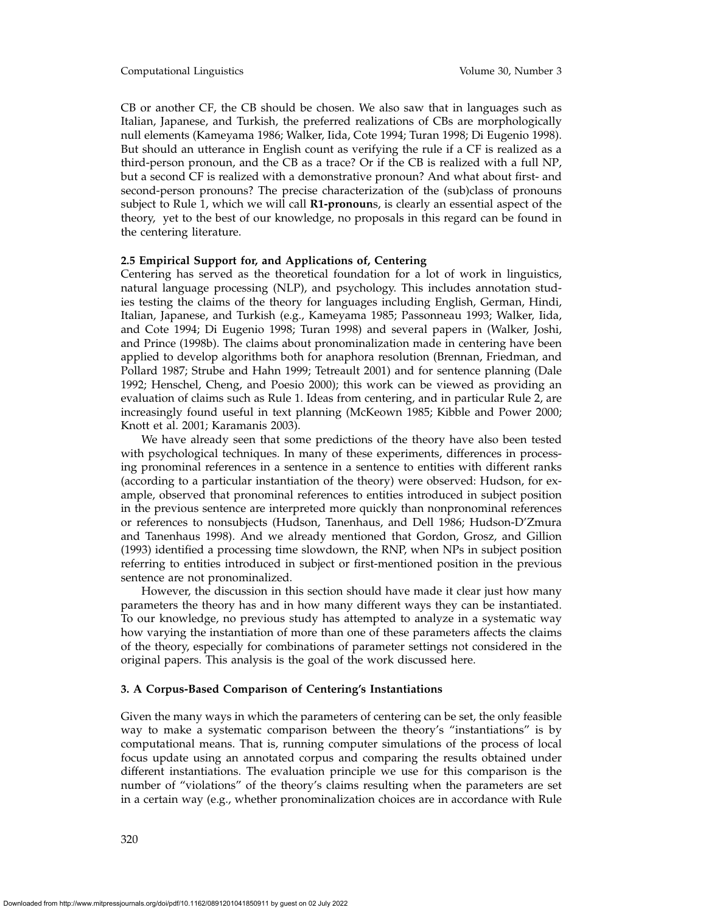CB or another CF, the CB should be chosen. We also saw that in languages such as Italian, Japanese, and Turkish, the preferred realizations of CBs are morphologically null elements (Kameyama 1986; Walker, Iida, Cote 1994; Turan 1998; Di Eugenio 1998). But should an utterance in English count as verifying the rule if a CF is realized as a third-person pronoun, and the CB as a trace? Or if the CB is realized with a full NP, but a second CF is realized with a demonstrative pronoun? And what about first- and second-person pronouns? The precise characterization of the (sub)class of pronouns subject to Rule 1, which we will call **R1-pronoun**s, is clearly an essential aspect of the theory, yet to the best of our knowledge, no proposals in this regard can be found in the centering literature.

### 2.5 Empirical Support for, and Applications of, Centering

Centering has served as the theoretical foundation for a lot of work in linguistics, natural language processing (NLP), and psychology. This includes annotation studies testing the claims of the theory for languages including English, German, Hindi, Italian, Japanese, and Turkish (e.g., Kameyama 1985; Passonneau 1993; Walker, Iida, and Cote 1994; Di Eugenio 1998; Turan 1998) and several papers in (Walker, Joshi, and Prince (1998b). The claims about pronominalization made in centering have been applied to develop algorithms both for anaphora resolution (Brennan, Friedman, and Pollard 1987; Strube and Hahn 1999; Tetreault 2001) and for sentence planning (Dale 1992; Henschel, Cheng, and Poesio 2000); this work can be viewed as providing an evaluation of claims such as Rule 1. Ideas from centering, and in particular Rule 2, are increasingly found useful in text planning (McKeown 1985; Kibble and Power 2000; Knott et al. 2001; Karamanis 2003).

We have already seen that some predictions of the theory have also been tested with psychological techniques. In many of these experiments, differences in processing pronominal references in a sentence in a sentence to entities with different ranks (according to a particular instantiation of the theory) were observed: Hudson, for example, observed that pronominal references to entities introduced in subject position in the previous sentence are interpreted more quickly than nonpronominal references or references to nonsubjects (Hudson, Tanenhaus, and Dell 1986; Hudson-D'Zmura and Tanenhaus 1998). And we already mentioned that Gordon, Grosz, and Gillion (1993) identified a processing time slowdown, the RNP, when NPs in subject position referring to entities introduced in subject or first-mentioned position in the previous sentence are not pronominalized.

However, the discussion in this section should have made it clear just how many parameters the theory has and in how many different ways they can be instantiated. To our knowledge, no previous study has attempted to analyze in a systematic way how varying the instantiation of more than one of these parameters affects the claims of the theory, especially for combinations of parameter settings not considered in the original papers. This analysis is the goal of the work discussed here.

## 3. A Corpus-Based Comparison of Centering's Instantiations

Given the many ways in which the parameters of centering can be set, the only feasible way to make a systematic comparison between the theory's "instantiations" is by computational means. That is, running computer simulations of the process of local focus update using an annotated corpus and comparing the results obtained under different instantiations. The evaluation principle we use for this comparison is the number of "violations" of the theory's claims resulting when the parameters are set in a certain way (e.g., whether pronominalization choices are in accordance with Rule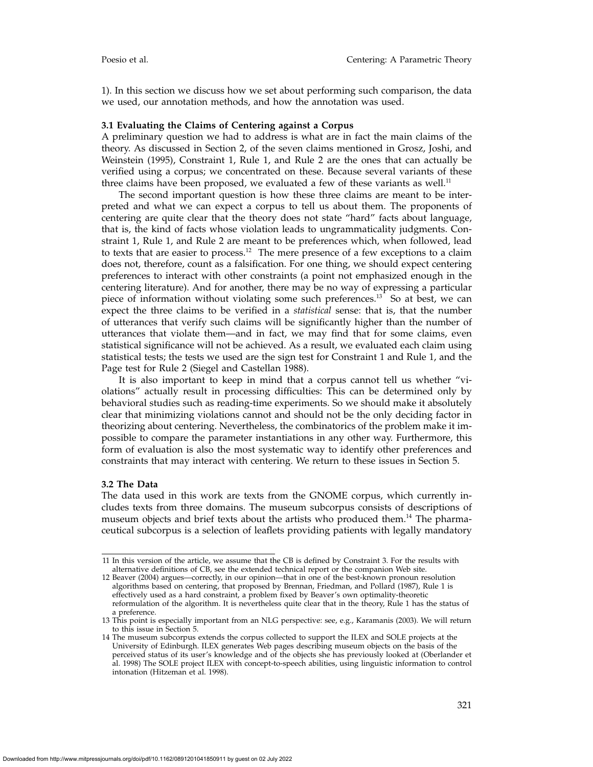1). In this section we discuss how we set about performing such comparison, the data we used, our annotation methods, and how the annotation was used.

### 3.1 Evaluating the Claims of Centering against a Corpus

A preliminary question we had to address is what are in fact the main claims of the theory. As discussed in Section 2, of the seven claims mentioned in Grosz, Joshi, and Weinstein (1995), Constraint 1, Rule 1, and Rule 2 are the ones that can actually be verified using a corpus; we concentrated on these. Because several variants of these three claims have been proposed, we evaluated a few of these variants as well.[11]

The second important question is how these three claims are meant to be interpreted and what we can expect a corpus to tell us about them. The proponents of centering are quite clear that the theory does not state "hard" facts about language, that is, the kind of facts whose violation leads to ungrammaticality judgments. Constraint 1, Rule 1, and Rule 2 are meant to be preferences which, when followed, lead to texts that are easier to process.[12] The mere presence of a few exceptions to a claim does not, therefore, count as a falsification. For one thing, we should expect centering preferences to interact with other constraints (a point not emphasized enough in the centering literature). And for another, there may be no way of expressing a particular piece of information without violating some such preferences.[13] So at best, we can expect the three claims to be verified in a *statistical* sense: that is, that the number of utterances that verify such claims will be significantly higher than the number of utterances that violate them—and in fact, we may find that for some claims, even statistical significance will not be achieved. As a result, we evaluated each claim using statistical tests; the tests we used are the sign test for Constraint 1 and Rule 1, and the Page test for Rule 2 (Siegel and Castellan 1988).

It is also important to keep in mind that a corpus cannot tell us whether "violations" actually result in processing difficulties: This can be determined only by behavioral studies such as reading-time experiments. So we should make it absolutely clear that minimizing violations cannot and should not be the only deciding factor in theorizing about centering. Nevertheless, the combinatorics of the problem make it impossible to compare the parameter instantiations in any other way. Furthermore, this form of evaluation is also the most systematic way to identify other preferences and constraints that may interact with centering. We return to these issues in Section 5.

### 3.2 The Data

The data used in this work are texts from the GNOME corpus, which currently includes texts from three domains. The museum subcorpus consists of descriptions of museum objects and brief texts about the artists who produced them.[14] The pharmaceutical subcorpus is a selection of leaflets providing patients with legally mandatory

---

11 In this version of the article, we assume that the CB is defined by Constraint 3. For the results with alternative definitions of CB, see the extended technical report or the companion Web site.

12 Beaver (2004) argues—correctly, in our opinion—that in one of the best-known pronoun resolution algorithms based on centering, that proposed by Brennan, Friedman, and Pollard (1987), Rule 1 is effectively used as a hard constraint, a problem fixed by Beaver's own optimality-theoretic reformulation of the algorithm. It is nevertheless quite clear that in the theory, Rule 1 has the status of a preference.

13 This point is especially important from an NLG perspective: see, e.g., Karamanis (2003). We will return to this issue in Section 5.

14 The museum subcorpus extends the corpus collected to support the ILEX and SOLE projects at the University of Edinburgh. ILEX generates Web pages describing museum objects on the basis of the perceived status of its user's knowledge and of the objects she has previously looked at (Oberlander et al. 1998) The SOLE project ILEX with concept-to-speech abilities, using linguistic information to control intonation (Hitzeman et al. 1998).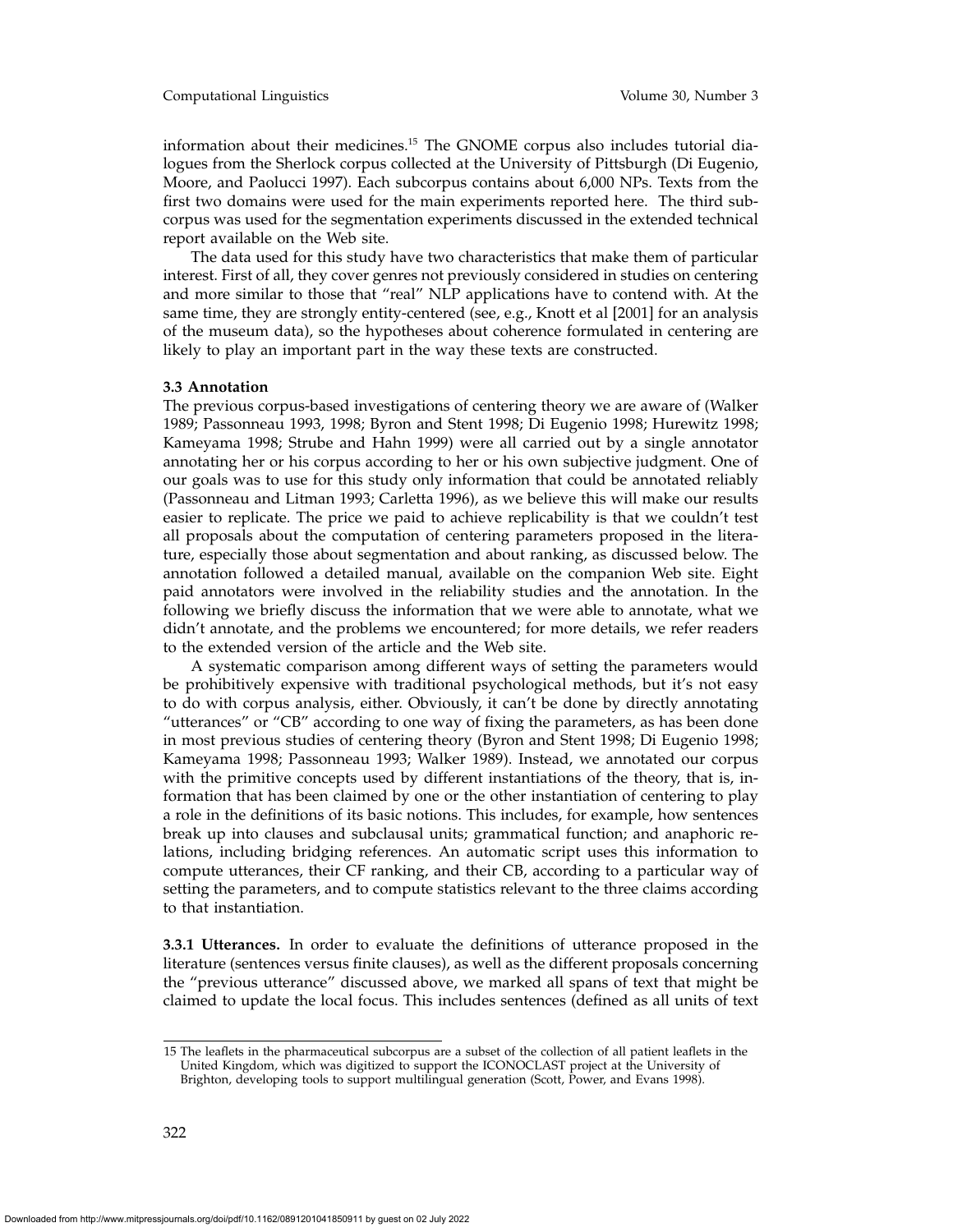information about their medicines.[15] The GNOME corpus also includes tutorial dialogues from the Sherlock corpus collected at the University of Pittsburgh (Di Eugenio, Moore, and Paolucci 1997). Each subcorpus contains about 6,000 NPs. Texts from the first two domains were used for the main experiments reported here. The third subcorpus was used for the segmentation experiments discussed in the extended technical report available on the Web site.

The data used for this study have two characteristics that make them of particular interest. First of all, they cover genres not previously considered in studies on centering and more similar to those that "real" NLP applications have to contend with. At the same time, they are strongly entity-centered (see, e.g., Knott et al [2001] for an analysis of the museum data), so the hypotheses about coherence formulated in centering are likely to play an important part in the way these texts are constructed.

### 3.3 Annotation

The previous corpus-based investigations of centering theory we are aware of (Walker 1989; Passonneau 1993, 1998; Byron and Stent 1998; Di Eugenio 1998; Hurewitz 1998; Kameyama 1998; Strube and Hahn 1999) were all carried out by a single annotator annotating her or his corpus according to her or his own subjective judgment. One of our goals was to use for this study only information that could be annotated reliably (Passonneau and Litman 1993; Carletta 1996), as we believe this will make our results easier to replicate. The price we paid to achieve replicability is that we couldn't test all proposals about the computation of centering parameters proposed in the literature, especially those about segmentation and about ranking, as discussed below. The annotation followed a detailed manual, available on the companion Web site. Eight paid annotators were involved in the reliability studies and the annotation. In the following we briefly discuss the information that we were able to annotate, what we didn't annotate, and the problems we encountered; for more details, we refer readers to the extended version of the article and the Web site.

A systematic comparison among different ways of setting the parameters would be prohibitively expensive with traditional psychological methods, but it's not easy to do with corpus analysis, either. Obviously, it can't be done by directly annotating "utterances" or "CB" according to one way of fixing the parameters, as has been done in most previous studies of centering theory (Byron and Stent 1998; Di Eugenio 1998; Kameyama 1998; Passonneau 1993; Walker 1989). Instead, we annotated our corpus with the primitive concepts used by different instantiations of the theory, that is, information that has been claimed by one or the other instantiation of centering to play a role in the definitions of its basic notions. This includes, for example, how sentences break up into clauses and subclausal units; grammatical function; and anaphoric relations, including bridging references. An automatic script uses this information to compute utterances, their CF ranking, and their CB, according to a particular way of setting the parameters, and to compute statistics relevant to the three claims according to that instantiation.

**3.3.1 Utterances.** In order to evaluate the definitions of utterance proposed in the literature (sentences versus finite clauses), as well as the different proposals concerning the "previous utterance" discussed above, we marked all spans of text that might be claimed to update the local focus. This includes sentences (defined as all units of text

---

15 The leaflets in the pharmaceutical subcorpus are a subset of the collection of all patient leaflets in the United Kingdom, which was digitized to support the ICONOCLAST project at the University of Brighton, developing tools to support multilingual generation (Scott, Power, and Evans 1998).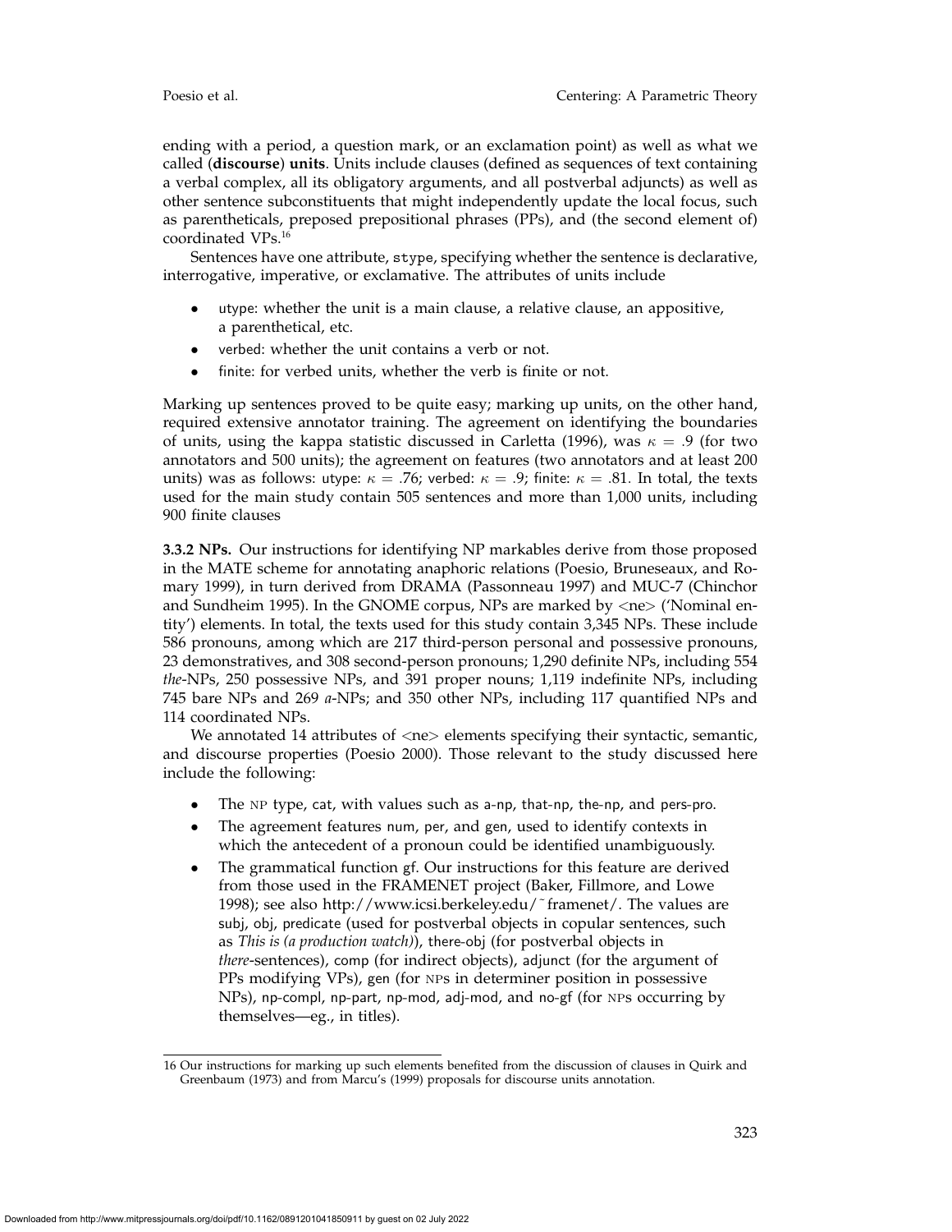ending with a period, a question mark, or an exclamation point) as well as what we called (**discourse**) **units**. Units include clauses (defined as sequences of text containing a verbal complex, all its obligatory arguments, and all postverbal adjuncts) as well as other sentence subconstituents that might independently update the local focus, such as parentheticals, preposed prepositional phrases (PPs), and (the second element of) coordinated VPs.[16]

Sentences have one attribute, stype, specifying whether the sentence is declarative, interrogative, imperative, or exclamative. The attributes of units include

- utype: whether the unit is a main clause, a relative clause, an appositive, a parenthetical, etc.
- verbed: whether the unit contains a verb or not.
- finite: for verbed units, whether the verb is finite or not.

Marking up sentences proved to be quite easy; marking up units, on the other hand, required extensive annotator training. The agreement on identifying the boundaries of units, using the kappa statistic discussed in Carletta (1996), was $\kappa = .9$ (for two annotators and 500 units); the agreement on features (two annotators and at least 200 units) was as follows: utype: $\kappa = .76$; verbed: $\kappa = .9$; finite: $\kappa = .81$. In total, the texts used for the main study contain 505 sentences and more than 1,000 units, including 900 finite clauses

**3.3.2 NPs.** Our instructions for identifying NP markables derive from those proposed in the MATE scheme for annotating anaphoric relations (Poesio, Bruneseaux, and Romary 1999), in turn derived from DRAMA (Passonneau 1997) and MUC-7 (Chinchor and Sundheim 1995). In the GNOME corpus, NPs are marked by <ne> ('Nominal entity') elements. In total, the texts used for this study contain 3,345 NPs. These include 586 pronouns, among which are 217 third-person personal and possessive pronouns, 23 demonstratives, and 308 second-person pronouns; 1,290 definite NPs, including 554 *the*-NPs, 250 possessive NPs, and 391 proper nouns; 1,119 indefinite NPs, including 745 bare NPs and 269 *a*-NPs; and 350 other NPs, including 117 quantified NPs and 114 coordinated NPs.

We annotated 14 attributes of <ne> elements specifying their syntactic, semantic, and discourse properties (Poesio 2000). Those relevant to the study discussed here include the following:

- The NP type, cat, with values such as a-np, that-np, the-np, and pers-pro.
- The agreement features num, per, and gen, used to identify contexts in which the antecedent of a pronoun could be identified unambiguously.
- The grammatical function gf. Our instructions for this feature are derived from those used in the FRAMENET project (Baker, Fillmore, and Lowe 1998); see also http://www.icsi.berkeley.edu/~framenet/. The values are subj, obj, predicate (used for postverbal objects in copular sentences, such as *This is (a production watch)*), there-obj (for postverbal objects in *there*-sentences), comp (for indirect objects), adjunct (for the argument of PPs modifying VPs), gen (for NPs in determiner position in possessive NPs), np-compl, np-part, np-mod, adj-mod, and no-gf (for NPs occurring by themselves—eg., in titles).

16 Our instructions for marking up such elements benefited from the discussion of clauses in Quirk and Greenbaum (1973) and from Marcu's (1999) proposals for discourse units annotation.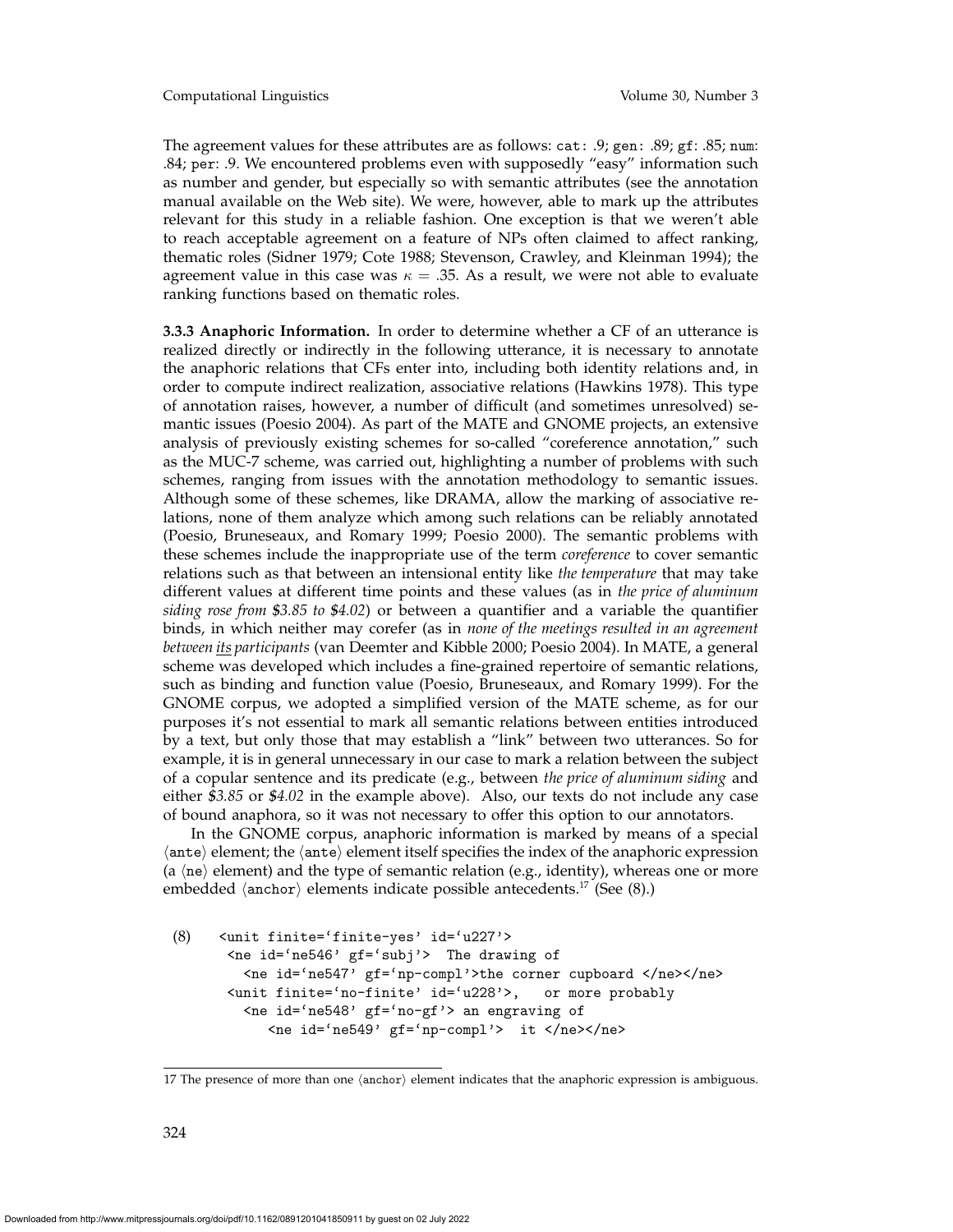The agreement values for these attributes are as follows: cat: .9; gen: .89; gf: .85; num: .84; per: .9. We encountered problems even with supposedly "easy" information such as number and gender, but especially so with semantic attributes (see the annotation manual available on the Web site). We were, however, able to mark up the attributes relevant for this study in a reliable fashion. One exception is that we weren't able to reach acceptable agreement on a feature of NPs often claimed to affect ranking, thematic roles (Sidner 1979; Cote 1988; Stevenson, Crawley, and Kleinman 1994); the agreement value in this case was $\kappa = .35$. As a result, we were not able to evaluate ranking functions based on thematic roles.

**3.3.3 Anaphoric Information.** In order to determine whether a CF of an utterance is realized directly or indirectly in the following utterance, it is necessary to annotate the anaphoric relations that CFs enter into, including both identity relations and, in order to compute indirect realization, associative relations (Hawkins 1978). This type of annotation raises, however, a number of difficult (and sometimes unresolved) semantic issues (Poesio 2004). As part of the MATE and GNOME projects, an extensive analysis of previously existing schemes for so-called "coreference annotation," such as the MUC-7 scheme, was carried out, highlighting a number of problems with such schemes, ranging from issues with the annotation methodology to semantic issues. Although some of these schemes, like DRAMA, allow the marking of associative relations, none of them analyze which among such relations can be reliably annotated (Poesio, Bruneseaux, and Romary 1999; Poesio 2000). The semantic problems with these schemes include the inappropriate use of the term *coreference* to cover semantic relations such as that between an intensional entity like *the temperature* that may take different values at different time points and these values (as in *the price of aluminum siding rose from $3.85 to $4.02*) or between a quantifier and a variable the quantifier binds, in which neither may corefer (as in *none of the meetings resulted in an agreement between <u>its</u> participants* (van Deemter and Kibble 2000; Poesio 2004). In MATE, a general scheme was developed which includes a fine-grained repertoire of semantic relations, such as binding and function value (Poesio, Bruneseaux, and Romary 1999). For the GNOME corpus, we adopted a simplified version of the MATE scheme, as for our purposes it's not essential to mark all semantic relations between entities introduced by a text, but only those that may establish a "link" between two utterances. So for example, it is in general unnecessary in our case to mark a relation between the subject of a copular sentence and its predicate (e.g., between *the price of aluminum siding* and either *$3.85* or *$4.02* in the example above). Also, our texts do not include any case of bound anaphora, so it was not necessary to offer this option to our annotators.

In the GNOME corpus, anaphoric information is marked by means of a special ⟨ante⟩ element; the ⟨ante⟩ element itself specifies the index of the anaphoric expression (a ⟨ne⟩ element) and the type of semantic relation (e.g., identity), whereas one or more embedded ⟨anchor⟩ elements indicate possible antecedents.[17] (See (8).)

(8)
```
<unit finite='finite-yes' id='u227'>
 <ne id='ne546' gf='subj'>  The drawing of
   <ne id='ne547' gf='np-compl'>the corner cupboard </ne></ne>
 <unit finite='no-finite' id='u228'>,   or more probably
   <ne id='ne548' gf='no-gf'> an engraving of
      <ne id='ne549' gf='np-compl'>  it </ne></ne>
```

17 The presence of more than one ⟨anchor⟩ element indicates that the anaphoric expression is ambiguous.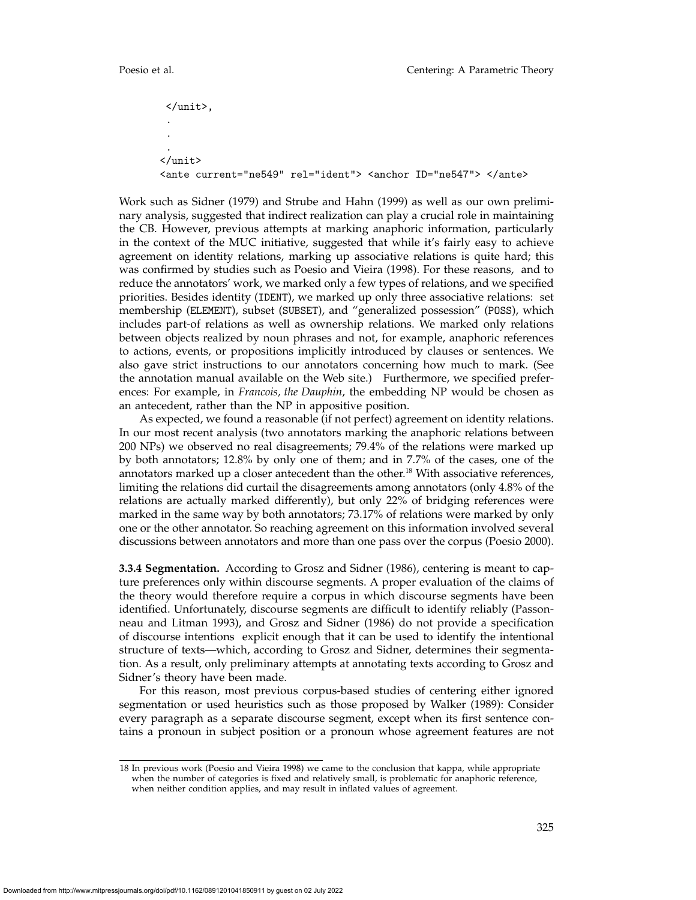```
 </unit>,
 .
 .
 .
</unit>
<ante current="ne549" rel="ident"> <anchor ID="ne547"> </ante>
```

Work such as Sidner (1979) and Strube and Hahn (1999) as well as our own preliminary analysis, suggested that indirect realization can play a crucial role in maintaining the CB. However, previous attempts at marking anaphoric information, particularly in the context of the MUC initiative, suggested that while it's fairly easy to achieve agreement on identity relations, marking up associative relations is quite hard; this was confirmed by studies such as Poesio and Vieira (1998). For these reasons, and to reduce the annotators' work, we marked only a few types of relations, and we specified priorities. Besides identity (IDENT), we marked up only three associative relations: set membership (ELEMENT), subset (SUBSET), and "generalized possession" (POSS), which includes part-of relations as well as ownership relations. We marked only relations between objects realized by noun phrases and not, for example, anaphoric references to actions, events, or propositions implicitly introduced by clauses or sentences. We also gave strict instructions to our annotators concerning how much to mark. (See the annotation manual available on the Web site.) Furthermore, we specified preferences: For example, in *Francois, the Dauphin*, the embedding NP would be chosen as an antecedent, rather than the NP in appositive position.

As expected, we found a reasonable (if not perfect) agreement on identity relations. In our most recent analysis (two annotators marking the anaphoric relations between 200 NPs) we observed no real disagreements; 79.4% of the relations were marked up by both annotators; 12.8% by only one of them; and in 7.7% of the cases, one of the annotators marked up a closer antecedent than the other.[18] With associative references, limiting the relations did curtail the disagreements among annotators (only 4.8% of the relations are actually marked differently), but only 22% of bridging references were marked in the same way by both annotators; 73.17% of relations were marked by only one or the other annotator. So reaching agreement on this information involved several discussions between annotators and more than one pass over the corpus (Poesio 2000).

**3.3.4 Segmentation.** According to Grosz and Sidner (1986), centering is meant to capture preferences only within discourse segments. A proper evaluation of the claims of the theory would therefore require a corpus in which discourse segments have been identified. Unfortunately, discourse segments are difficult to identify reliably (Passonneau and Litman 1993), and Grosz and Sidner (1986) do not provide a specification of discourse intentions explicit enough that it can be used to identify the intentional structure of texts—which, according to Grosz and Sidner, determines their segmentation. As a result, only preliminary attempts at annotating texts according to Grosz and Sidner's theory have been made.

For this reason, most previous corpus-based studies of centering either ignored segmentation or used heuristics such as those proposed by Walker (1989): Consider every paragraph as a separate discourse segment, except when its first sentence contains a pronoun in subject position or a pronoun whose agreement features are not

18 In previous work (Poesio and Vieira 1998) we came to the conclusion that kappa, while appropriate when the number of categories is fixed and relatively small, is problematic for anaphoric reference, when neither condition applies, and may result in inflated values of agreement.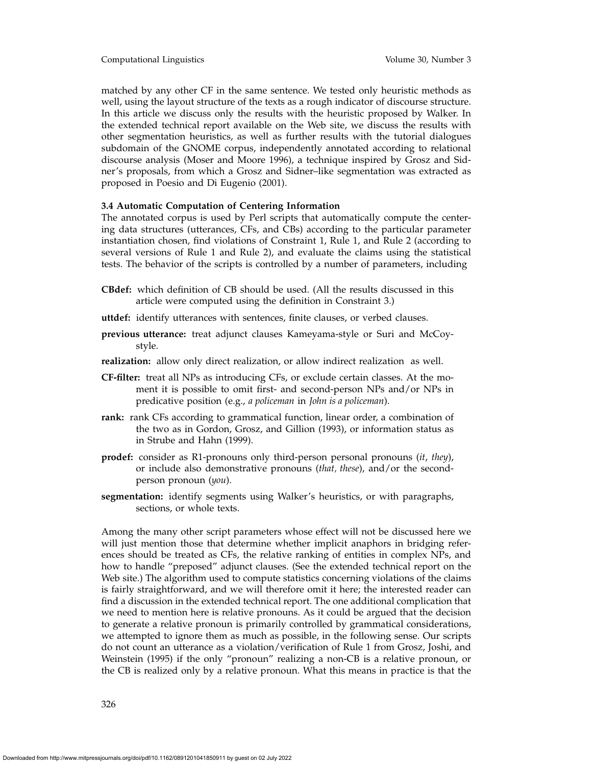matched by any other CF in the same sentence. We tested only heuristic methods as well, using the layout structure of the texts as a rough indicator of discourse structure. In this article we discuss only the results with the heuristic proposed by Walker. In the extended technical report available on the Web site, we discuss the results with other segmentation heuristics, as well as further results with the tutorial dialogues subdomain of the GNOME corpus, independently annotated according to relational discourse analysis (Moser and Moore 1996), a technique inspired by Grosz and Sidner's proposals, from which a Grosz and Sidner–like segmentation was extracted as proposed in Poesio and Di Eugenio (2001).

### 3.4 Automatic Computation of Centering Information

The annotated corpus is used by Perl scripts that automatically compute the centering data structures (utterances, CFs, and CBs) according to the particular parameter instantiation chosen, find violations of Constraint 1, Rule 1, and Rule 2 (according to several versions of Rule 1 and Rule 2), and evaluate the claims using the statistical tests. The behavior of the scripts is controlled by a number of parameters, including

**CBdef:** which definition of CB should be used. (All the results discussed in this article were computed using the definition in Constraint 3.)

**uttdef:** identify utterances with sentences, finite clauses, or verbed clauses.

**previous utterance:** treat adjunct clauses Kameyama-style or Suri and McCoy-style.

**realization:** allow only direct realization, or allow indirect realization as well.

**CF-filter:** treat all NPs as introducing CFs, or exclude certain classes. At the moment it is possible to omit first- and second-person NPs and/or NPs in predicative position (e.g., *a policeman* in *John is a policeman*).

**rank:** rank CFs according to grammatical function, linear order, a combination of the two as in Gordon, Grosz, and Gillion (1993), or information status as in Strube and Hahn (1999).

**prodef:** consider as R1-pronouns only third-person personal pronouns (*it*, *they*), or include also demonstrative pronouns (*that, these*), and/or the second-person pronoun (*you*).

**segmentation:** identify segments using Walker's heuristics, or with paragraphs, sections, or whole texts.

Among the many other script parameters whose effect will not be discussed here we will just mention those that determine whether implicit anaphors in bridging references should be treated as CFs, the relative ranking of entities in complex NPs, and how to handle "preposed" adjunct clauses. (See the extended technical report on the Web site.) The algorithm used to compute statistics concerning violations of the claims is fairly straightforward, and we will therefore omit it here; the interested reader can find a discussion in the extended technical report. The one additional complication that we need to mention here is relative pronouns. As it could be argued that the decision to generate a relative pronoun is primarily controlled by grammatical considerations, we attempted to ignore them as much as possible, in the following sense. Our scripts do not count an utterance as a violation/verification of Rule 1 from Grosz, Joshi, and Weinstein (1995) if the only "pronoun" realizing a non-CB is a relative pronoun, or the CB is realized only by a relative pronoun. What this means in practice is that the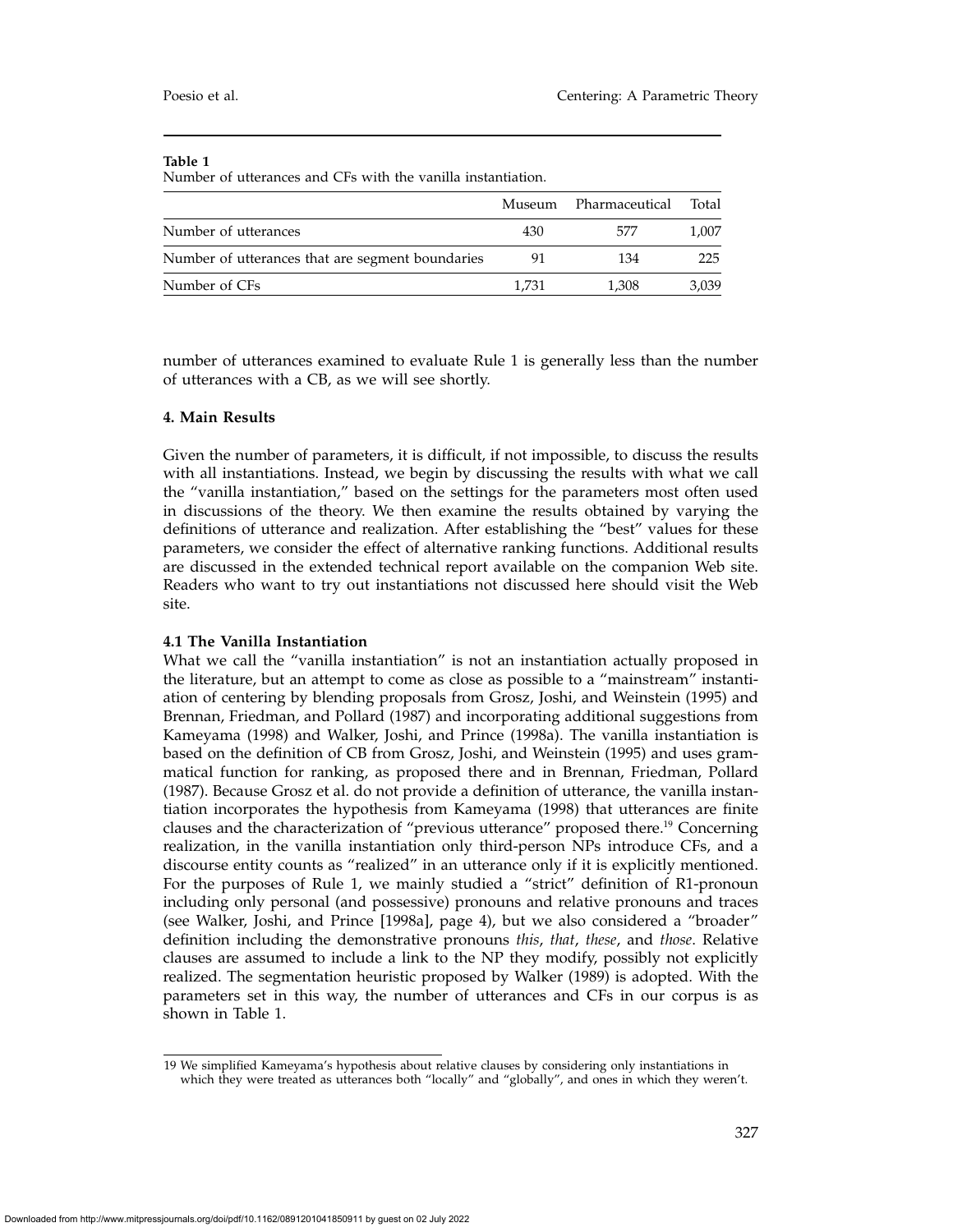**Table 1**
Number of utterances and CFs with the vanilla instantiation.

| | Museum | Pharmaceutical | Total |
|---|---|---|---|
| Number of utterances | 430 | 577 | 1,007 |
| Number of utterances that are segment boundaries | 91 | 134 | 225 |
| Number of CFs | 1,731 | 1,308 | 3,039 |

number of utterances examined to evaluate Rule 1 is generally less than the number of utterances with a CB, as we will see shortly.

## 4. Main Results

Given the number of parameters, it is difficult, if not impossible, to discuss the results with all instantiations. Instead, we begin by discussing the results with what we call the "vanilla instantiation," based on the settings for the parameters most often used in discussions of the theory. We then examine the results obtained by varying the definitions of utterance and realization. After establishing the "best" values for these parameters, we consider the effect of alternative ranking functions. Additional results are discussed in the extended technical report available on the companion Web site. Readers who want to try out instantiations not discussed here should visit the Web site.

### 4.1 The Vanilla Instantiation

What we call the "vanilla instantiation" is not an instantiation actually proposed in the literature, but an attempt to come as close as possible to a "mainstream" instantiation of centering by blending proposals from Grosz, Joshi, and Weinstein (1995) and Brennan, Friedman, and Pollard (1987) and incorporating additional suggestions from Kameyama (1998) and Walker, Joshi, and Prince (1998a). The vanilla instantiation is based on the definition of CB from Grosz, Joshi, and Weinstein (1995) and uses grammatical function for ranking, as proposed there and in Brennan, Friedman, Pollard (1987). Because Grosz et al. do not provide a definition of utterance, the vanilla instantiation incorporates the hypothesis from Kameyama (1998) that utterances are finite clauses and the characterization of "previous utterance" proposed there.[19] Concerning realization, in the vanilla instantiation only third-person NPs introduce CFs, and a discourse entity counts as "realized" in an utterance only if it is explicitly mentioned. For the purposes of Rule 1, we mainly studied a "strict" definition of R1-pronoun including only personal (and possessive) pronouns and relative pronouns and traces (see Walker, Joshi, and Prince [1998a], page 4), but we also considered a "broader" definition including the demonstrative pronouns *this*, *that*, *these*, and *those*. Relative clauses are assumed to include a link to the NP they modify, possibly not explicitly realized. The segmentation heuristic proposed by Walker (1989) is adopted. With the parameters set in this way, the number of utterances and CFs in our corpus is as shown in Table 1.

19 We simplified Kameyama's hypothesis about relative clauses by considering only instantiations in which they were treated as utterances both "locally" and "globally", and ones in which they weren't.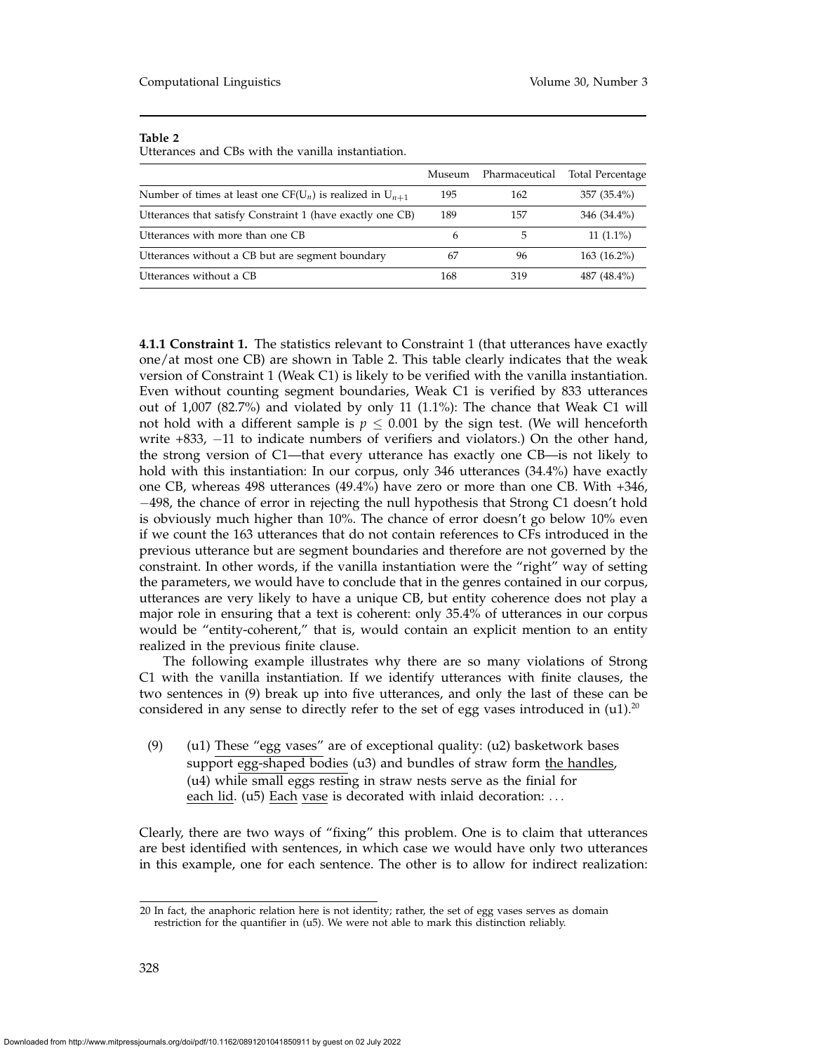**Table 2**
Utterances and CBs with the vanilla instantiation.

| | Museum | Pharmaceutical | Total Percentage |
|---|---|---|---|
| Number of times at least one $CF(U_n)$ is realized in $U_{n+1}$ | 195 | 162 | 357 (35.4%) |
| Utterances that satisfy Constraint 1 (have exactly one CB) | 189 | 157 | 346 (34.4%) |
| Utterances with more than one CB | 6 | 5 | 11 (1.1%) |
| Utterances without a CB but are segment boundary | 67 | 96 | 163 (16.2%) |
| Utterances without a CB | 168 | 319 | 487 (48.4%) |

**4.1.1 Constraint 1.** The statistics relevant to Constraint 1 (that utterances have exactly one/at most one CB) are shown in Table 2. This table clearly indicates that the weak version of Constraint 1 (Weak C1) is likely to be verified with the vanilla instantiation. Even without counting segment boundaries, Weak C1 is verified by 833 utterances out of 1,007 (82.7%) and violated by only 11 (1.1%): The chance that Weak C1 will not hold with a different sample is $p \leq 0.001$ by the sign test. (We will henceforth write +833, −11 to indicate numbers of verifiers and violators.) On the other hand, the strong version of C1—that every utterance has exactly one CB—is not likely to hold with this instantiation: In our corpus, only 346 utterances (34.4%) have exactly one CB, whereas 498 utterances (49.4%) have zero or more than one CB. With +346, −498, the chance of error in rejecting the null hypothesis that Strong C1 doesn't hold is obviously much higher than 10%. The chance of error doesn't go below 10% even if we count the 163 utterances that do not contain references to CFs introduced in the previous utterance but are segment boundaries and therefore are not governed by the constraint. In other words, if the vanilla instantiation were the "right" way of setting the parameters, we would have to conclude that in the genres contained in our corpus, utterances are very likely to have a unique CB, but entity coherence does not play a major role in ensuring that a text is coherent: only 35.4% of utterances in our corpus would be "entity-coherent," that is, would contain an explicit mention to an entity realized in the previous finite clause.

The following example illustrates why there are so many violations of Strong C1 with the vanilla instantiation. If we identify utterances with finite clauses, the two sentences in (9) break up into five utterances, and only the last of these can be considered in any sense to directly refer to the set of egg vases introduced in (u1).[20]

(9) (u1) <u>These "egg vases"</u> are of exceptional quality: (u2) basketwork bases support <u>egg-shaped bodies</u> (u3) and bundles of straw form <u>the handles</u>, (u4) while small eggs resting in straw nests serve as the finial for <u>each lid</u>. (u5) <u>Each</u> <u>vase</u> is decorated with inlaid decoration: ...

Clearly, there are two ways of "fixing" this problem. One is to claim that utterances are best identified with sentences, in which case we would have only two utterances in this example, one for each sentence. The other is to allow for indirect realization:

[20] In fact, the anaphoric relation here is not identity; rather, the set of egg vases serves as domain restriction for the quantifier in (u5). We were not able to mark this distinction reliably.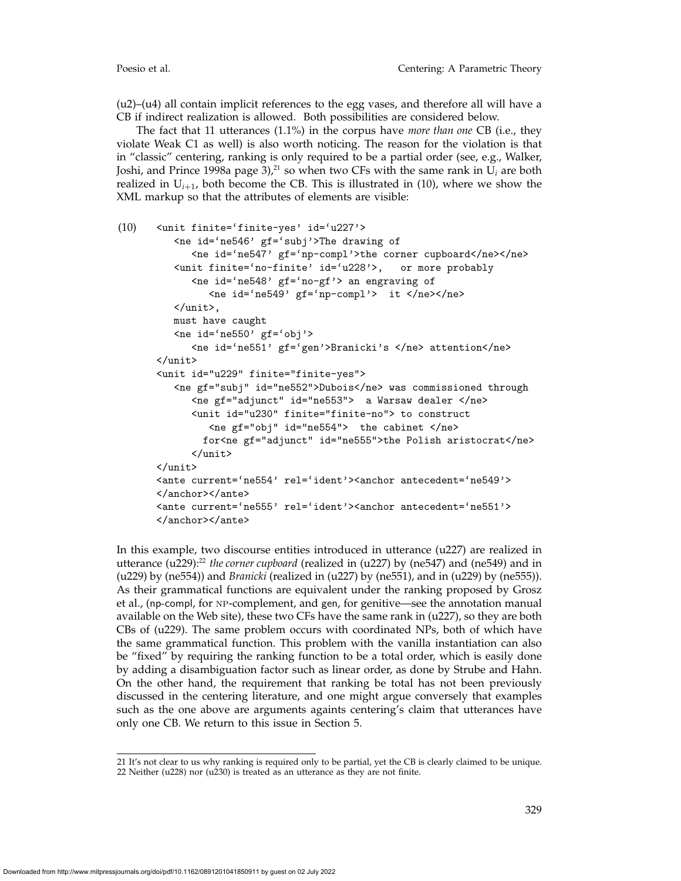(u2)–(u4) all contain implicit references to the egg vases, and therefore all will have a CB if indirect realization is allowed. Both possibilities are considered below.

The fact that 11 utterances (1.1%) in the corpus have *more than one* CB (i.e., they violate Weak C1 as well) is also worth noticing. The reason for the violation is that in "classic" centering, ranking is only required to be a partial order (see, e.g., Walker, Joshi, and Prince 1998a page 3),[21] so when two CFs with the same rank in $U_i$ are both realized in $U_{i+1}$, both become the CB. This is illustrated in (10), where we show the XML markup so that the attributes of elements are visible:

```
(10)    <unit finite='finite-yes' id='u227'>
           <ne id='ne546' gf='subj'>The drawing of
              <ne id='ne547' gf='np-compl'>the corner cupboard</ne></ne>
           <unit finite='no-finite' id='u228'>,   or more probably
              <ne id='ne548' gf='no-gf'> an engraving of
                 <ne id='ne549' gf='np-compl'>  it </ne></ne>
           </unit>,
           must have caught
           <ne id='ne550' gf='obj'>
              <ne id='ne551' gf='gen'>Branicki's </ne> attention</ne>
        </unit>
        <unit id="u229" finite="finite-yes">
           <ne gf="subj" id="ne552">Dubois</ne> was commissioned through
              <ne gf="adjunct" id="ne553">  a Warsaw dealer </ne>
              <unit id="u230" finite="finite-no"> to construct
                 <ne gf="obj" id="ne554">  the cabinet </ne>
                for<ne gf="adjunct" id="ne555">the Polish aristocrat</ne>
              </unit>
        </unit>
        <ante current='ne554' rel='ident'><anchor antecedent='ne549'>
        </anchor></ante>
        <ante current='ne555' rel='ident'><anchor antecedent='ne551'>
        </anchor></ante>
```

In this example, two discourse entities introduced in utterance (u227) are realized in utterance (u229):[22] *the corner cupboard* (realized in (u227) by (ne547) and (ne549) and in (u229) by (ne554)) and *Branicki* (realized in (u227) by (ne551), and in (u229) by (ne555)). As their grammatical functions are equivalent under the ranking proposed by Grosz et al., (np-compl, for NP-complement, and gen, for genitive—see the annotation manual available on the Web site), these two CFs have the same rank in (u227), so they are both CBs of (u229). The same problem occurs with coordinated NPs, both of which have the same grammatical function. This problem with the vanilla instantiation can also be "fixed" by requiring the ranking function to be a total order, which is easily done by adding a disambiguation factor such as linear order, as done by Strube and Hahn. On the other hand, the requirement that ranking be total has not been previously discussed in the centering literature, and one might argue conversely that examples such as the one above are arguments againts centering's claim that utterances have only one CB. We return to this issue in Section 5.

---

21 It's not clear to us why ranking is required only to be partial, yet the CB is clearly claimed to be unique.

22 Neither (u228) nor (u230) is treated as an utterance as they are not finite.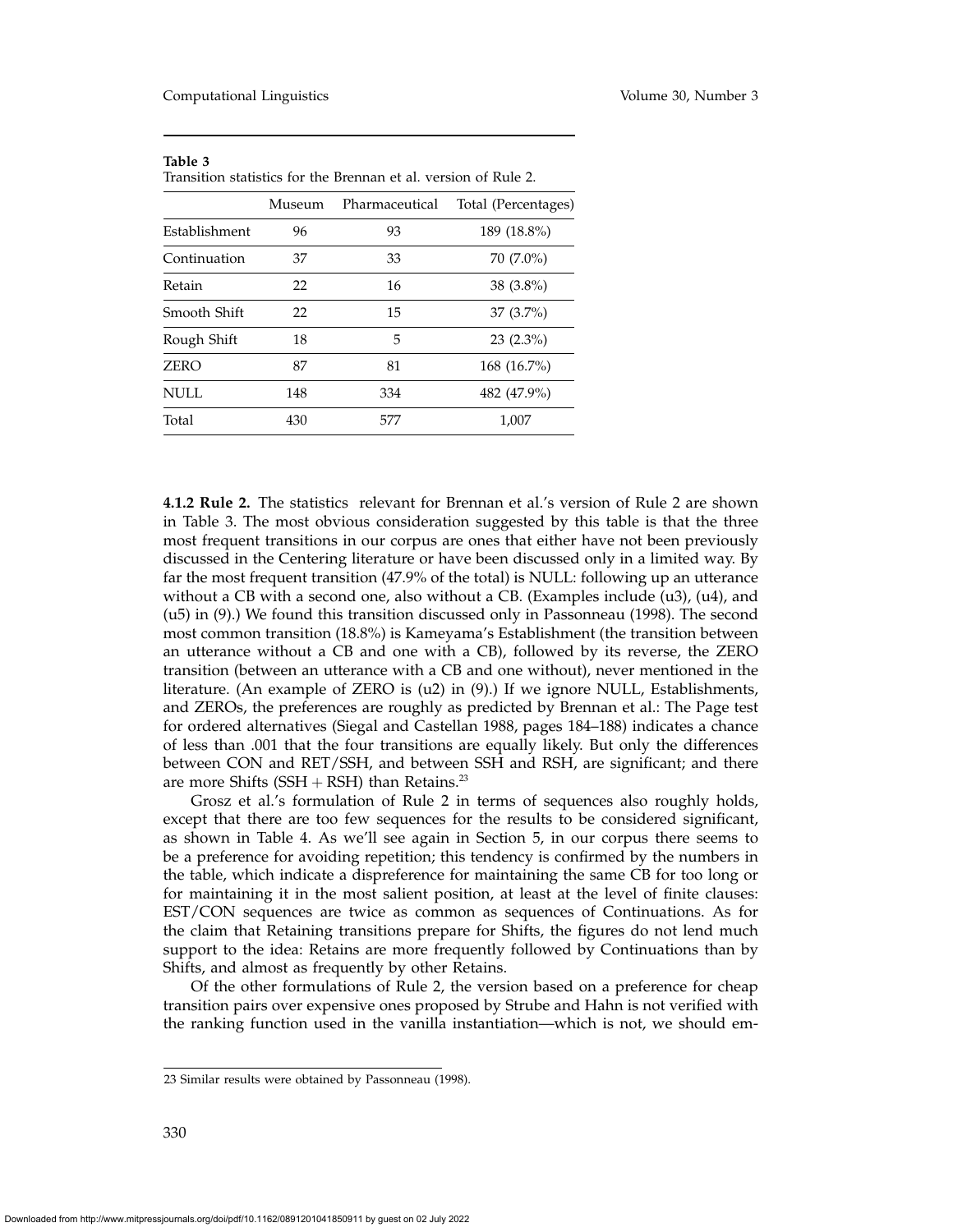**Table 3**
Transition statistics for the Brennan et al. version of Rule 2.

| | Museum | Pharmaceutical | Total (Percentages) |
|---|---|---|---|
| Establishment | 96 | 93 | 189 (18.8%) |
| Continuation | 37 | 33 | 70 (7.0%) |
| Retain | 22 | 16 | 38 (3.8%) |
| Smooth Shift | 22 | 15 | 37 (3.7%) |
| Rough Shift | 18 | 5 | 23 (2.3%) |
| ZERO | 87 | 81 | 168 (16.7%) |
| NULL | 148 | 334 | 482 (47.9%) |
| Total | 430 | 577 | 1,007 |

**4.1.2 Rule 2.** The statistics relevant for Brennan et al.'s version of Rule 2 are shown in Table 3. The most obvious consideration suggested by this table is that the three most frequent transitions in our corpus are ones that either have not been previously discussed in the Centering literature or have been discussed only in a limited way. By far the most frequent transition (47.9% of the total) is NULL: following up an utterance without a CB with a second one, also without a CB. (Examples include (u3), (u4), and (u5) in (9).) We found this transition discussed only in Passonneau (1998). The second most common transition (18.8%) is Kameyama's Establishment (the transition between an utterance without a CB and one with a CB), followed by its reverse, the ZERO transition (between an utterance with a CB and one without), never mentioned in the literature. (An example of ZERO is (u2) in (9).) If we ignore NULL, Establishments, and ZEROs, the preferences are roughly as predicted by Brennan et al.: The Page test for ordered alternatives (Siegal and Castellan 1988, pages 184–188) indicates a chance of less than .001 that the four transitions are equally likely. But only the differences between CON and RET/SSH, and between SSH and RSH, are significant; and there are more Shifts (SSH + RSH) than Retains.[23]

Grosz et al.'s formulation of Rule 2 in terms of sequences also roughly holds, except that there are too few sequences for the results to be considered significant, as shown in Table 4. As we'll see again in Section 5, in our corpus there seems to be a preference for avoiding repetition; this tendency is confirmed by the numbers in the table, which indicate a dispreference for maintaining the same CB for too long or for maintaining it in the most salient position, at least at the level of finite clauses: EST/CON sequences are twice as common as sequences of Continuations. As for the claim that Retaining transitions prepare for Shifts, the figures do not lend much support to the idea: Retains are more frequently followed by Continuations than by Shifts, and almost as frequently by other Retains.

Of the other formulations of Rule 2, the version based on a preference for cheap transition pairs over expensive ones proposed by Strube and Hahn is not verified with the ranking function used in the vanilla instantiation—which is not, we should em-

23 Similar results were obtained by Passonneau (1998).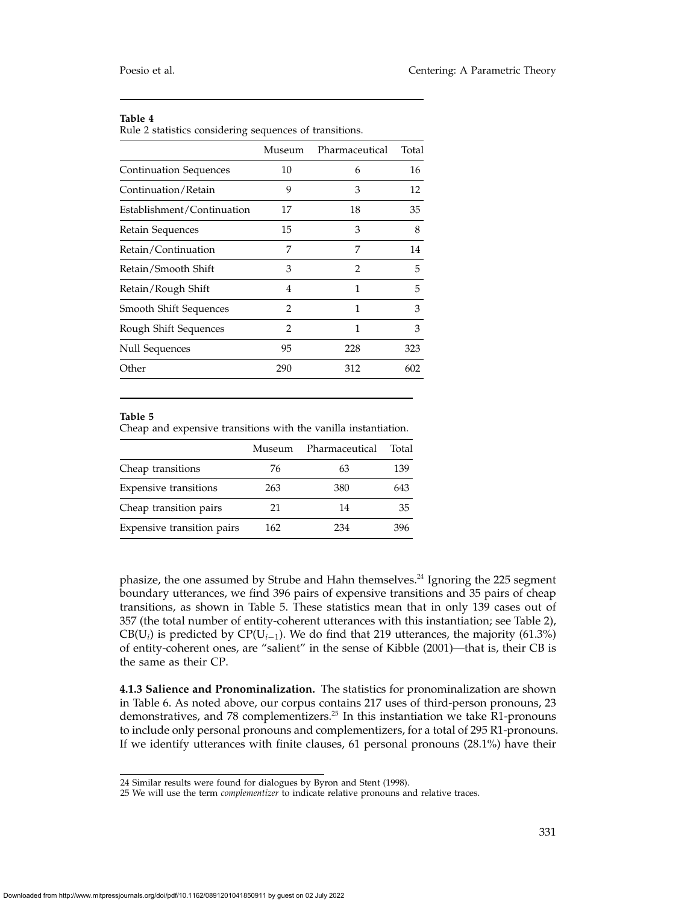**Table 4**
Rule 2 statistics considering sequences of transitions.

| | Museum | Pharmaceutical | Total |
|---|---|---|---|
| Continuation Sequences | 10 | 6 | 16 |
| Continuation/Retain | 9 | 3 | 12 |
| Establishment/Continuation | 17 | 18 | 35 |
| Retain Sequences | 15 | 3 | 8 |
| Retain/Continuation | 7 | 7 | 14 |
| Retain/Smooth Shift | 3 | 2 | 5 |
| Retain/Rough Shift | 4 | 1 | 5 |
| Smooth Shift Sequences | 2 | 1 | 3 |
| Rough Shift Sequences | 2 | 1 | 3 |
| Null Sequences | 95 | 228 | 323 |
| Other | 290 | 312 | 602 |

**Table 5**
Cheap and expensive transitions with the vanilla instantiation.

| | Museum | Pharmaceutical | Total |
|---|---|---|---|
| Cheap transitions | 76 | 63 | 139 |
| Expensive transitions | 263 | 380 | 643 |
| Cheap transition pairs | 21 | 14 | 35 |
| Expensive transition pairs | 162 | 234 | 396 |

phasize, the one assumed by Strube and Hahn themselves.[24] Ignoring the 225 segment boundary utterances, we find 396 pairs of expensive transitions and 35 pairs of cheap transitions, as shown in Table 5. These statistics mean that in only 139 cases out of 357 (the total number of entity-coherent utterances with this instantiation; see Table 2), CB($U_i$) is predicted by CP($U_{i-1}$). We do find that 219 utterances, the majority (61.3%) of entity-coherent ones, are "salient" in the sense of Kibble (2001)—that is, their CB is the same as their CP.

**4.1.3 Salience and Pronominalization.** The statistics for pronominalization are shown in Table 6. As noted above, our corpus contains 217 uses of third-person pronouns, 23 demonstratives, and 78 complementizers.[25] In this instantiation we take R1-pronouns to include only personal pronouns and complementizers, for a total of 295 R1-pronouns. If we identify utterances with finite clauses, 61 personal pronouns (28.1%) have their

24 Similar results were found for dialogues by Byron and Stent (1998).

25 We will use the term *complementizer* to indicate relative pronouns and relative traces.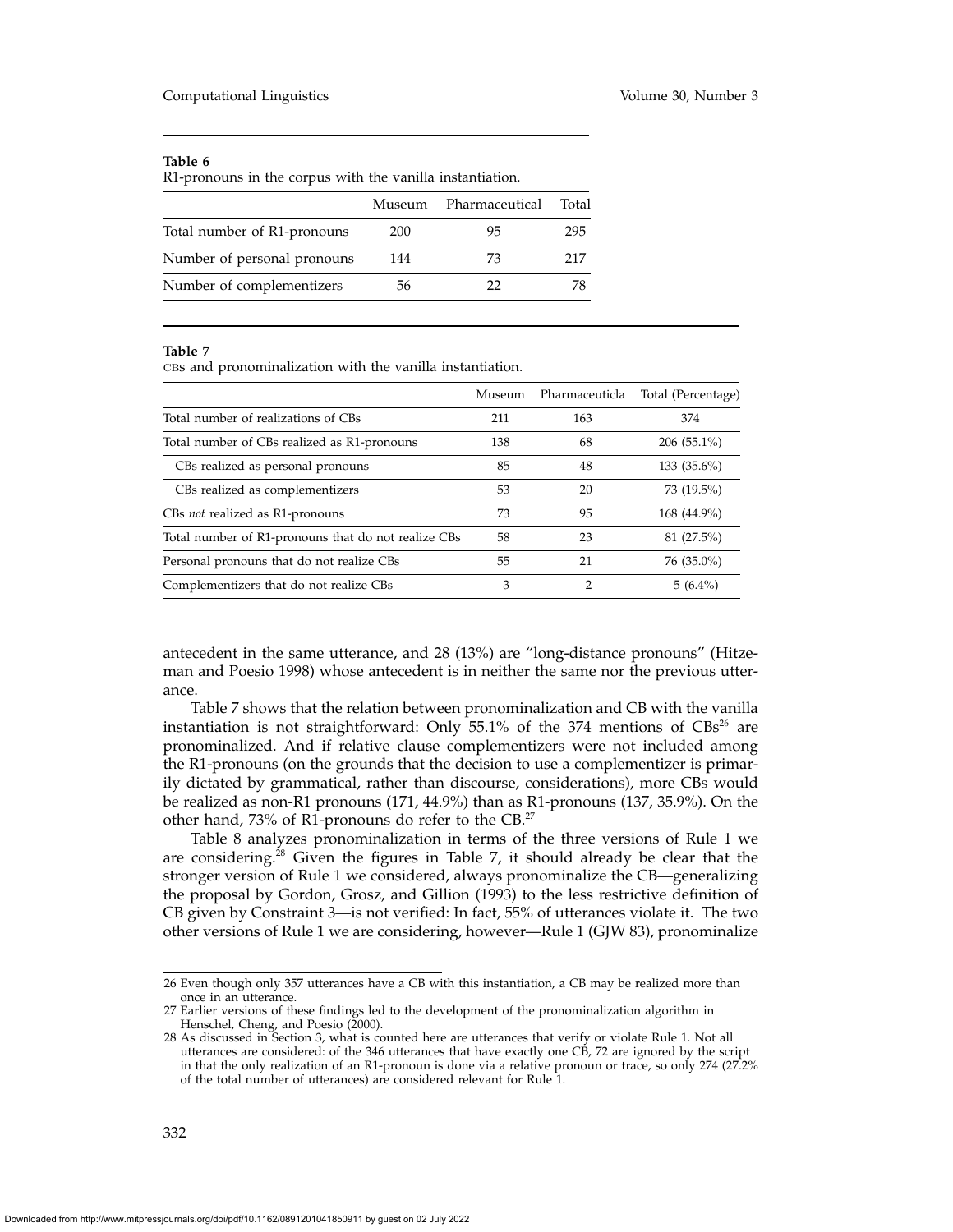**Table 6**
R1-pronouns in the corpus with the vanilla instantiation.

| | Museum | Pharmaceutical | Total |
|---|---|---|---|
| Total number of R1-pronouns | 200 | 95 | 295 |
| Number of personal pronouns | 144 | 73 | 217 |
| Number of complementizers | 56 | 22 | 78 |

**Table 7**
CBs and pronominalization with the vanilla instantiation.

| | Museum | Pharmaceuticla | Total (Percentage) |
|---|---|---|---|
| Total number of realizations of CBs | 211 | 163 | 374 |
| Total number of CBs realized as R1-pronouns | 138 | 68 | 206 (55.1%) |
| CBs realized as personal pronouns | 85 | 48 | 133 (35.6%) |
| CBs realized as complementizers | 53 | 20 | 73 (19.5%) |
| CBs *not* realized as R1-pronouns | 73 | 95 | 168 (44.9%) |
| Total number of R1-pronouns that do not realize CBs | 58 | 23 | 81 (27.5%) |
| Personal pronouns that do not realize CBs | 55 | 21 | 76 (35.0%) |
| Complementizers that do not realize CBs | 3 | 2 | 5 (6.4%) |

antecedent in the same utterance, and 28 (13%) are "long-distance pronouns" (Hitzeman and Poesio 1998) whose antecedent is in neither the same nor the previous utterance.

Table 7 shows that the relation between pronominalization and CB with the vanilla instantiation is not straightforward: Only 55.1% of the 374 mentions of CBs[26] are pronominalized. And if relative clause complementizers were not included among the R1-pronouns (on the grounds that the decision to use a complementizer is primarily dictated by grammatical, rather than discourse, considerations), more CBs would be realized as non-R1 pronouns (171, 44.9%) than as R1-pronouns (137, 35.9%). On the other hand, 73% of R1-pronouns do refer to the CB.[27]

Table 8 analyzes pronominalization in terms of the three versions of Rule 1 we are considering.[28] Given the figures in Table 7, it should already be clear that the stronger version of Rule 1 we considered, always pronominalize the CB—generalizing the proposal by Gordon, Grosz, and Gillion (1993) to the less restrictive definition of CB given by Constraint 3—is not verified: In fact, 55% of utterances violate it. The two other versions of Rule 1 we are considering, however—Rule 1 (GJW 83), pronominalize

26 Even though only 357 utterances have a CB with this instantiation, a CB may be realized more than once in an utterance.

27 Earlier versions of these findings led to the development of the pronominalization algorithm in Henschel, Cheng, and Poesio (2000).

28 As discussed in Section 3, what is counted here are utterances that verify or violate Rule 1. Not all utterances are considered: of the 346 utterances that have exactly one CB, 72 are ignored by the script in that the only realization of an R1-pronoun is done via a relative pronoun or trace, so only 274 (27.2% of the total number of utterances) are considered relevant for Rule 1.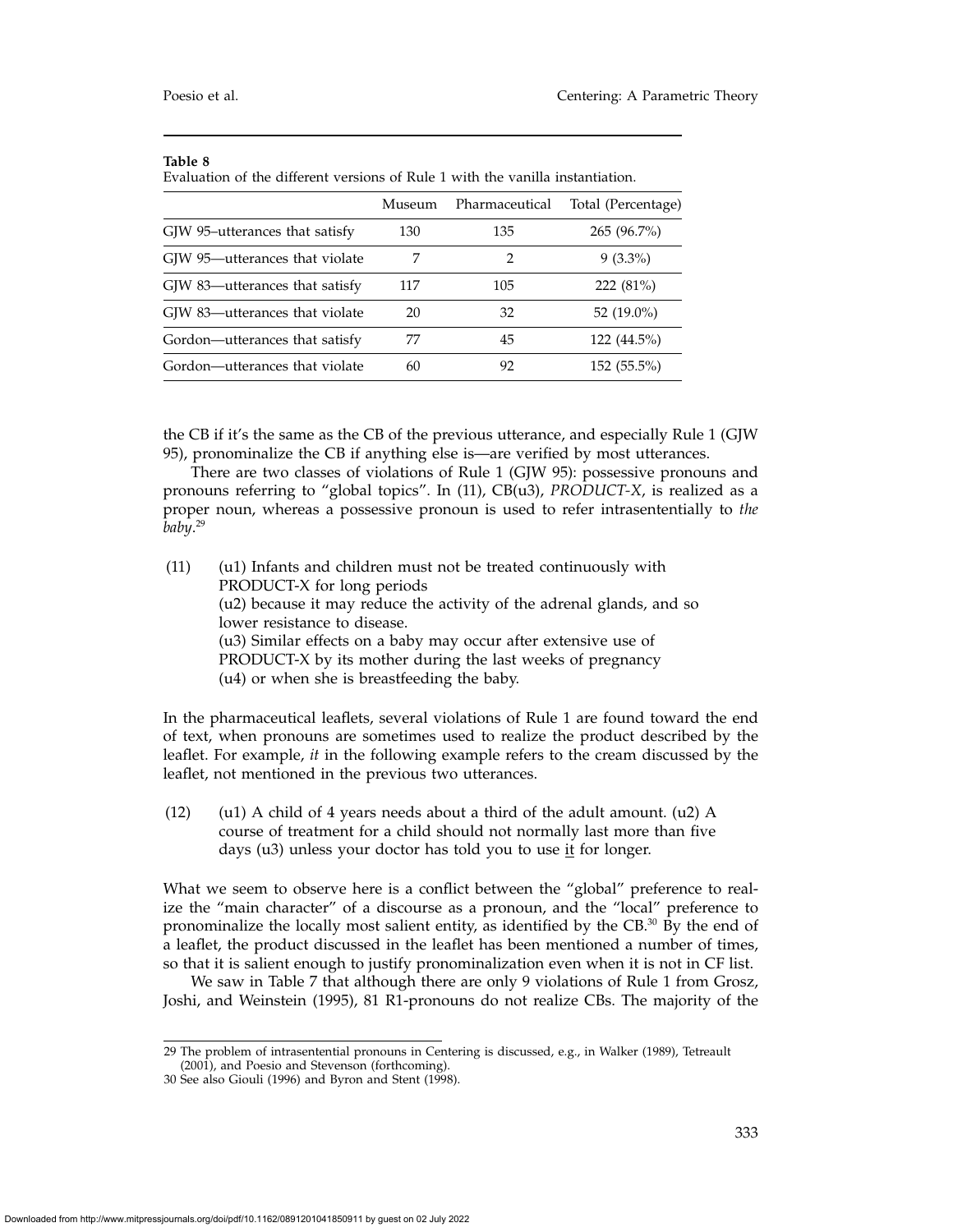**Table 8**
Evaluation of the different versions of Rule 1 with the vanilla instantiation.

| | Museum | Pharmaceutical | Total (Percentage) |
|---|---|---|---|
| GJW 95–utterances that satisfy | 130 | 135 | 265 (96.7%) |
| GJW 95—utterances that violate | 7 | 2 | 9 (3.3%) |
| GJW 83—utterances that satisfy | 117 | 105 | 222 (81%) |
| GJW 83—utterances that violate | 20 | 32 | 52 (19.0%) |
| Gordon—utterances that satisfy | 77 | 45 | 122 (44.5%) |
| Gordon—utterances that violate | 60 | 92 | 152 (55.5%) |

the CB if it's the same as the CB of the previous utterance, and especially Rule 1 (GJW 95), pronominalize the CB if anything else is—are verified by most utterances.

There are two classes of violations of Rule 1 (GJW 95): possessive pronouns and pronouns referring to "global topics". In (11), CB(u3), *PRODUCT-X*, is realized as a proper noun, whereas a possessive pronoun is used to refer intrasententially to *the baby*.[29]

(11) (u1) Infants and children must not be treated continuously with PRODUCT-X for long periods
(u2) because it may reduce the activity of the adrenal glands, and so lower resistance to disease.
(u3) Similar effects on a baby may occur after extensive use of PRODUCT-X by its mother during the last weeks of pregnancy
(u4) or when she is breastfeeding the baby.

In the pharmaceutical leaflets, several violations of Rule 1 are found toward the end of text, when pronouns are sometimes used to realize the product described by the leaflet. For example, *it* in the following example refers to the cream discussed by the leaflet, not mentioned in the previous two utterances.

(12) (u1) A child of 4 years needs about a third of the adult amount. (u2) A course of treatment for a child should not normally last more than five days (u3) unless your doctor has told you to use it for longer.

What we seem to observe here is a conflict between the "global" preference to realize the "main character" of a discourse as a pronoun, and the "local" preference to pronominalize the locally most salient entity, as identified by the CB.[30] By the end of a leaflet, the product discussed in the leaflet has been mentioned a number of times, so that it is salient enough to justify pronominalization even when it is not in CF list.

We saw in Table 7 that although there are only 9 violations of Rule 1 from Grosz, Joshi, and Weinstein (1995), 81 R1-pronouns do not realize CBs. The majority of the

29 The problem of intrasentential pronouns in Centering is discussed, e.g., in Walker (1989), Tetreault (2001), and Poesio and Stevenson (forthcoming).

30 See also Giouli (1996) and Byron and Stent (1998).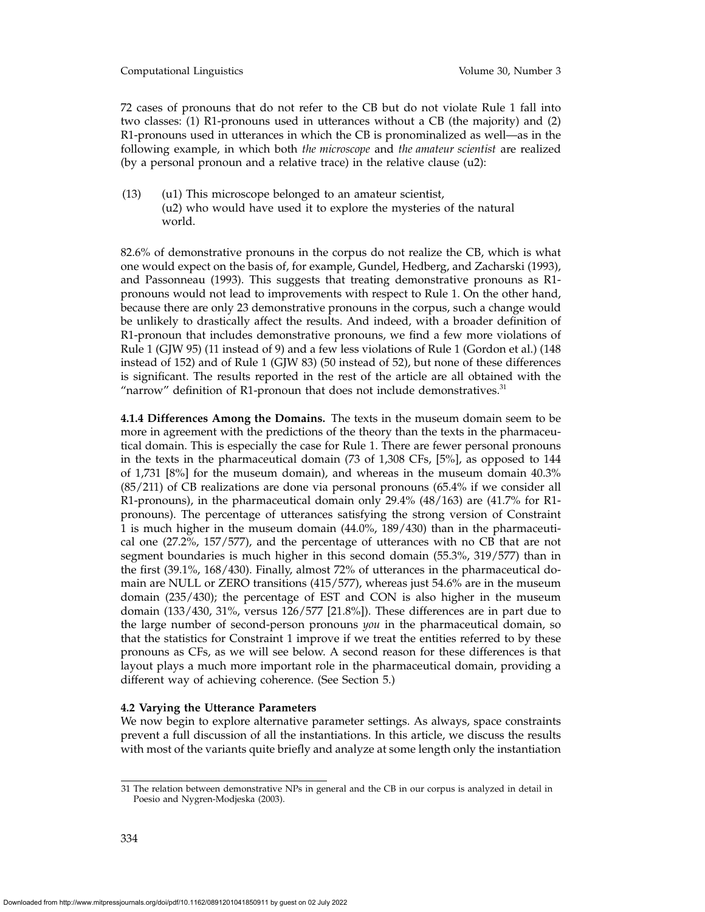72 cases of pronouns that do not refer to the CB but do not violate Rule 1 fall into two classes: (1) R1-pronouns used in utterances without a CB (the majority) and (2) R1-pronouns used in utterances in which the CB is pronominalized as well—as in the following example, in which both *the microscope* and *the amateur scientist* are realized (by a personal pronoun and a relative trace) in the relative clause (u2):

(13) (u1) This microscope belonged to an amateur scientist,
(u2) who would have used it to explore the mysteries of the natural world.

82.6% of demonstrative pronouns in the corpus do not realize the CB, which is what one would expect on the basis of, for example, Gundel, Hedberg, and Zacharski (1993), and Passonneau (1993). This suggests that treating demonstrative pronouns as R1-pronouns would not lead to improvements with respect to Rule 1. On the other hand, because there are only 23 demonstrative pronouns in the corpus, such a change would be unlikely to drastically affect the results. And indeed, with a broader definition of R1-pronoun that includes demonstrative pronouns, we find a few more violations of Rule 1 (GJW 95) (11 instead of 9) and a few less violations of Rule 1 (Gordon et al.) (148 instead of 152) and of Rule 1 (GJW 83) (50 instead of 52), but none of these differences is significant. The results reported in the rest of the article are all obtained with the "narrow" definition of R1-pronoun that does not include demonstratives.[31]

**4.1.4 Differences Among the Domains.** The texts in the museum domain seem to be more in agreement with the predictions of the theory than the texts in the pharmaceutical domain. This is especially the case for Rule 1. There are fewer personal pronouns in the texts in the pharmaceutical domain (73 of 1,308 CFs, [5%], as opposed to 144 of 1,731 [8%] for the museum domain), and whereas in the museum domain 40.3% (85/211) of CB realizations are done via personal pronouns (65.4% if we consider all R1-pronouns), in the pharmaceutical domain only 29.4% (48/163) are (41.7% for R1-pronouns). The percentage of utterances satisfying the strong version of Constraint 1 is much higher in the museum domain (44.0%, 189/430) than in the pharmaceutical one (27.2%, 157/577), and the percentage of utterances with no CB that are not segment boundaries is much higher in this second domain (55.3%, 319/577) than in the first (39.1%, 168/430). Finally, almost 72% of utterances in the pharmaceutical domain are NULL or ZERO transitions (415/577), whereas just 54.6% are in the museum domain (235/430); the percentage of EST and CON is also higher in the museum domain (133/430, 31%, versus 126/577 [21.8%]). These differences are in part due to the large number of second-person pronouns *you* in the pharmaceutical domain, so that the statistics for Constraint 1 improve if we treat the entities referred to by these pronouns as CFs, as we will see below. A second reason for these differences is that layout plays a much more important role in the pharmaceutical domain, providing a different way of achieving coherence. (See Section 5.)

**4.2 Varying the Utterance Parameters**

We now begin to explore alternative parameter settings. As always, space constraints prevent a full discussion of all the instantiations. In this article, we discuss the results with most of the variants quite briefly and analyze at some length only the instantiation

31 The relation between demonstrative NPs in general and the CB in our corpus is analyzed in detail in Poesio and Nygren-Modjeska (2003).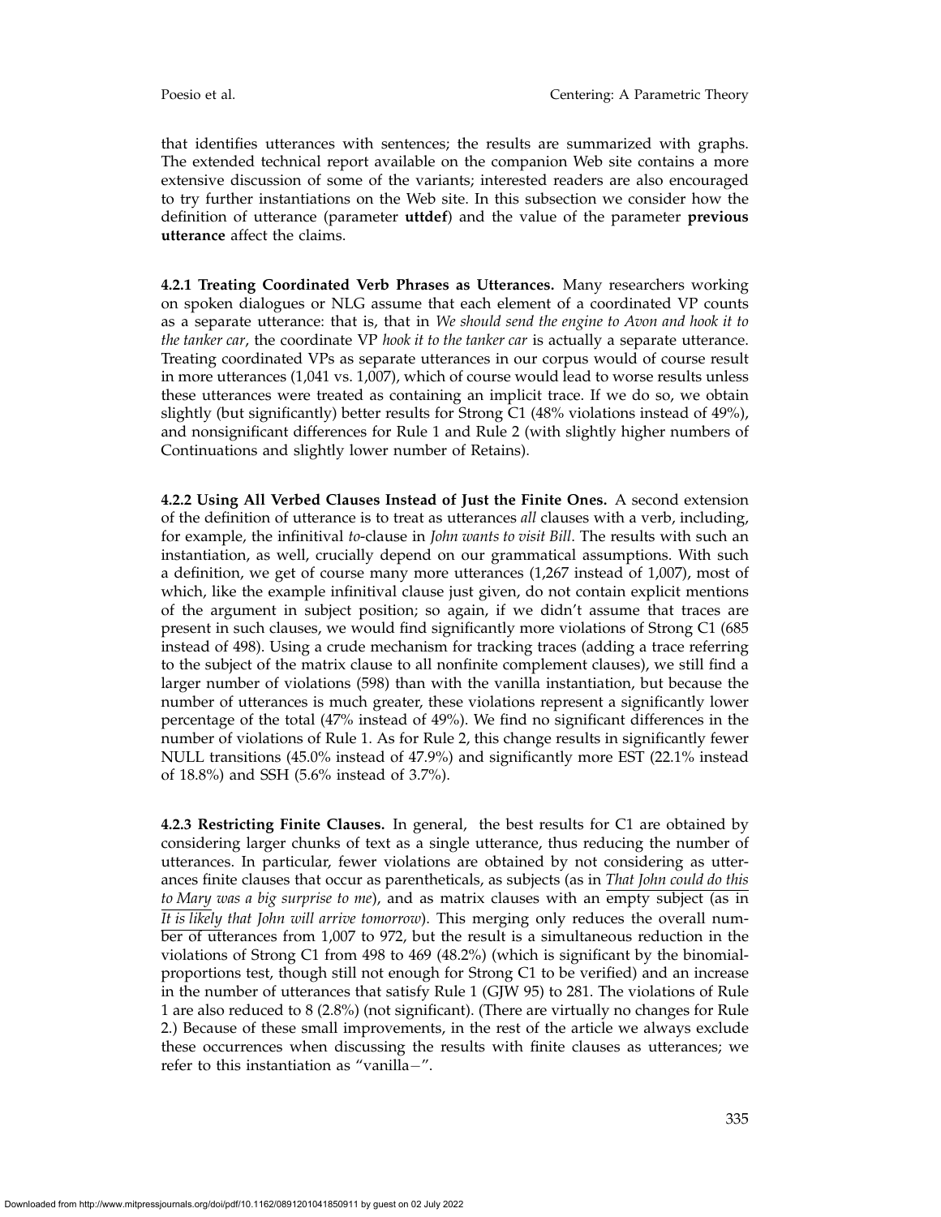that identifies utterances with sentences; the results are summarized with graphs. The extended technical report available on the companion Web site contains a more extensive discussion of some of the variants; interested readers are also encouraged to try further instantiations on the Web site. In this subsection we consider how the definition of utterance (parameter **uttdef**) and the value of the parameter **previous utterance** affect the claims.

**4.2.1 Treating Coordinated Verb Phrases as Utterances.** Many researchers working on spoken dialogues or NLG assume that each element of a coordinated VP counts as a separate utterance: that is, that in *We should send the engine to Avon and hook it to the tanker car*, the coordinate VP *hook it to the tanker car* is actually a separate utterance. Treating coordinated VPs as separate utterances in our corpus would of course result in more utterances (1,041 vs. 1,007), which of course would lead to worse results unless these utterances were treated as containing an implicit trace. If we do so, we obtain slightly (but significantly) better results for Strong C1 (48% violations instead of 49%), and nonsignificant differences for Rule 1 and Rule 2 (with slightly higher numbers of Continuations and slightly lower number of Retains).

**4.2.2 Using All Verbed Clauses Instead of Just the Finite Ones.** A second extension of the definition of utterance is to treat as utterances *all* clauses with a verb, including, for example, the infinitival *to*-clause in *John wants to visit Bill*. The results with such an instantiation, as well, crucially depend on our grammatical assumptions. With such a definition, we get of course many more utterances (1,267 instead of 1,007), most of which, like the example infinitival clause just given, do not contain explicit mentions of the argument in subject position; so again, if we didn't assume that traces are present in such clauses, we would find significantly more violations of Strong C1 (685 instead of 498). Using a crude mechanism for tracking traces (adding a trace referring to the subject of the matrix clause to all nonfinite complement clauses), we still find a larger number of violations (598) than with the vanilla instantiation, but because the number of utterances is much greater, these violations represent a significantly lower percentage of the total (47% instead of 49%). We find no significant differences in the number of violations of Rule 1. As for Rule 2, this change results in significantly fewer NULL transitions (45.0% instead of 47.9%) and significantly more EST (22.1% instead of 18.8%) and SSH (5.6% instead of 3.7%).

**4.2.3 Restricting Finite Clauses.** In general, the best results for C1 are obtained by considering larger chunks of text as a single utterance, thus reducing the number of utterances. In particular, fewer violations are obtained by not considering as utterances finite clauses that occur as parentheticals, as subjects (as in *That John could do this to Mary was a big surprise to me*), and as matrix clauses with an empty subject (as in *It is likely that John will arrive tomorrow*). This merging only reduces the overall number of utterances from 1,007 to 972, but the result is a simultaneous reduction in the violations of Strong C1 from 498 to 469 (48.2%) (which is significant by the binomial-proportions test, though still not enough for Strong C1 to be verified) and an increase in the number of utterances that satisfy Rule 1 (GJW 95) to 281. The violations of Rule 1 are also reduced to 8 (2.8%) (not significant). (There are virtually no changes for Rule 2.) Because of these small improvements, in the rest of the article we always exclude these occurrences when discussing the results with finite clauses as utterances; we refer to this instantiation as "vanilla−".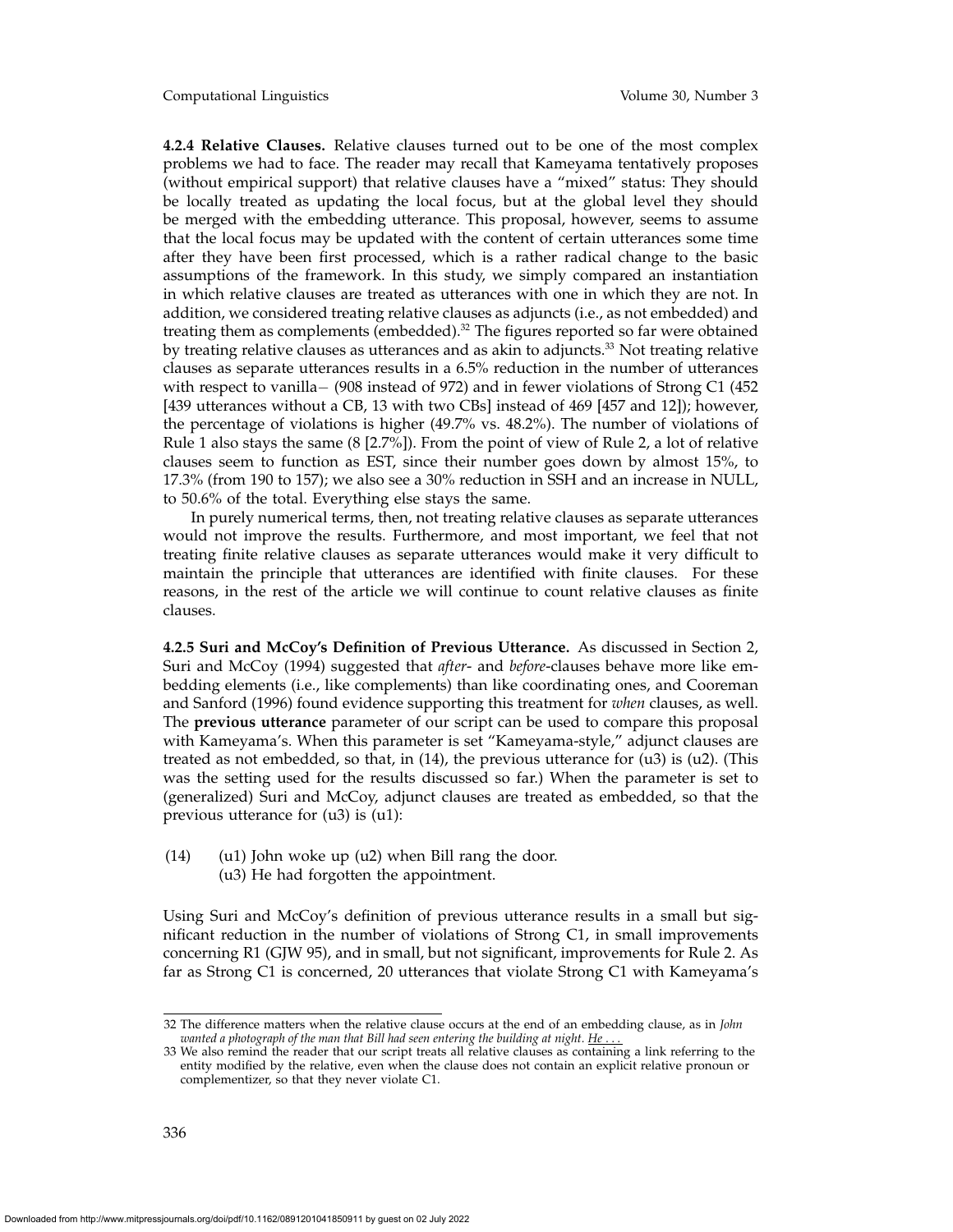**4.2.4 Relative Clauses.** Relative clauses turned out to be one of the most complex problems we had to face. The reader may recall that Kameyama tentatively proposes (without empirical support) that relative clauses have a "mixed" status: They should be locally treated as updating the local focus, but at the global level they should be merged with the embedding utterance. This proposal, however, seems to assume that the local focus may be updated with the content of certain utterances some time after they have been first processed, which is a rather radical change to the basic assumptions of the framework. In this study, we simply compared an instantiation in which relative clauses are treated as utterances with one in which they are not. In addition, we considered treating relative clauses as adjuncts (i.e., as not embedded) and treating them as complements (embedded).[32] The figures reported so far were obtained by treating relative clauses as utterances and as akin to adjuncts.[33] Not treating relative clauses as separate utterances results in a 6.5% reduction in the number of utterances with respect to vanilla− (908 instead of 972) and in fewer violations of Strong C1 (452 [439 utterances without a CB, 13 with two CBs] instead of 469 [457 and 12]); however, the percentage of violations is higher (49.7% vs. 48.2%). The number of violations of Rule 1 also stays the same (8 [2.7%]). From the point of view of Rule 2, a lot of relative clauses seem to function as EST, since their number goes down by almost 15%, to 17.3% (from 190 to 157); we also see a 30% reduction in SSH and an increase in NULL, to 50.6% of the total. Everything else stays the same.

In purely numerical terms, then, not treating relative clauses as separate utterances would not improve the results. Furthermore, and most important, we feel that not treating finite relative clauses as separate utterances would make it very difficult to maintain the principle that utterances are identified with finite clauses. For these reasons, in the rest of the article we will continue to count relative clauses as finite clauses.

**4.2.5 Suri and McCoy's Definition of Previous Utterance.** As discussed in Section 2, Suri and McCoy (1994) suggested that *after*- and *before*-clauses behave more like embedding elements (i.e., like complements) than like coordinating ones, and Cooreman and Sanford (1996) found evidence supporting this treatment for *when* clauses, as well. The **previous utterance** parameter of our script can be used to compare this proposal with Kameyama's. When this parameter is set "Kameyama-style," adjunct clauses are treated as not embedded, so that, in (14), the previous utterance for (u3) is (u2). (This was the setting used for the results discussed so far.) When the parameter is set to (generalized) Suri and McCoy, adjunct clauses are treated as embedded, so that the previous utterance for (u3) is (u1):

(14) (u1) John woke up (u2) when Bill rang the door.
(u3) He had forgotten the appointment.

Using Suri and McCoy's definition of previous utterance results in a small but significant reduction in the number of violations of Strong C1, in small improvements concerning R1 (GJW 95), and in small, but not significant, improvements for Rule 2. As far as Strong C1 is concerned, 20 utterances that violate Strong C1 with Kameyama's

---

32 The difference matters when the relative clause occurs at the end of an embedding clause, as in *John wanted a photograph of the man that Bill had seen entering the building at night. He . . .*

33 We also remind the reader that our script treats all relative clauses as containing a link referring to the entity modified by the relative, even when the clause does not contain an explicit relative pronoun or complementizer, so that they never violate C1.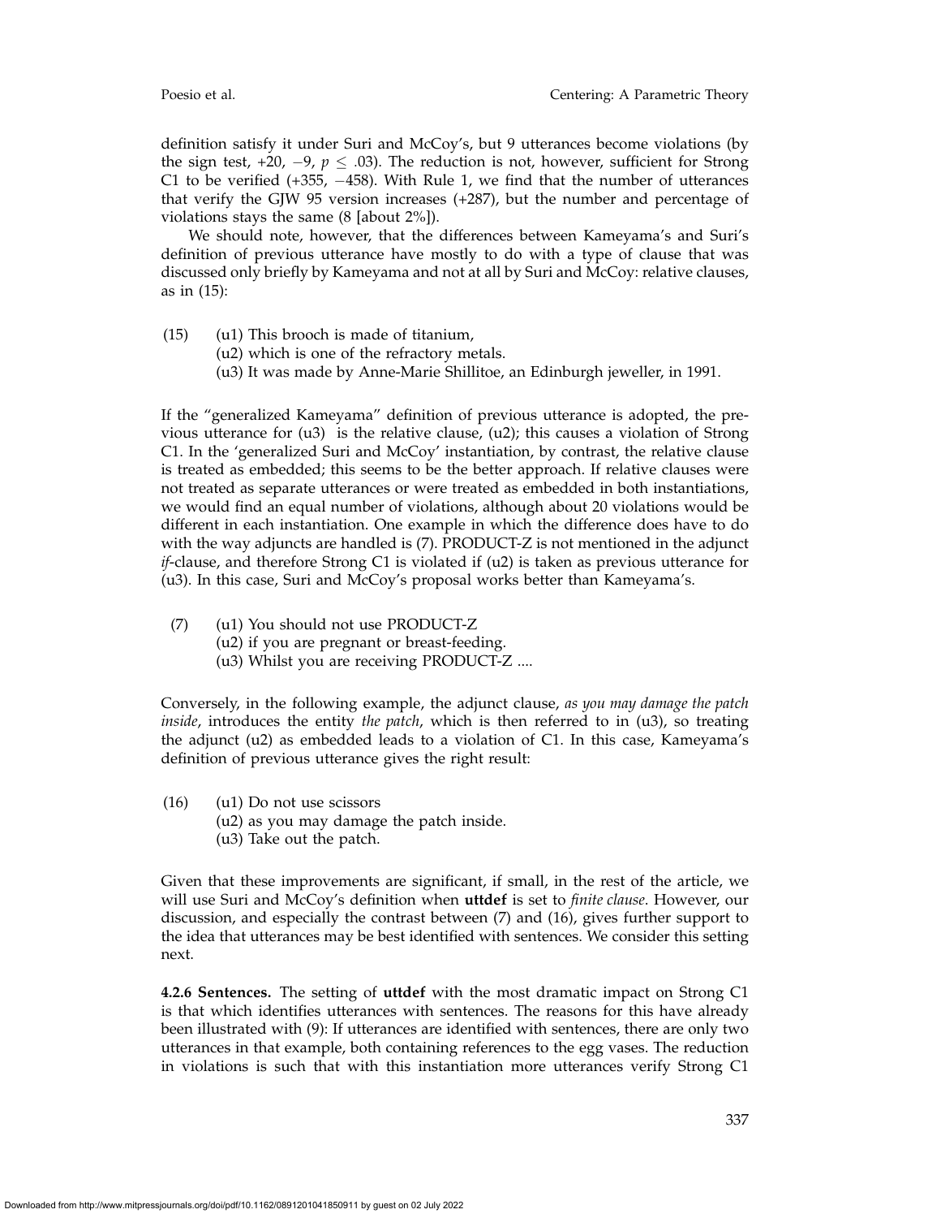definition satisfy it under Suri and McCoy's, but 9 utterances become violations (by the sign test, +20, −9, $p \leq .03$). The reduction is not, however, sufficient for Strong C1 to be verified (+355, −458). With Rule 1, we find that the number of utterances that verify the GJW 95 version increases (+287), but the number and percentage of violations stays the same (8 [about 2%]).

We should note, however, that the differences between Kameyama's and Suri's definition of previous utterance have mostly to do with a type of clause that was discussed only briefly by Kameyama and not at all by Suri and McCoy: relative clauses, as in (15):

(15) (u1) This brooch is made of titanium,
(u2) which is one of the refractory metals.
(u3) It was made by Anne-Marie Shillitoe, an Edinburgh jeweller, in 1991.

If the "generalized Kameyama" definition of previous utterance is adopted, the previous utterance for (u3) is the relative clause, (u2); this causes a violation of Strong C1. In the 'generalized Suri and McCoy' instantiation, by contrast, the relative clause is treated as embedded; this seems to be the better approach. If relative clauses were not treated as separate utterances or were treated as embedded in both instantiations, we would find an equal number of violations, although about 20 violations would be different in each instantiation. One example in which the difference does have to do with the way adjuncts are handled is (7). PRODUCT-Z is not mentioned in the adjunct *if*-clause, and therefore Strong C1 is violated if (u2) is taken as previous utterance for (u3). In this case, Suri and McCoy's proposal works better than Kameyama's.

(7) (u1) You should not use PRODUCT-Z
(u2) if you are pregnant or breast-feeding.
(u3) Whilst you are receiving PRODUCT-Z ....

Conversely, in the following example, the adjunct clause, *as you may damage the patch inside*, introduces the entity *the patch*, which is then referred to in (u3), so treating the adjunct (u2) as embedded leads to a violation of C1. In this case, Kameyama's definition of previous utterance gives the right result:

(16) (u1) Do not use scissors
(u2) as you may damage the patch inside.
(u3) Take out the patch.

Given that these improvements are significant, if small, in the rest of the article, we will use Suri and McCoy's definition when **uttdef** is set to *finite clause*. However, our discussion, and especially the contrast between (7) and (16), gives further support to the idea that utterances may be best identified with sentences. We consider this setting next.

**4.2.6 Sentences.** The setting of **uttdef** with the most dramatic impact on Strong C1 is that which identifies utterances with sentences. The reasons for this have already been illustrated with (9): If utterances are identified with sentences, there are only two utterances in that example, both containing references to the egg vases. The reduction in violations is such that with this instantiation more utterances verify Strong C1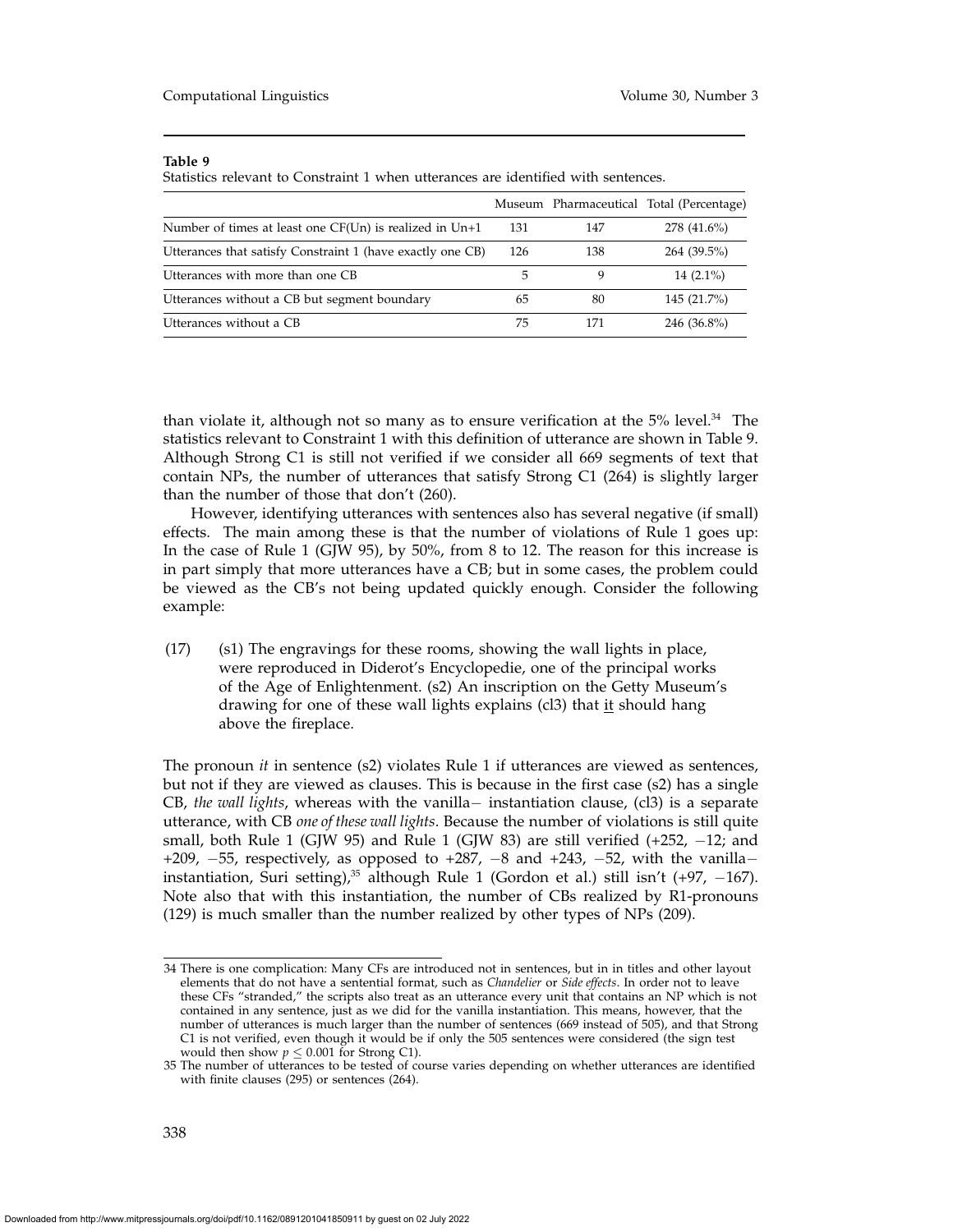**Table 9**
Statistics relevant to Constraint 1 when utterances are identified with sentences.

| | Museum | Pharmaceutical | Total (Percentage) |
|---|---|---|---|
| Number of times at least one CF(Un) is realized in Un+1 | 131 | 147 | 278 (41.6%) |
| Utterances that satisfy Constraint 1 (have exactly one CB) | 126 | 138 | 264 (39.5%) |
| Utterances with more than one CB | 5 | 9 | 14 (2.1%) |
| Utterances without a CB but segment boundary | 65 | 80 | 145 (21.7%) |
| Utterances without a CB | 75 | 171 | 246 (36.8%) |

than violate it, although not so many as to ensure verification at the 5% level.[34] The statistics relevant to Constraint 1 with this definition of utterance are shown in Table 9. Although Strong C1 is still not verified if we consider all 669 segments of text that contain NPs, the number of utterances that satisfy Strong C1 (264) is slightly larger than the number of those that don't (260).

However, identifying utterances with sentences also has several negative (if small) effects. The main among these is that the number of violations of Rule 1 goes up: In the case of Rule 1 (GJW 95), by 50%, from 8 to 12. The reason for this increase is in part simply that more utterances have a CB; but in some cases, the problem could be viewed as the CB's not being updated quickly enough. Consider the following example:

(17) (s1) The engravings for these rooms, showing the wall lights in place, were reproduced in Diderot's Encyclopedie, one of the principal works of the Age of Enlightenment. (s2) An inscription on the Getty Museum's drawing for one of these wall lights explains (cl3) that it should hang above the fireplace.

The pronoun *it* in sentence (s2) violates Rule 1 if utterances are viewed as sentences, but not if they are viewed as clauses. This is because in the first case (s2) has a single CB, *the wall lights*, whereas with the vanilla− instantiation clause, (cl3) is a separate utterance, with CB *one of these wall lights*. Because the number of violations is still quite small, both Rule 1 (GJW 95) and Rule 1 (GJW 83) are still verified (+252, −12; and +209, −55, respectively, as opposed to +287, −8 and +243, −52, with the vanilla− instantiation, Suri setting),[35] although Rule 1 (Gordon et al.) still isn't (+97, −167). Note also that with this instantiation, the number of CBs realized by R1-pronouns (129) is much smaller than the number realized by other types of NPs (209).

34 There is one complication: Many CFs are introduced not in sentences, but in in titles and other layout elements that do not have a sentential format, such as *Chandelier* or *Side effects*. In order not to leave these CFs "stranded," the scripts also treat as an utterance every unit that contains an NP which is not contained in any sentence, just as we did for the vanilla instantiation. This means, however, that the number of utterances is much larger than the number of sentences (669 instead of 505), and that Strong C1 is not verified, even though it would be if only the 505 sentences were considered (the sign test would then show $p \leq 0.001$ for Strong C1).

35 The number of utterances to be tested of course varies depending on whether utterances are identified with finite clauses (295) or sentences (264).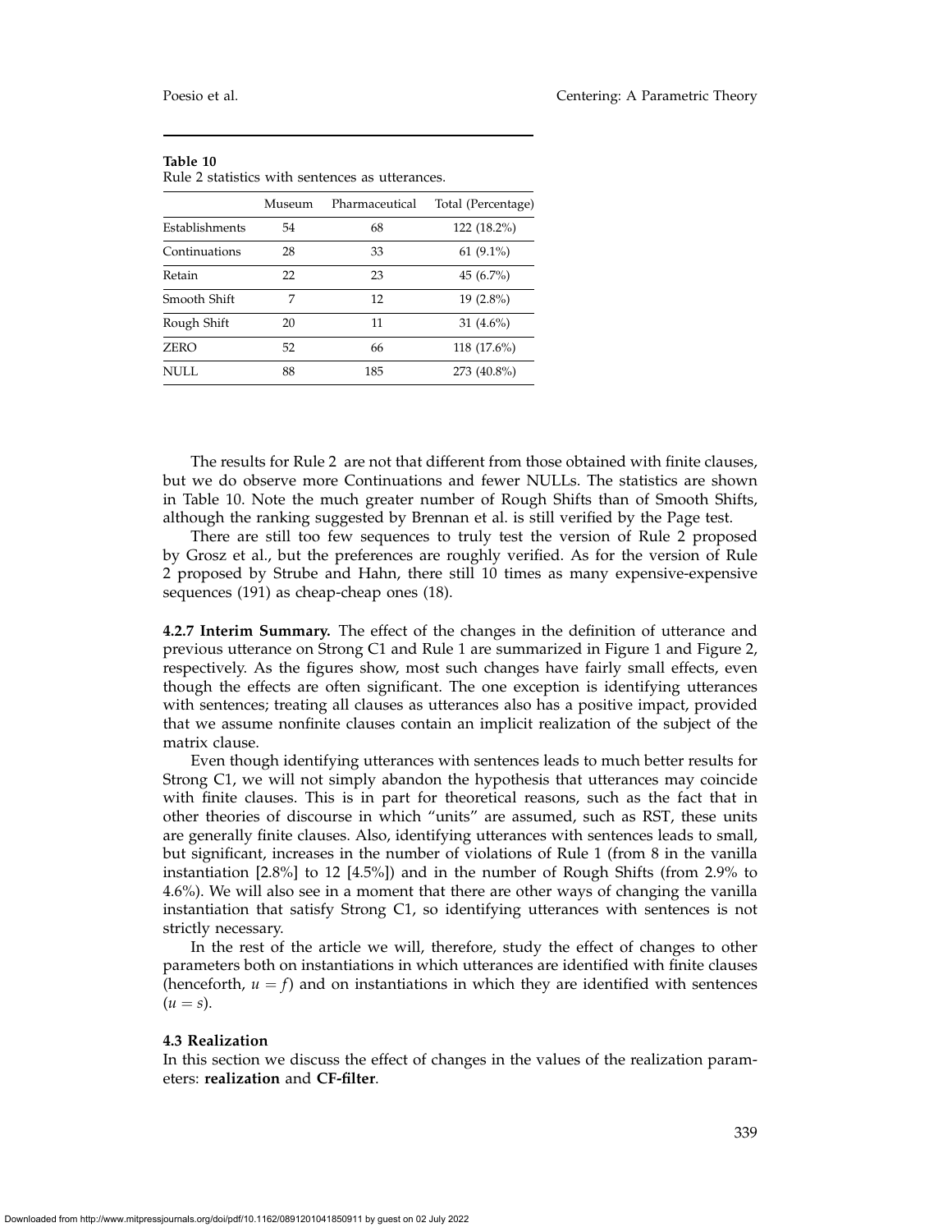**Table 10**
Rule 2 statistics with sentences as utterances.

| | Museum | Pharmaceutical | Total (Percentage) |
|---|---|---|---|
| Establishments | 54 | 68 | 122 (18.2%) |
| Continuations | 28 | 33 | 61 (9.1%) |
| Retain | 22 | 23 | 45 (6.7%) |
| Smooth Shift | 7 | 12 | 19 (2.8%) |
| Rough Shift | 20 | 11 | 31 (4.6%) |
| ZERO | 52 | 66 | 118 (17.6%) |
| NULL | 88 | 185 | 273 (40.8%) |

The results for Rule 2 are not that different from those obtained with finite clauses, but we do observe more Continuations and fewer NULLs. The statistics are shown in Table 10. Note the much greater number of Rough Shifts than of Smooth Shifts, although the ranking suggested by Brennan et al. is still verified by the Page test.

There are still too few sequences to truly test the version of Rule 2 proposed by Grosz et al., but the preferences are roughly verified. As for the version of Rule 2 proposed by Strube and Hahn, there still 10 times as many expensive-expensive sequences (191) as cheap-cheap ones (18).

**4.2.7 Interim Summary.** The effect of the changes in the definition of utterance and previous utterance on Strong C1 and Rule 1 are summarized in Figure 1 and Figure 2, respectively. As the figures show, most such changes have fairly small effects, even though the effects are often significant. The one exception is identifying utterances with sentences; treating all clauses as utterances also has a positive impact, provided that we assume nonfinite clauses contain an implicit realization of the subject of the matrix clause.

Even though identifying utterances with sentences leads to much better results for Strong C1, we will not simply abandon the hypothesis that utterances may coincide with finite clauses. This is in part for theoretical reasons, such as the fact that in other theories of discourse in which "units" are assumed, such as RST, these units are generally finite clauses. Also, identifying utterances with sentences leads to small, but significant, increases in the number of violations of Rule 1 (from 8 in the vanilla instantiation [2.8%] to 12 [4.5%]) and in the number of Rough Shifts (from 2.9% to 4.6%). We will also see in a moment that there are other ways of changing the vanilla instantiation that satisfy Strong C1, so identifying utterances with sentences is not strictly necessary.

In the rest of the article we will, therefore, study the effect of changes to other parameters both on instantiations in which utterances are identified with finite clauses (henceforth, $u = f$) and on instantiations in which they are identified with sentences ($u = s$).

### 4.3 Realization

In this section we discuss the effect of changes in the values of the realization parameters: **realization** and **CF-filter**.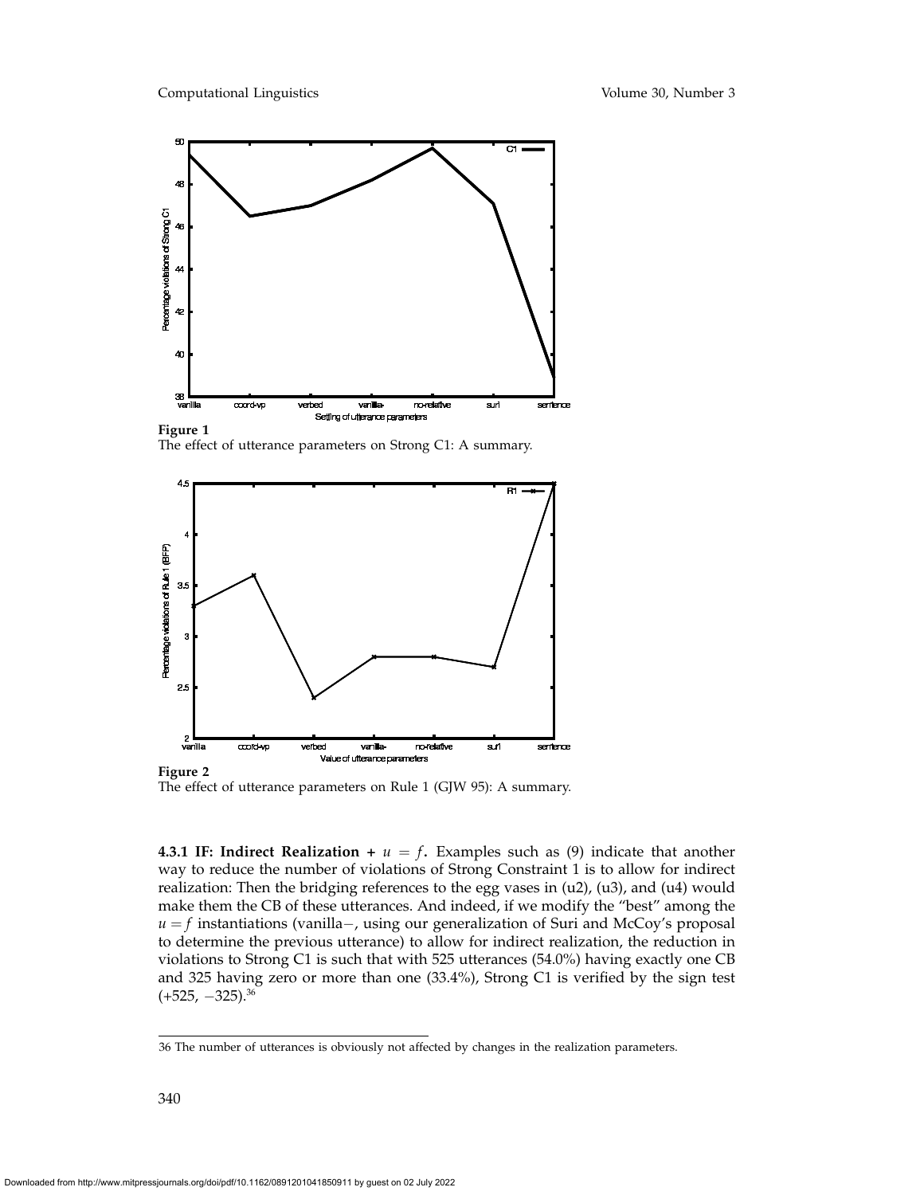**Figure 1**
The effect of utterance parameters on Strong C1: A summary.

**Figure 2**
The effect of utterance parameters on Rule 1 (GJW 95): A summary.

**4.3.1 IF: Indirect Realization + $u = f$.** Examples such as (9) indicate that another way to reduce the number of violations of Strong Constraint 1 is to allow for indirect realization: Then the bridging references to the egg vases in (u2), (u3), and (u4) would make them the CB of these utterances. And indeed, if we modify the "best" among the $u = f$ instantiations (vanilla−, using our generalization of Suri and McCoy's proposal to determine the previous utterance) to allow for indirect realization, the reduction in violations to Strong C1 is such that with 525 utterances (54.0%) having exactly one CB and 325 having zero or more than one (33.4%), Strong C1 is verified by the sign test (+525, −325).[36]

36 The number of utterances is obviously not affected by changes in the realization parameters.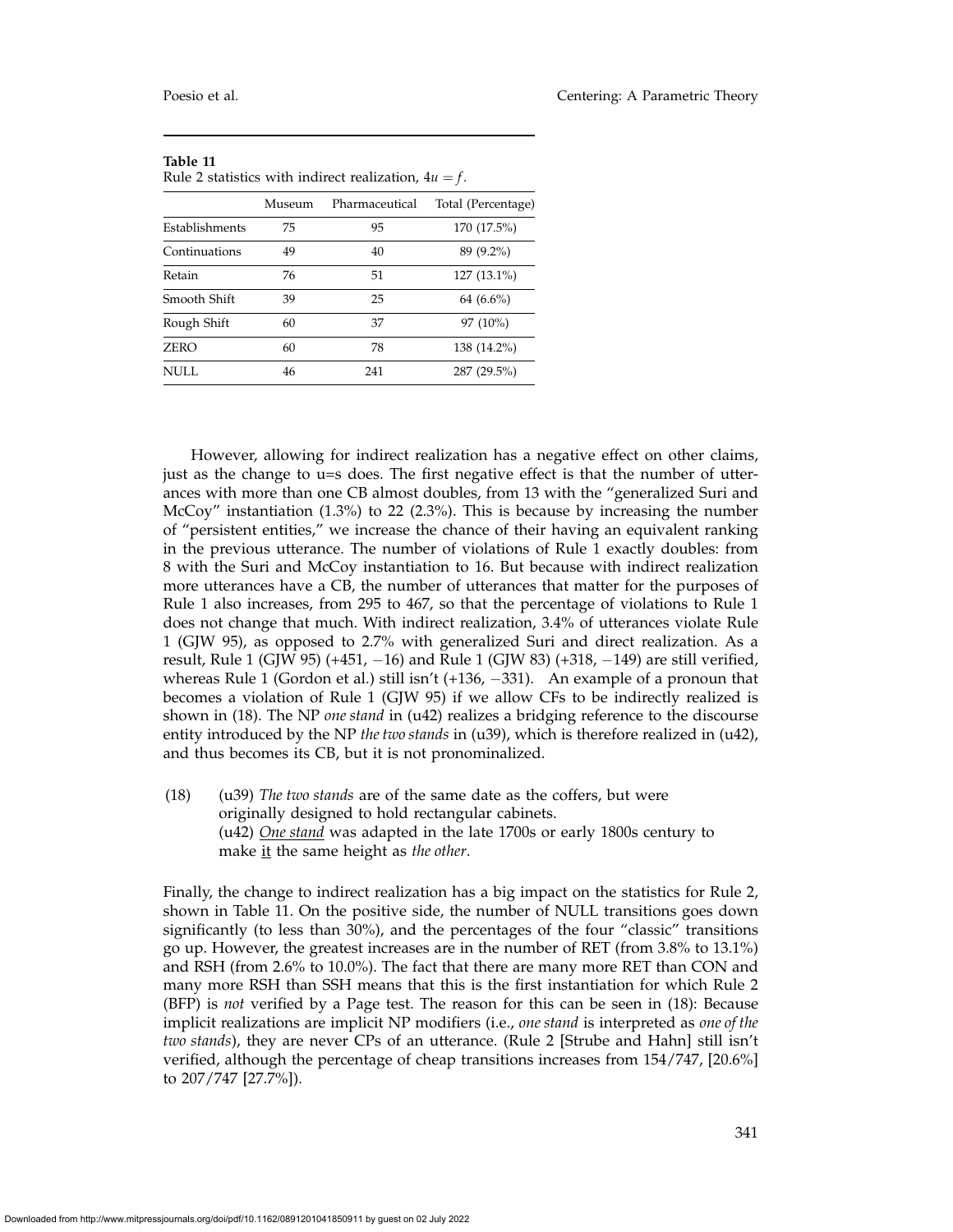**Table 11**
Rule 2 statistics with indirect realization, $4u = f$.

| | Museum | Pharmaceutical | Total (Percentage) |
|---|---|---|---|
| Establishments | 75 | 95 | 170 (17.5%) |
| Continuations | 49 | 40 | 89 (9.2%) |
| Retain | 76 | 51 | 127 (13.1%) |
| Smooth Shift | 39 | 25 | 64 (6.6%) |
| Rough Shift | 60 | 37 | 97 (10%) |
| ZERO | 60 | 78 | 138 (14.2%) |
| NULL | 46 | 241 | 287 (29.5%) |

However, allowing for indirect realization has a negative effect on other claims, just as the change to u=s does. The first negative effect is that the number of utterances with more than one CB almost doubles, from 13 with the "generalized Suri and McCoy" instantiation (1.3%) to 22 (2.3%). This is because by increasing the number of "persistent entities," we increase the chance of their having an equivalent ranking in the previous utterance. The number of violations of Rule 1 exactly doubles: from 8 with the Suri and McCoy instantiation to 16. But because with indirect realization more utterances have a CB, the number of utterances that matter for the purposes of Rule 1 also increases, from 295 to 467, so that the percentage of violations to Rule 1 does not change that much. With indirect realization, 3.4% of utterances violate Rule 1 (GJW 95), as opposed to 2.7% with generalized Suri and direct realization. As a result, Rule 1 (GJW 95) (+451, −16) and Rule 1 (GJW 83) (+318, −149) are still verified, whereas Rule 1 (Gordon et al.) still isn't (+136, −331). An example of a pronoun that becomes a violation of Rule 1 (GJW 95) if we allow CFs to be indirectly realized is shown in (18). The NP *one stand* in (u42) realizes a bridging reference to the discourse entity introduced by the NP *the two stands* in (u39), which is therefore realized in (u42), and thus becomes its CB, but it is not pronominalized.

(18) (u39) *The two stands* are of the same date as the coffers, but were originally designed to hold rectangular cabinets.
(u42) One stand was adapted in the late 1700s or early 1800s century to make it the same height as *the other*.

Finally, the change to indirect realization has a big impact on the statistics for Rule 2, shown in Table 11. On the positive side, the number of NULL transitions goes down significantly (to less than 30%), and the percentages of the four "classic" transitions go up. However, the greatest increases are in the number of RET (from 3.8% to 13.1%) and RSH (from 2.6% to 10.0%). The fact that there are many more RET than CON and many more RSH than SSH means that this is the first instantiation for which Rule 2 (BFP) is *not* verified by a Page test. The reason for this can be seen in (18): Because implicit realizations are implicit NP modifiers (i.e., *one stand* is interpreted as *one of the two stands*), they are never CPs of an utterance. (Rule 2 [Strube and Hahn] still isn't verified, although the percentage of cheap transitions increases from 154/747, [20.6%] to 207/747 [27.7%]).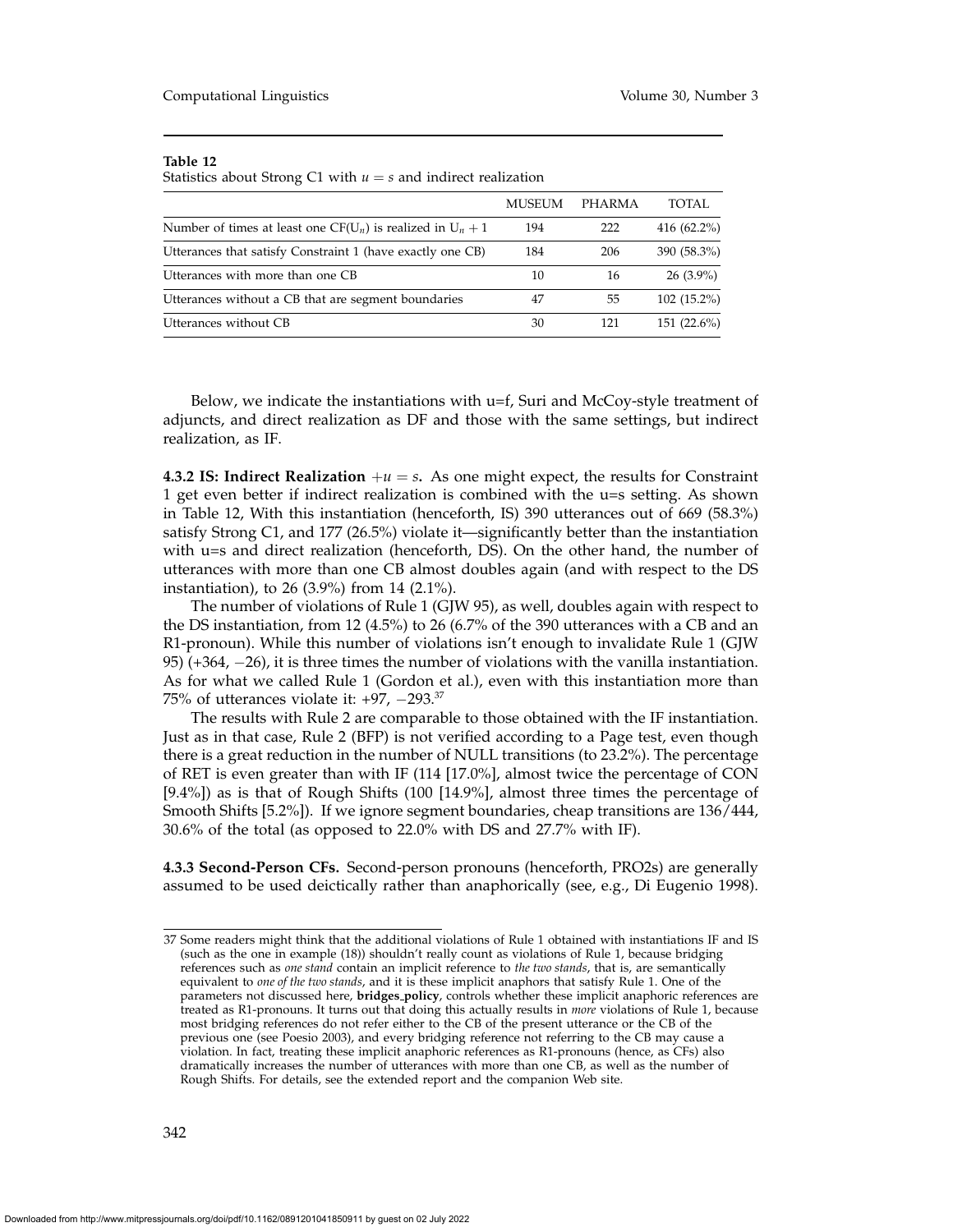**Table 12**
Statistics about Strong C1 with $u = s$ and indirect realization

| | MUSEUM | PHARMA | TOTAL |
|---|---|---|---|
| Number of times at least one CF($U_n$) is realized in $U_n + 1$ | 194 | 222 | 416 (62.2%) |
| Utterances that satisfy Constraint 1 (have exactly one CB) | 184 | 206 | 390 (58.3%) |
| Utterances with more than one CB | 10 | 16 | 26 (3.9%) |
| Utterances without a CB that are segment boundaries | 47 | 55 | 102 (15.2%) |
| Utterances without CB | 30 | 121 | 151 (22.6%) |

Below, we indicate the instantiations with u=f, Suri and McCoy-style treatment of adjuncts, and direct realization as DF and those with the same settings, but indirect realization, as IF.

**4.3.2 IS: Indirect Realization** $+u = s$**.** As one might expect, the results for Constraint 1 get even better if indirect realization is combined with the u=s setting. As shown in Table 12, With this instantiation (henceforth, IS) 390 utterances out of 669 (58.3%) satisfy Strong C1, and 177 (26.5%) violate it—significantly better than the instantiation with u=s and direct realization (henceforth, DS). On the other hand, the number of utterances with more than one CB almost doubles again (and with respect to the DS instantiation), to 26 (3.9%) from 14 (2.1%).

The number of violations of Rule 1 (GJW 95), as well, doubles again with respect to the DS instantiation, from 12 (4.5%) to 26 (6.7% of the 390 utterances with a CB and an R1-pronoun). While this number of violations isn't enough to invalidate Rule 1 (GJW 95) (+364, −26), it is three times the number of violations with the vanilla instantiation. As for what we called Rule 1 (Gordon et al.), even with this instantiation more than 75% of utterances violate it: +97, −293.[37]

The results with Rule 2 are comparable to those obtained with the IF instantiation. Just as in that case, Rule 2 (BFP) is not verified according to a Page test, even though there is a great reduction in the number of NULL transitions (to 23.2%). The percentage of RET is even greater than with IF (114 [17.0%], almost twice the percentage of CON [9.4%]) as is that of Rough Shifts (100 [14.9%], almost three times the percentage of Smooth Shifts [5.2%]). If we ignore segment boundaries, cheap transitions are 136/444, 30.6% of the total (as opposed to 22.0% with DS and 27.7% with IF).

**4.3.3 Second-Person CFs.** Second-person pronouns (henceforth, PRO2s) are generally assumed to be used deictically rather than anaphorically (see, e.g., Di Eugenio 1998).

37 Some readers might think that the additional violations of Rule 1 obtained with instantiations IF and IS (such as the one in example (18)) shouldn't really count as violations of Rule 1, because bridging references such as *one stand* contain an implicit reference to *the two stands*, that is, are semantically equivalent to *one of the two stands*, and it is these implicit anaphors that satisfy Rule 1. One of the parameters not discussed here, **bridges_policy**, controls whether these implicit anaphoric references are treated as R1-pronouns. It turns out that doing this actually results in *more* violations of Rule 1, because most bridging references do not refer either to the CB of the present utterance or the CB of the previous one (see Poesio 2003), and every bridging reference not referring to the CB may cause a violation. In fact, treating these implicit anaphoric references as R1-pronouns (hence, as CFs) also dramatically increases the number of utterances with more than one CB, as well as the number of Rough Shifts. For details, see the extended report and the companion Web site.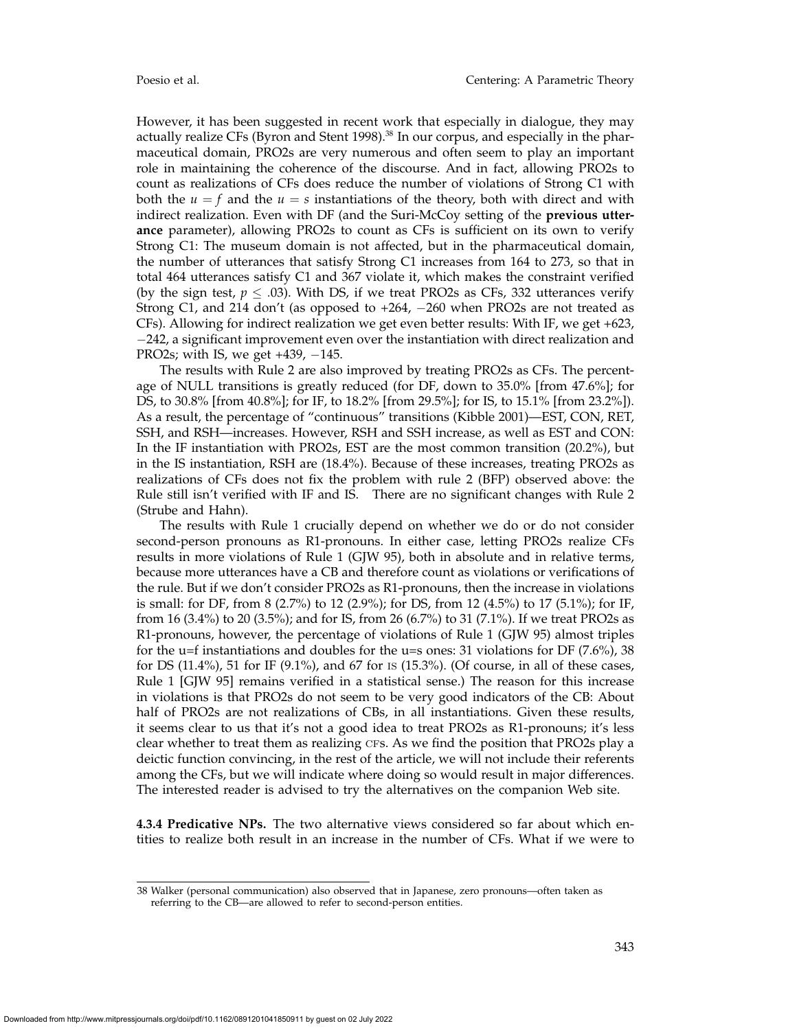However, it has been suggested in recent work that especially in dialogue, they may actually realize CFs (Byron and Stent 1998).[38] In our corpus, and especially in the pharmaceutical domain, PRO2s are very numerous and often seem to play an important role in maintaining the coherence of the discourse. And in fact, allowing PRO2s to count as realizations of CFs does reduce the number of violations of Strong C1 with both the $u = f$ and the $u = s$ instantiations of the theory, both with direct and with indirect realization. Even with DF (and the Suri-McCoy setting of the **previous utterance** parameter), allowing PRO2s to count as CFs is sufficient on its own to verify Strong C1: The museum domain is not affected, but in the pharmaceutical domain, the number of utterances that satisfy Strong C1 increases from 164 to 273, so that in total 464 utterances satisfy C1 and 367 violate it, which makes the constraint verified (by the sign test, $p \leq .03$). With DS, if we treat PRO2s as CFs, 332 utterances verify Strong C1, and 214 don't (as opposed to +264, −260 when PRO2s are not treated as CFs). Allowing for indirect realization we get even better results: With IF, we get +623, −242, a significant improvement even over the instantiation with direct realization and PRO2s; with IS, we get +439, −145.

The results with Rule 2 are also improved by treating PRO2s as CFs. The percentage of NULL transitions is greatly reduced (for DF, down to 35.0% [from 47.6%]; for DS, to 30.8% [from 40.8%]; for IF, to 18.2% [from 29.5%]; for IS, to 15.1% [from 23.2%]). As a result, the percentage of "continuous" transitions (Kibble 2001)—EST, CON, RET, SSH, and RSH—increases. However, RSH and SSH increase, as well as EST and CON: In the IF instantiation with PRO2s, EST are the most common transition (20.2%), but in the IS instantiation, RSH are (18.4%). Because of these increases, treating PRO2s as realizations of CFs does not fix the problem with rule 2 (BFP) observed above: the Rule still isn't verified with IF and IS. There are no significant changes with Rule 2 (Strube and Hahn).

The results with Rule 1 crucially depend on whether we do or do not consider second-person pronouns as R1-pronouns. In either case, letting PRO2s realize CFs results in more violations of Rule 1 (GJW 95), both in absolute and in relative terms, because more utterances have a CB and therefore count as violations or verifications of the rule. But if we don't consider PRO2s as R1-pronouns, then the increase in violations is small: for DF, from 8 (2.7%) to 12 (2.9%); for DS, from 12 (4.5%) to 17 (5.1%); for IF, from 16 (3.4%) to 20 (3.5%); and for IS, from 26 (6.7%) to 31 (7.1%). If we treat PRO2s as R1-pronouns, however, the percentage of violations of Rule 1 (GJW 95) almost triples for the u=f instantiations and doubles for the u=s ones: 31 violations for DF (7.6%), 38 for DS (11.4%), 51 for IF (9.1%), and 67 for IS (15.3%). (Of course, in all of these cases, Rule 1 [GJW 95] remains verified in a statistical sense.) The reason for this increase in violations is that PRO2s do not seem to be very good indicators of the CB: About half of PRO2s are not realizations of CBs, in all instantiations. Given these results, it seems clear to us that it's not a good idea to treat PRO2s as R1-pronouns; it's less clear whether to treat them as realizing CFs. As we find the position that PRO2s play a deictic function convincing, in the rest of the article, we will not include their referents among the CFs, but we will indicate where doing so would result in major differences. The interested reader is advised to try the alternatives on the companion Web site.

**4.3.4 Predicative NPs.** The two alternative views considered so far about which entities to realize both result in an increase in the number of CFs. What if we were to

38 Walker (personal communication) also observed that in Japanese, zero pronouns—often taken as referring to the CB—are allowed to refer to second-person entities.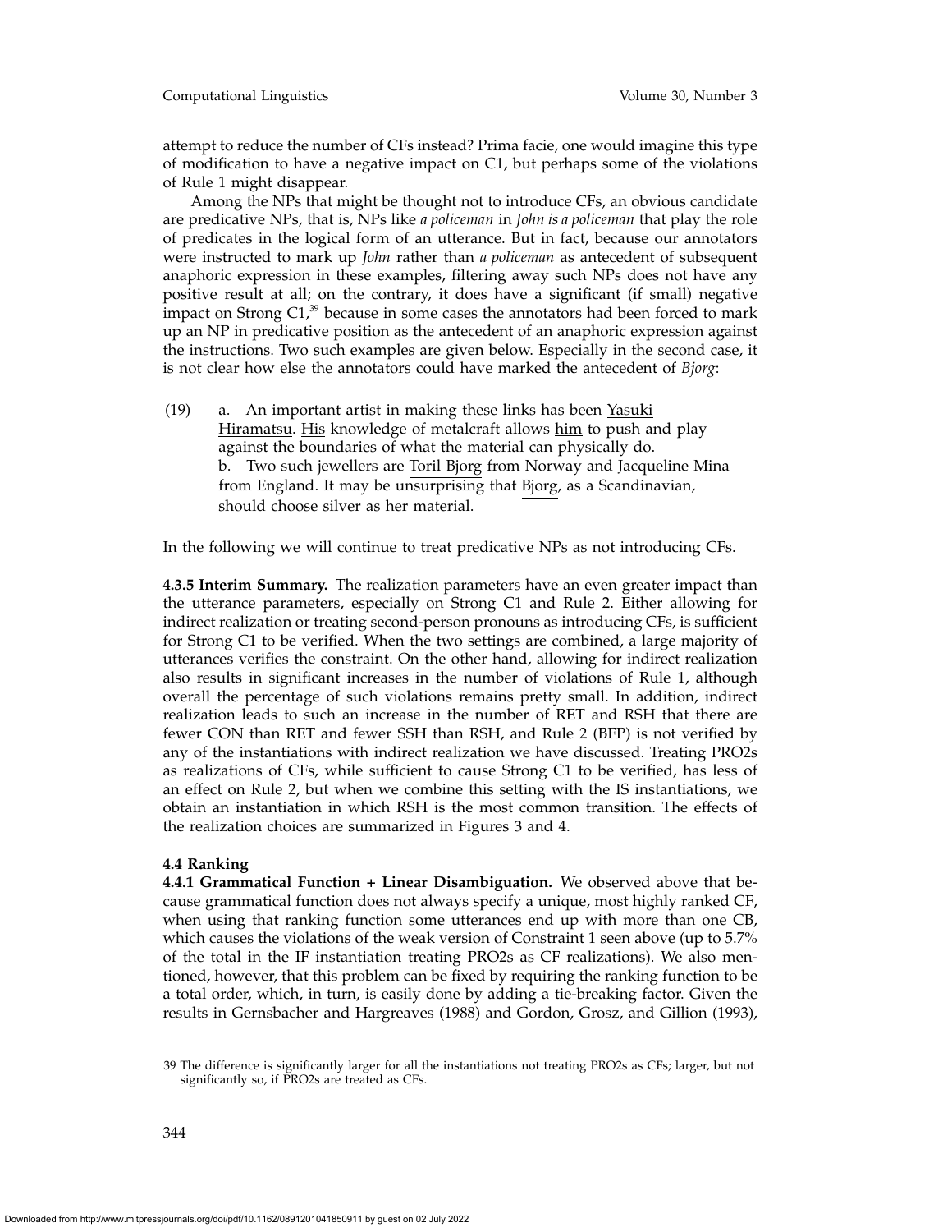attempt to reduce the number of CFs instead? Prima facie, one would imagine this type of modification to have a negative impact on C1, but perhaps some of the violations of Rule 1 might disappear.

Among the NPs that might be thought not to introduce CFs, an obvious candidate are predicative NPs, that is, NPs like *a policeman* in *John is a policeman* that play the role of predicates in the logical form of an utterance. But in fact, because our annotators were instructed to mark up *John* rather than *a policeman* as antecedent of subsequent anaphoric expression in these examples, filtering away such NPs does not have any positive result at all; on the contrary, it does have a significant (if small) negative impact on Strong C1,[39] because in some cases the annotators had been forced to mark up an NP in predicative position as the antecedent of an anaphoric expression against the instructions. Two such examples are given below. Especially in the second case, it is not clear how else the annotators could have marked the antecedent of *Bjorg*:

(19) a. An important artist in making these links has been Yasuki Hiramatsu. His knowledge of metalcraft allows him to push and play against the boundaries of what the material can physically do.
b. Two such jewellers are Toril Bjorg from Norway and Jacqueline Mina from England. It may be unsurprising that Bjorg, as a Scandinavian, should choose silver as her material.

In the following we will continue to treat predicative NPs as not introducing CFs.

**4.3.5 Interim Summary.** The realization parameters have an even greater impact than the utterance parameters, especially on Strong C1 and Rule 2. Either allowing for indirect realization or treating second-person pronouns as introducing CFs, is sufficient for Strong C1 to be verified. When the two settings are combined, a large majority of utterances verifies the constraint. On the other hand, allowing for indirect realization also results in significant increases in the number of violations of Rule 1, although overall the percentage of such violations remains pretty small. In addition, indirect realization leads to such an increase in the number of RET and RSH that there are fewer CON than RET and fewer SSH than RSH, and Rule 2 (BFP) is not verified by any of the instantiations with indirect realization we have discussed. Treating PRO2s as realizations of CFs, while sufficient to cause Strong C1 to be verified, has less of an effect on Rule 2, but when we combine this setting with the IS instantiations, we obtain an instantiation in which RSH is the most common transition. The effects of the realization choices are summarized in Figures 3 and 4.

### 4.4 Ranking

**4.4.1 Grammatical Function + Linear Disambiguation.** We observed above that because grammatical function does not always specify a unique, most highly ranked CF, when using that ranking function some utterances end up with more than one CB, which causes the violations of the weak version of Constraint 1 seen above (up to 5.7% of the total in the IF instantiation treating PRO2s as CF realizations). We also mentioned, however, that this problem can be fixed by requiring the ranking function to be a total order, which, in turn, is easily done by adding a tie-breaking factor. Given the results in Gernsbacher and Hargreaves (1988) and Gordon, Grosz, and Gillion (1993),

39 The difference is significantly larger for all the instantiations not treating PRO2s as CFs; larger, but not significantly so, if PRO2s are treated as CFs.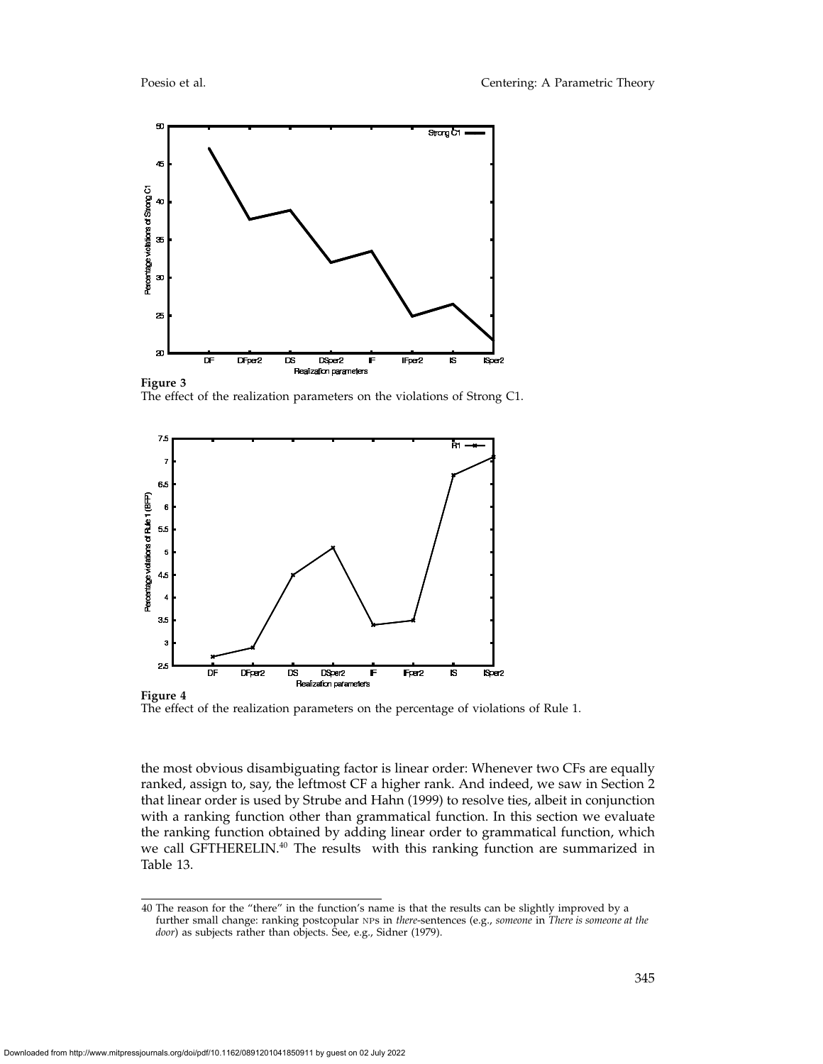**Figure 3**
The effect of the realization parameters on the violations of Strong C1.

**Figure 4**
The effect of the realization parameters on the percentage of violations of Rule 1.

the most obvious disambiguating factor is linear order: Whenever two CFs are equally ranked, assign to, say, the leftmost CF a higher rank. And indeed, we saw in Section 2 that linear order is used by Strube and Hahn (1999) to resolve ties, albeit in conjunction with a ranking function other than grammatical function. In this section we evaluate the ranking function obtained by adding linear order to grammatical function, which we call GFTHERELIN.[40] The results with this ranking function are summarized in Table 13.

---

[40] The reason for the "there" in the function's name is that the results can be slightly improved by a further small change: ranking postcopular NPs in *there*-sentences (e.g., *someone* in *There is someone at the door*) as subjects rather than objects. See, e.g., Sidner (1979).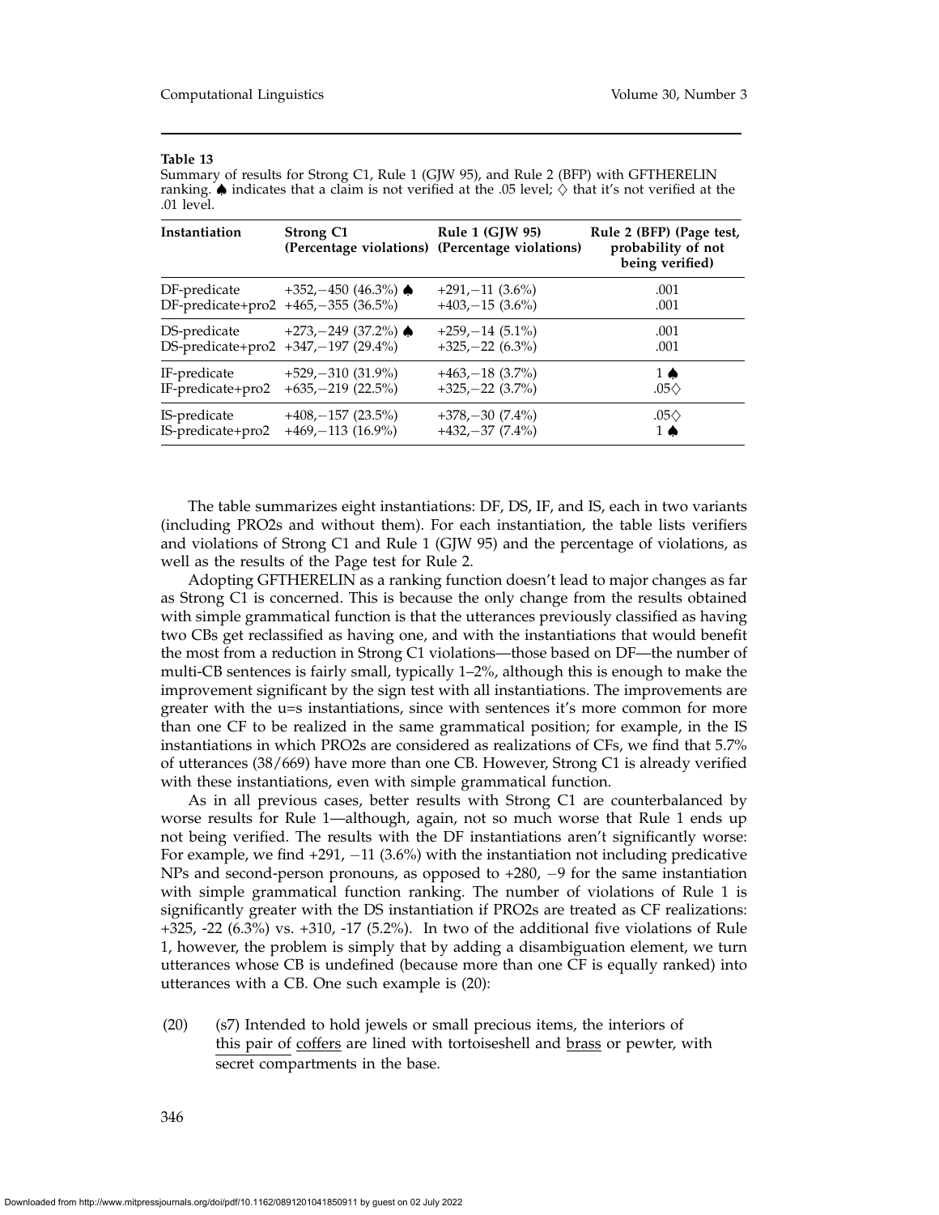**Table 13**

Summary of results for Strong C1, Rule 1 (GJW 95), and Rule 2 (BFP) with GFTHERELIN ranking. ♠ indicates that a claim is not verified at the .05 level; ♢ that it's not verified at the .01 level.

| Instantiation | Strong C1 (Percentage violations) | Rule 1 (GJW 95) (Percentage violations) | Rule 2 (BFP) (Page test, probability of not being verified) |
|---|---|---|---|
| DF-predicate | +352, −450 (46.3%) ♠ | +291, −11 (3.6%) | .001 |
| DF-predicate+pro2 | +465, −355 (36.5%) | +403, −15 (3.6%) | .001 |
| DS-predicate | +273, −249 (37.2%) ♠ | +259, −14 (5.1%) | .001 |
| DS-predicate+pro2 | +347, −197 (29.4%) | +325, −22 (6.3%) | .001 |
| IF-predicate | +529, −310 (31.9%) | +463, −18 (3.7%) | 1 ♠ |
| IF-predicate+pro2 | +635, −219 (22.5%) | +325, −22 (3.7%) | .05♢ |
| IS-predicate | +408, −157 (23.5%) | +378, −30 (7.4%) | .05♢ |
| IS-predicate+pro2 | +469, −113 (16.9%) | +432, −37 (7.4%) | 1 ♠ |

The table summarizes eight instantiations: DF, DS, IF, and IS, each in two variants (including PRO2s and without them). For each instantiation, the table lists verifiers and violations of Strong C1 and Rule 1 (GJW 95) and the percentage of violations, as well as the results of the Page test for Rule 2.

Adopting GFTHERELIN as a ranking function doesn't lead to major changes as far as Strong C1 is concerned. This is because the only change from the results obtained with simple grammatical function is that the utterances previously classified as having two CBs get reclassified as having one, and with the instantiations that would benefit the most from a reduction in Strong C1 violations—those based on DF—the number of multi-CB sentences is fairly small, typically 1–2%, although this is enough to make the improvement significant by the sign test with all instantiations. The improvements are greater with the u=s instantiations, since with sentences it's more common for more than one CF to be realized in the same grammatical position; for example, in the IS instantiations in which PRO2s are considered as realizations of CFs, we find that 5.7% of utterances (38/669) have more than one CB. However, Strong C1 is already verified with these instantiations, even with simple grammatical function.

As in all previous cases, better results with Strong C1 are counterbalanced by worse results for Rule 1—although, again, not so much worse that Rule 1 ends up not being verified. The results with the DF instantiations aren't significantly worse: For example, we find +291, −11 (3.6%) with the instantiation not including predicative NPs and second-person pronouns, as opposed to +280, −9 for the same instantiation with simple grammatical function ranking. The number of violations of Rule 1 is significantly greater with the DS instantiation if PRO2s are treated as CF realizations: +325, -22 (6.3%) vs. +310, -17 (5.2%). In two of the additional five violations of Rule 1, however, the problem is simply that by adding a disambiguation element, we turn utterances whose CB is undefined (because more than one CF is equally ranked) into utterances with a CB. One such example is (20):

(20) (s7) Intended to hold jewels or small precious items, the interiors of this pair of coffers are lined with tortoiseshell and brass or pewter, with secret compartments in the base.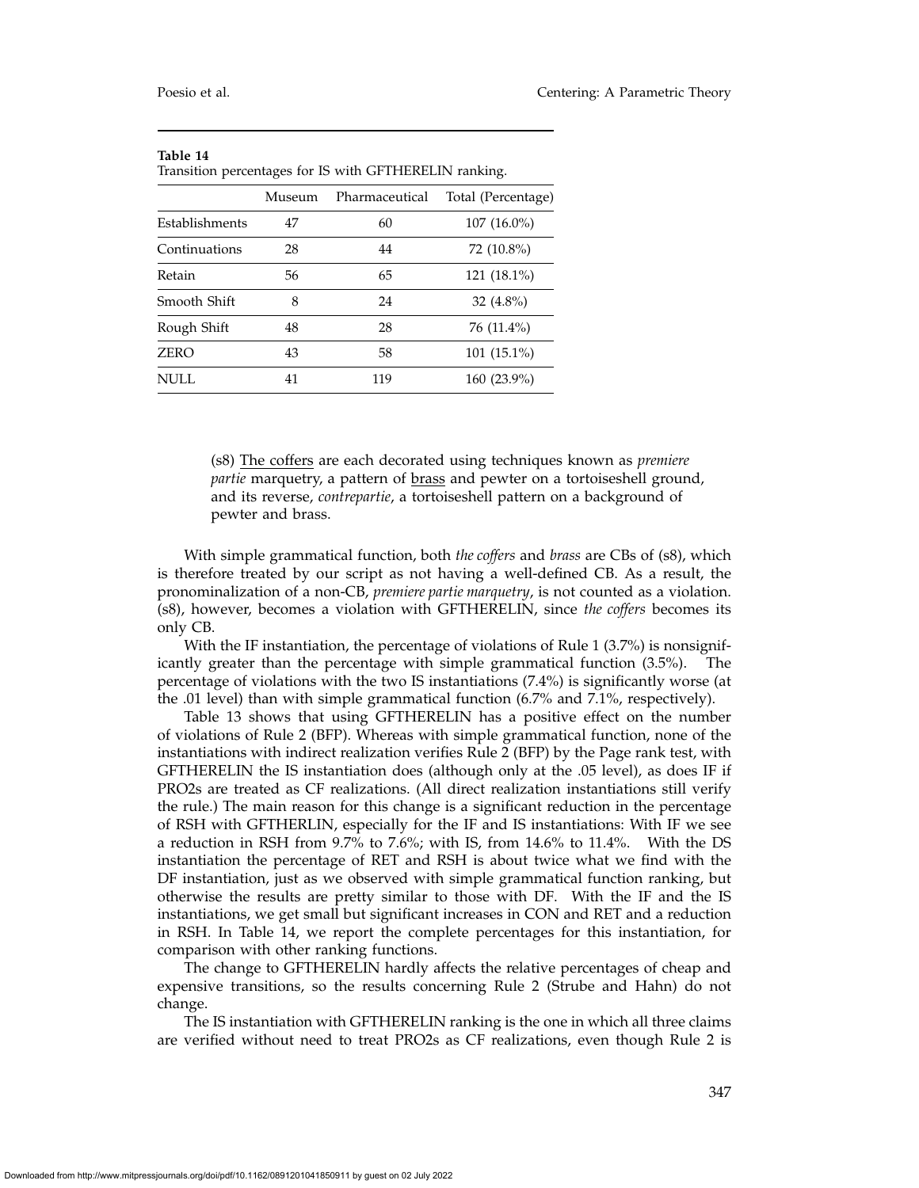**Table 14**
Transition percentages for IS with GFTHERELIN ranking.

| | Museum | Pharmaceutical | Total (Percentage) |
|---|---|---|---|
| Establishments | 47 | 60 | 107 (16.0%) |
| Continuations | 28 | 44 | 72 (10.8%) |
| Retain | 56 | 65 | 121 (18.1%) |
| Smooth Shift | 8 | 24 | 32 (4.8%) |
| Rough Shift | 48 | 28 | 76 (11.4%) |
| ZERO | 43 | 58 | 101 (15.1%) |
| NULL | 41 | 119 | 160 (23.9%) |

> (s8) The coffers are each decorated using techniques known as *premiere partie* marquetry, a pattern of brass and pewter on a tortoiseshell ground, and its reverse, *contrepartie*, a tortoiseshell pattern on a background of pewter and brass.

With simple grammatical function, both *the coffers* and *brass* are CBs of (s8), which is therefore treated by our script as not having a well-defined CB. As a result, the pronominalization of a non-CB, *premiere partie marquetry*, is not counted as a violation. (s8), however, becomes a violation with GFTHERELIN, since *the coffers* becomes its only CB.

With the IF instantiation, the percentage of violations of Rule 1 (3.7%) is nonsignificantly greater than the percentage with simple grammatical function (3.5%). The percentage of violations with the two IS instantiations (7.4%) is significantly worse (at the .01 level) than with simple grammatical function (6.7% and 7.1%, respectively).

Table 13 shows that using GFTHERELIN has a positive effect on the number of violations of Rule 2 (BFP). Whereas with simple grammatical function, none of the instantiations with indirect realization verifies Rule 2 (BFP) by the Page rank test, with GFTHERELIN the IS instantiation does (although only at the .05 level), as does IF if PRO2s are treated as CF realizations. (All direct realization instantiations still verify the rule.) The main reason for this change is a significant reduction in the percentage of RSH with GFTHERLIN, especially for the IF and IS instantiations: With IF we see a reduction in RSH from 9.7% to 7.6%; with IS, from 14.6% to 11.4%. With the DS instantiation the percentage of RET and RSH is about twice what we find with the DF instantiation, just as we observed with simple grammatical function ranking, but otherwise the results are pretty similar to those with DF. With the IF and the IS instantiations, we get small but significant increases in CON and RET and a reduction in RSH. In Table 14, we report the complete percentages for this instantiation, for comparison with other ranking functions.

The change to GFTHERELIN hardly affects the relative percentages of cheap and expensive transitions, so the results concerning Rule 2 (Strube and Hahn) do not change.

The IS instantiation with GFTHERELIN ranking is the one in which all three claims are verified without need to treat PRO2s as CF realizations, even though Rule 2 is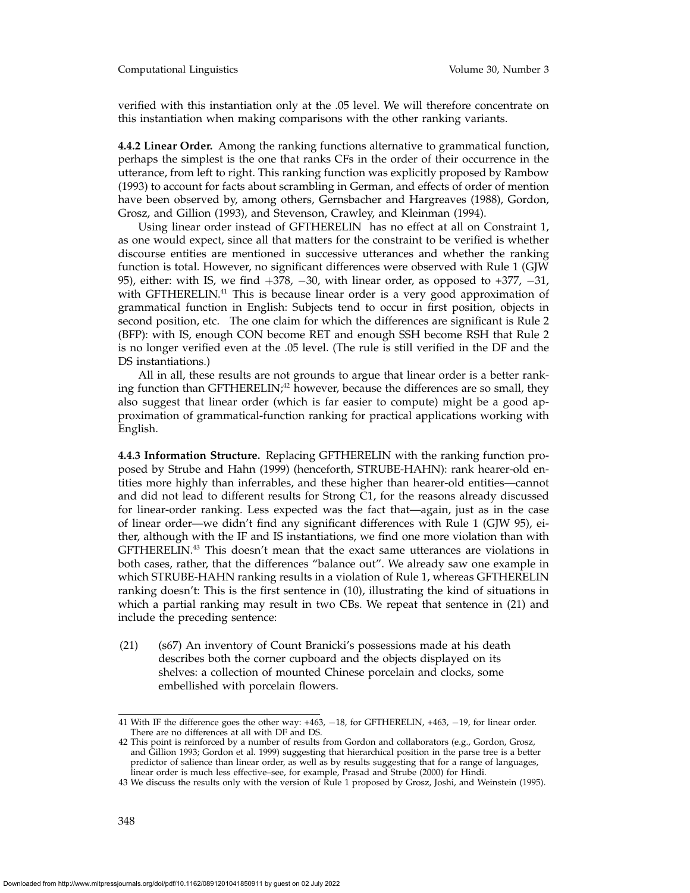verified with this instantiation only at the .05 level. We will therefore concentrate on this instantiation when making comparisons with the other ranking variants.

**4.4.2 Linear Order.** Among the ranking functions alternative to grammatical function, perhaps the simplest is the one that ranks CFs in the order of their occurrence in the utterance, from left to right. This ranking function was explicitly proposed by Rambow (1993) to account for facts about scrambling in German, and effects of order of mention have been observed by, among others, Gernsbacher and Hargreaves (1988), Gordon, Grosz, and Gillion (1993), and Stevenson, Crawley, and Kleinman (1994).

Using linear order instead of GFTHERELIN has no effect at all on Constraint 1, as one would expect, since all that matters for the constraint to be verified is whether discourse entities are mentioned in successive utterances and whether the ranking function is total. However, no significant differences were observed with Rule 1 (GJW 95), either: with IS, we find +378, −30, with linear order, as opposed to +377, −31, with GFTHERELIN.[41] This is because linear order is a very good approximation of grammatical function in English: Subjects tend to occur in first position, objects in second position, etc. The one claim for which the differences are significant is Rule 2 (BFP): with IS, enough CON become RET and enough SSH become RSH that Rule 2 is no longer verified even at the .05 level. (The rule is still verified in the DF and the DS instantiations.)

All in all, these results are not grounds to argue that linear order is a better ranking function than GFTHERELIN;[42] however, because the differences are so small, they also suggest that linear order (which is far easier to compute) might be a good approximation of grammatical-function ranking for practical applications working with English.

**4.4.3 Information Structure.** Replacing GFTHERELIN with the ranking function proposed by Strube and Hahn (1999) (henceforth, STRUBE-HAHN): rank hearer-old entities more highly than inferrables, and these higher than hearer-old entities—cannot and did not lead to different results for Strong C1, for the reasons already discussed for linear-order ranking. Less expected was the fact that—again, just as in the case of linear order—we didn't find any significant differences with Rule 1 (GJW 95), either, although with the IF and IS instantiations, we find one more violation than with GFTHERELIN.[43] This doesn't mean that the exact same utterances are violations in both cases, rather, that the differences "balance out". We already saw one example in which STRUBE-HAHN ranking results in a violation of Rule 1, whereas GFTHERELIN ranking doesn't: This is the first sentence in (10), illustrating the kind of situations in which a partial ranking may result in two CBs. We repeat that sentence in (21) and include the preceding sentence:

(21) (s67) An inventory of Count Branicki's possessions made at his death describes both the corner cupboard and the objects displayed on its shelves: a collection of mounted Chinese porcelain and clocks, some embellished with porcelain flowers.

---

41 With IF the difference goes the other way: +463, −18, for GFTHERELIN, +463, −19, for linear order. There are no differences at all with DF and DS.

42 This point is reinforced by a number of results from Gordon and collaborators (e.g., Gordon, Grosz, and Gillion 1993; Gordon et al. 1999) suggesting that hierarchical position in the parse tree is a better predictor of salience than linear order, as well as by results suggesting that for a range of languages, linear order is much less effective–see, for example, Prasad and Strube (2000) for Hindi.

43 We discuss the results only with the version of Rule 1 proposed by Grosz, Joshi, and Weinstein (1995).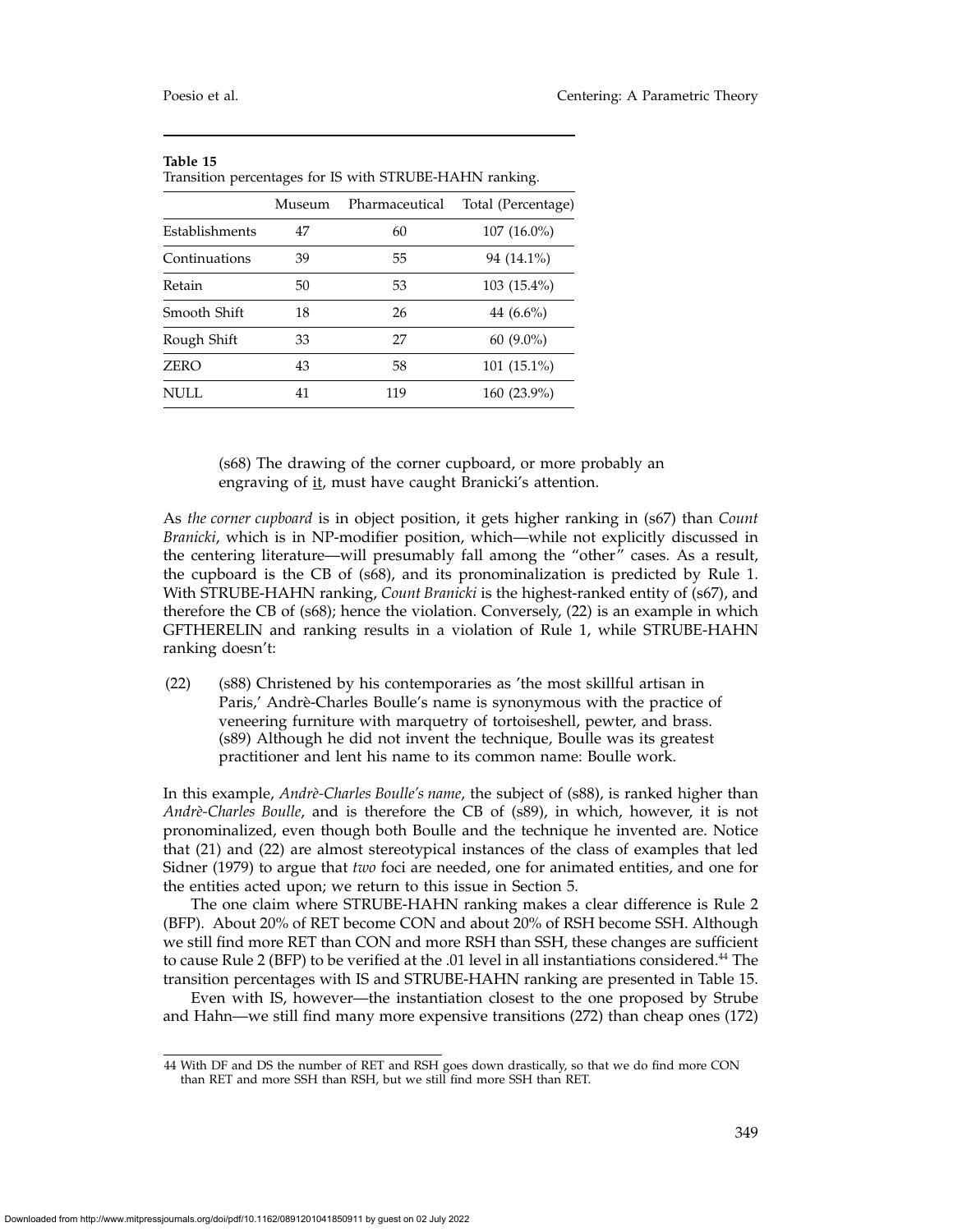**Table 15**
Transition percentages for IS with STRUBE-HAHN ranking.

| | Museum | Pharmaceutical | Total (Percentage) |
|---|---|---|---|
| Establishments | 47 | 60 | 107 (16.0%) |
| Continuations | 39 | 55 | 94 (14.1%) |
| Retain | 50 | 53 | 103 (15.4%) |
| Smooth Shift | 18 | 26 | 44 (6.6%) |
| Rough Shift | 33 | 27 | 60 (9.0%) |
| ZERO | 43 | 58 | 101 (15.1%) |
| NULL | 41 | 119 | 160 (23.9%) |

> (s68) The drawing of the corner cupboard, or more probably an engraving of it, must have caught Branicki's attention.

As *the corner cupboard* is in object position, it gets higher ranking in (s67) than *Count Branicki*, which is in NP-modifier position, which—while not explicitly discussed in the centering literature—will presumably fall among the "other" cases. As a result, the cupboard is the CB of (s68), and its pronominalization is predicted by Rule 1. With STRUBE-HAHN ranking, *Count Branicki* is the highest-ranked entity of (s67), and therefore the CB of (s68); hence the violation. Conversely, (22) is an example in which GFTHERELIN and ranking results in a violation of Rule 1, while STRUBE-HAHN ranking doesn't:

(22) (s88) Christened by his contemporaries as 'the most skillful artisan in Paris,' Andrè-Charles Boulle's name is synonymous with the practice of veneering furniture with marquetry of tortoiseshell, pewter, and brass. (s89) Although he did not invent the technique, Boulle was its greatest practitioner and lent his name to its common name: Boulle work.

In this example, *Andrè-Charles Boulle's name*, the subject of (s88), is ranked higher than *Andrè-Charles Boulle*, and is therefore the CB of (s89), in which, however, it is not pronominalized, even though both Boulle and the technique he invented are. Notice that (21) and (22) are almost stereotypical instances of the class of examples that led Sidner (1979) to argue that *two* foci are needed, one for animated entities, and one for the entities acted upon; we return to this issue in Section 5.

The one claim where STRUBE-HAHN ranking makes a clear difference is Rule 2 (BFP). About 20% of RET become CON and about 20% of RSH become SSH. Although we still find more RET than CON and more RSH than SSH, these changes are sufficient to cause Rule 2 (BFP) to be verified at the .01 level in all instantiations considered.[44] The transition percentages with IS and STRUBE-HAHN ranking are presented in Table 15.

Even with IS, however—the instantiation closest to the one proposed by Strube and Hahn—we still find many more expensive transitions (272) than cheap ones (172)

44 With DF and DS the number of RET and RSH goes down drastically, so that we do find more CON than RET and more SSH than RSH, but we still find more SSH than RET.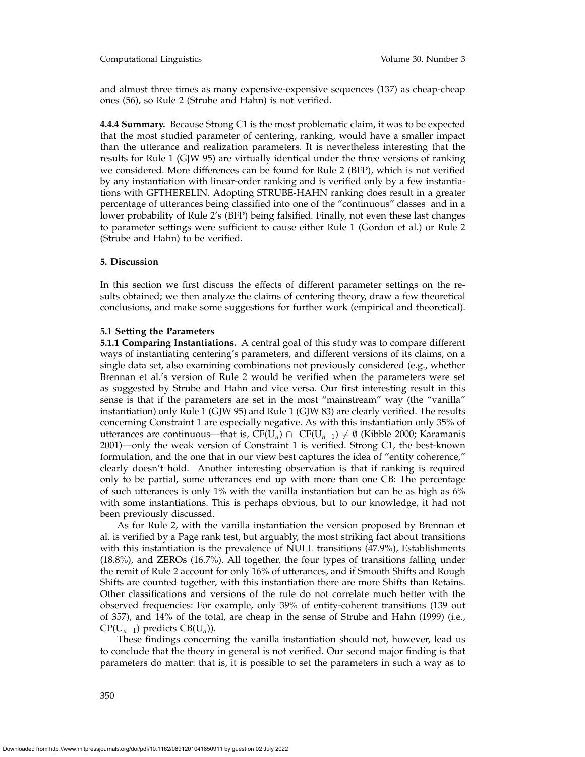and almost three times as many expensive-expensive sequences (137) as cheap-cheap ones (56), so Rule 2 (Strube and Hahn) is not verified.

**4.4.4 Summary.** Because Strong C1 is the most problematic claim, it was to be expected that the most studied parameter of centering, ranking, would have a smaller impact than the utterance and realization parameters. It is nevertheless interesting that the results for Rule 1 (GJW 95) are virtually identical under the three versions of ranking we considered. More differences can be found for Rule 2 (BFP), which is not verified by any instantiation with linear-order ranking and is verified only by a few instantiations with GFTHERELIN. Adopting STRUBE-HAHN ranking does result in a greater percentage of utterances being classified into one of the "continuous" classes and in a lower probability of Rule 2's (BFP) being falsified. Finally, not even these last changes to parameter settings were sufficient to cause either Rule 1 (Gordon et al.) or Rule 2 (Strube and Hahn) to be verified.

## 5. Discussion

In this section we first discuss the effects of different parameter settings on the results obtained; we then analyze the claims of centering theory, draw a few theoretical conclusions, and make some suggestions for further work (empirical and theoretical).

### 5.1 Setting the Parameters

**5.1.1 Comparing Instantiations.** A central goal of this study was to compare different ways of instantiating centering's parameters, and different versions of its claims, on a single data set, also examining combinations not previously considered (e.g., whether Brennan et al.'s version of Rule 2 would be verified when the parameters were set as suggested by Strube and Hahn and vice versa. Our first interesting result in this sense is that if the parameters are set in the most "mainstream" way (the "vanilla" instantiation) only Rule 1 (GJW 95) and Rule 1 (GJW 83) are clearly verified. The results concerning Constraint 1 are especially negative. As with this instantiation only 35% of utterances are continuous—that is, $\mathrm{CF}(\mathrm{U}_n) \cap \mathrm{CF}(\mathrm{U}_{n-1}) \neq \emptyset$ (Kibble 2000; Karamanis 2001)—only the weak version of Constraint 1 is verified. Strong C1, the best-known formulation, and the one that in our view best captures the idea of "entity coherence," clearly doesn't hold. Another interesting observation is that if ranking is required only to be partial, some utterances end up with more than one CB: The percentage of such utterances is only 1% with the vanilla instantiation but can be as high as 6% with some instantiations. This is perhaps obvious, but to our knowledge, it had not been previously discussed.

As for Rule 2, with the vanilla instantiation the version proposed by Brennan et al. is verified by a Page rank test, but arguably, the most striking fact about transitions with this instantiation is the prevalence of NULL transitions (47.9%), Establishments (18.8%), and ZEROs (16.7%). All together, the four types of transitions falling under the remit of Rule 2 account for only 16% of utterances, and if Smooth Shifts and Rough Shifts are counted together, with this instantiation there are more Shifts than Retains. Other classifications and versions of the rule do not correlate much better with the observed frequencies: For example, only 39% of entity-coherent transitions (139 out of 357), and 14% of the total, are cheap in the sense of Strube and Hahn (1999) (i.e., $\mathrm{CP}(\mathrm{U}_{n-1})$ predicts $\mathrm{CB}(\mathrm{U}_n)$).

These findings concerning the vanilla instantiation should not, however, lead us to conclude that the theory in general is not verified. Our second major finding is that parameters do matter: that is, it is possible to set the parameters in such a way as to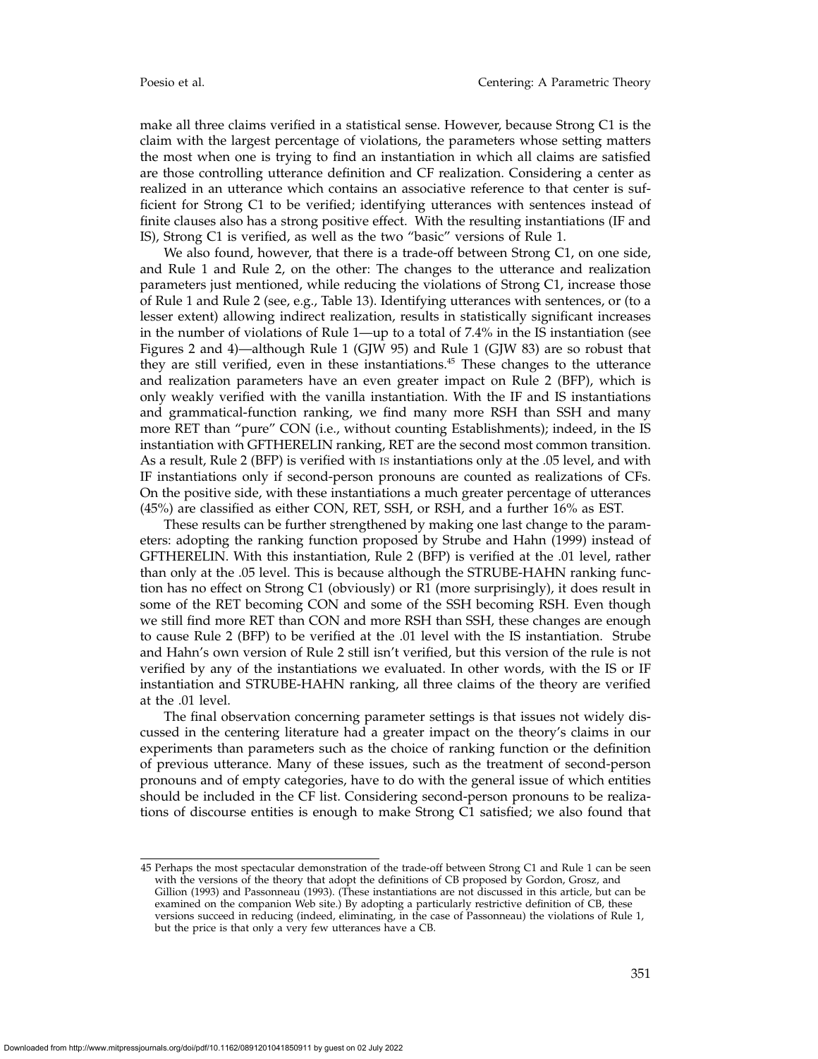make all three claims verified in a statistical sense. However, because Strong C1 is the claim with the largest percentage of violations, the parameters whose setting matters the most when one is trying to find an instantiation in which all claims are satisfied are those controlling utterance definition and CF realization. Considering a center as realized in an utterance which contains an associative reference to that center is sufficient for Strong C1 to be verified; identifying utterances with sentences instead of finite clauses also has a strong positive effect. With the resulting instantiations (IF and IS), Strong C1 is verified, as well as the two "basic" versions of Rule 1.

We also found, however, that there is a trade-off between Strong C1, on one side, and Rule 1 and Rule 2, on the other: The changes to the utterance and realization parameters just mentioned, while reducing the violations of Strong C1, increase those of Rule 1 and Rule 2 (see, e.g., Table 13). Identifying utterances with sentences, or (to a lesser extent) allowing indirect realization, results in statistically significant increases in the number of violations of Rule 1—up to a total of 7.4% in the IS instantiation (see Figures 2 and 4)—although Rule 1 (GJW 95) and Rule 1 (GJW 83) are so robust that they are still verified, even in these instantiations.[45] These changes to the utterance and realization parameters have an even greater impact on Rule 2 (BFP), which is only weakly verified with the vanilla instantiation. With the IF and IS instantiations and grammatical-function ranking, we find many more RSH than SSH and many more RET than "pure" CON (i.e., without counting Establishments); indeed, in the IS instantiation with GFTHERELIN ranking, RET are the second most common transition. As a result, Rule 2 (BFP) is verified with IS instantiations only at the .05 level, and with IF instantiations only if second-person pronouns are counted as realizations of CFs. On the positive side, with these instantiations a much greater percentage of utterances (45%) are classified as either CON, RET, SSH, or RSH, and a further 16% as EST.

These results can be further strengthened by making one last change to the parameters: adopting the ranking function proposed by Strube and Hahn (1999) instead of GFTHERELIN. With this instantiation, Rule 2 (BFP) is verified at the .01 level, rather than only at the .05 level. This is because although the STRUBE-HAHN ranking function has no effect on Strong C1 (obviously) or R1 (more surprisingly), it does result in some of the RET becoming CON and some of the SSH becoming RSH. Even though we still find more RET than CON and more RSH than SSH, these changes are enough to cause Rule 2 (BFP) to be verified at the .01 level with the IS instantiation. Strube and Hahn's own version of Rule 2 still isn't verified, but this version of the rule is not verified by any of the instantiations we evaluated. In other words, with the IS or IF instantiation and STRUBE-HAHN ranking, all three claims of the theory are verified at the .01 level.

The final observation concerning parameter settings is that issues not widely discussed in the centering literature had a greater impact on the theory's claims in our experiments than parameters such as the choice of ranking function or the definition of previous utterance. Many of these issues, such as the treatment of second-person pronouns and of empty categories, have to do with the general issue of which entities should be included in the CF list. Considering second-person pronouns to be realizations of discourse entities is enough to make Strong C1 satisfied; we also found that

45 Perhaps the most spectacular demonstration of the trade-off between Strong C1 and Rule 1 can be seen with the versions of the theory that adopt the definitions of CB proposed by Gordon, Grosz, and Gillion (1993) and Passonneau (1993). (These instantiations are not discussed in this article, but can be examined on the companion Web site.) By adopting a particularly restrictive definition of CB, these versions succeed in reducing (indeed, eliminating, in the case of Passonneau) the violations of Rule 1, but the price is that only a very few utterances have a CB.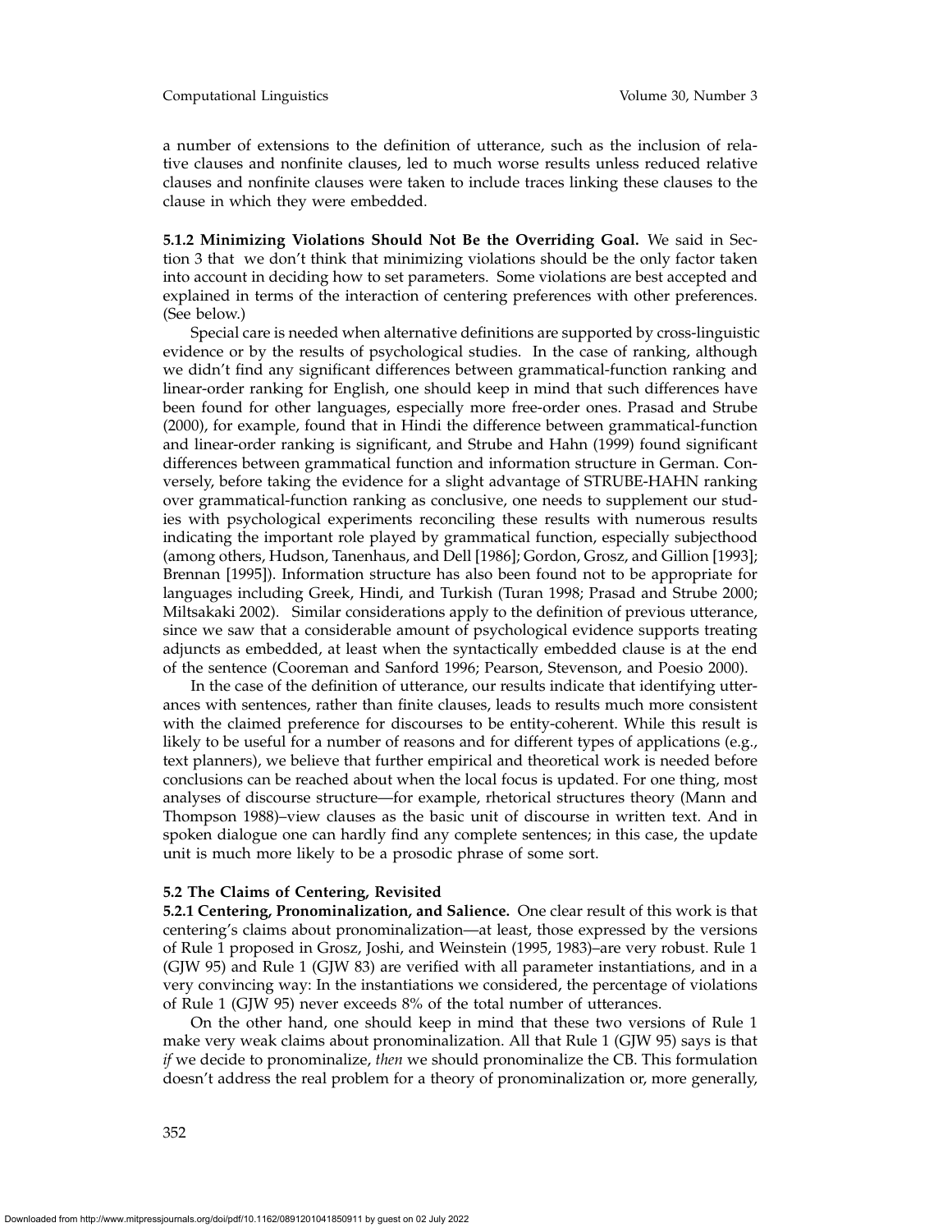a number of extensions to the definition of utterance, such as the inclusion of relative clauses and nonfinite clauses, led to much worse results unless reduced relative clauses and nonfinite clauses were taken to include traces linking these clauses to the clause in which they were embedded.

**5.1.2 Minimizing Violations Should Not Be the Overriding Goal.** We said in Section 3 that we don't think that minimizing violations should be the only factor taken into account in deciding how to set parameters. Some violations are best accepted and explained in terms of the interaction of centering preferences with other preferences. (See below.)

Special care is needed when alternative definitions are supported by cross-linguistic evidence or by the results of psychological studies. In the case of ranking, although we didn't find any significant differences between grammatical-function ranking and linear-order ranking for English, one should keep in mind that such differences have been found for other languages, especially more free-order ones. Prasad and Strube (2000), for example, found that in Hindi the difference between grammatical-function and linear-order ranking is significant, and Strube and Hahn (1999) found significant differences between grammatical function and information structure in German. Conversely, before taking the evidence for a slight advantage of STRUBE-HAHN ranking over grammatical-function ranking as conclusive, one needs to supplement our studies with psychological experiments reconciling these results with numerous results indicating the important role played by grammatical function, especially subjecthood (among others, Hudson, Tanenhaus, and Dell [1986]; Gordon, Grosz, and Gillion [1993]; Brennan [1995]). Information structure has also been found not to be appropriate for languages including Greek, Hindi, and Turkish (Turan 1998; Prasad and Strube 2000; Miltsakaki 2002). Similar considerations apply to the definition of previous utterance, since we saw that a considerable amount of psychological evidence supports treating adjuncts as embedded, at least when the syntactically embedded clause is at the end of the sentence (Cooreman and Sanford 1996; Pearson, Stevenson, and Poesio 2000).

In the case of the definition of utterance, our results indicate that identifying utterances with sentences, rather than finite clauses, leads to results much more consistent with the claimed preference for discourses to be entity-coherent. While this result is likely to be useful for a number of reasons and for different types of applications (e.g., text planners), we believe that further empirical and theoretical work is needed before conclusions can be reached about when the local focus is updated. For one thing, most analyses of discourse structure—for example, rhetorical structures theory (Mann and Thompson 1988)–view clauses as the basic unit of discourse in written text. And in spoken dialogue one can hardly find any complete sentences; in this case, the update unit is much more likely to be a prosodic phrase of some sort.

### 5.2 The Claims of Centering, Revisited

**5.2.1 Centering, Pronominalization, and Salience.** One clear result of this work is that centering's claims about pronominalization—at least, those expressed by the versions of Rule 1 proposed in Grosz, Joshi, and Weinstein (1995, 1983)–are very robust. Rule 1 (GJW 95) and Rule 1 (GJW 83) are verified with all parameter instantiations, and in a very convincing way: In the instantiations we considered, the percentage of violations of Rule 1 (GJW 95) never exceeds 8% of the total number of utterances.

On the other hand, one should keep in mind that these two versions of Rule 1 make very weak claims about pronominalization. All that Rule 1 (GJW 95) says is that *if* we decide to pronominalize, *then* we should pronominalize the CB. This formulation doesn't address the real problem for a theory of pronominalization or, more generally,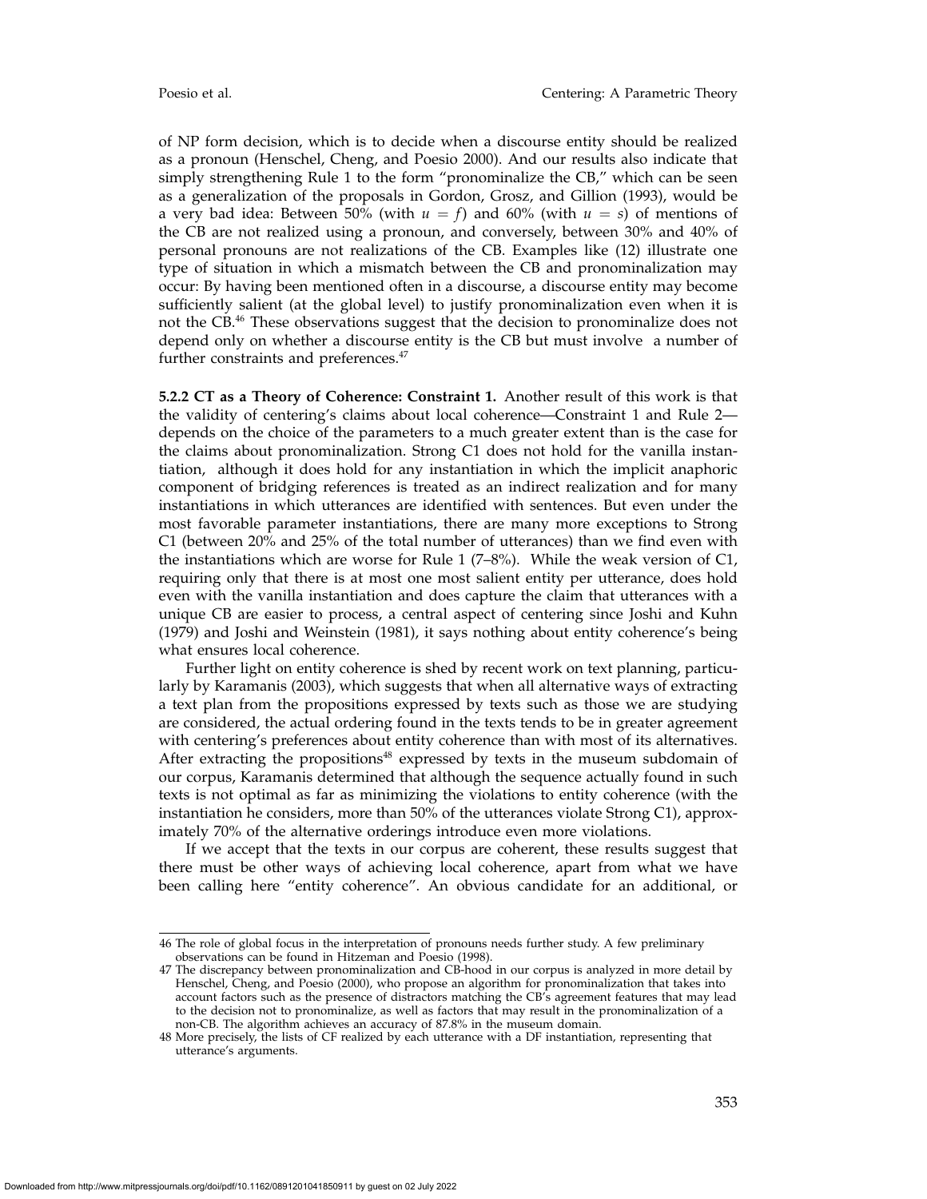of NP form decision, which is to decide when a discourse entity should be realized as a pronoun (Henschel, Cheng, and Poesio 2000). And our results also indicate that simply strengthening Rule 1 to the form "pronominalize the CB," which can be seen as a generalization of the proposals in Gordon, Grosz, and Gillion (1993), would be a very bad idea: Between 50% (with $u = f$) and 60% (with $u = s$) of mentions of the CB are not realized using a pronoun, and conversely, between 30% and 40% of personal pronouns are not realizations of the CB. Examples like (12) illustrate one type of situation in which a mismatch between the CB and pronominalization may occur: By having been mentioned often in a discourse, a discourse entity may become sufficiently salient (at the global level) to justify pronominalization even when it is not the CB.[46] These observations suggest that the decision to pronominalize does not depend only on whether a discourse entity is the CB but must involve a number of further constraints and preferences.[47]

**5.2.2 CT as a Theory of Coherence: Constraint 1.** Another result of this work is that the validity of centering's claims about local coherence—Constraint 1 and Rule 2—depends on the choice of the parameters to a much greater extent than is the case for the claims about pronominalization. Strong C1 does not hold for the vanilla instantiation, although it does hold for any instantiation in which the implicit anaphoric component of bridging references is treated as an indirect realization and for many instantiations in which utterances are identified with sentences. But even under the most favorable parameter instantiations, there are many more exceptions to Strong C1 (between 20% and 25% of the total number of utterances) than we find even with the instantiations which are worse for Rule 1 (7–8%). While the weak version of C1, requiring only that there is at most one most salient entity per utterance, does hold even with the vanilla instantiation and does capture the claim that utterances with a unique CB are easier to process, a central aspect of centering since Joshi and Kuhn (1979) and Joshi and Weinstein (1981), it says nothing about entity coherence's being what ensures local coherence.

Further light on entity coherence is shed by recent work on text planning, particularly by Karamanis (2003), which suggests that when all alternative ways of extracting a text plan from the propositions expressed by texts such as those we are studying are considered, the actual ordering found in the texts tends to be in greater agreement with centering's preferences about entity coherence than with most of its alternatives. After extracting the propositions[48] expressed by texts in the museum subdomain of our corpus, Karamanis determined that although the sequence actually found in such texts is not optimal as far as minimizing the violations to entity coherence (with the instantiation he considers, more than 50% of the utterances violate Strong C1), approximately 70% of the alternative orderings introduce even more violations.

If we accept that the texts in our corpus are coherent, these results suggest that there must be other ways of achieving local coherence, apart from what we have been calling here "entity coherence". An obvious candidate for an additional, or

---

46 The role of global focus in the interpretation of pronouns needs further study. A few preliminary observations can be found in Hitzeman and Poesio (1998).

47 The discrepancy between pronominalization and CB-hood in our corpus is analyzed in more detail by Henschel, Cheng, and Poesio (2000), who propose an algorithm for pronominalization that takes into account factors such as the presence of distractors matching the CB's agreement features that may lead to the decision not to pronominalize, as well as factors that may result in the pronominalization of a non-CB. The algorithm achieves an accuracy of 87.8% in the museum domain.

48 More precisely, the lists of CF realized by each utterance with a DF instantiation, representing that utterance's arguments.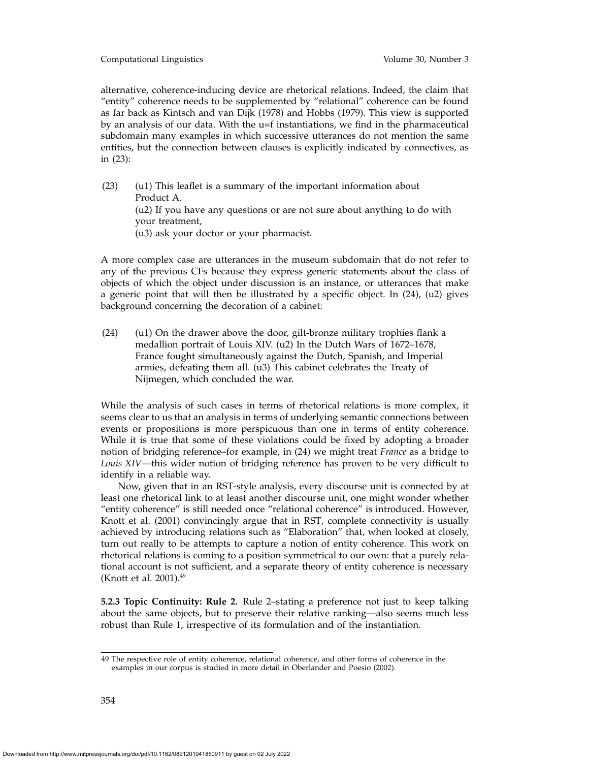alternative, coherence-inducing device are rhetorical relations. Indeed, the claim that "entity" coherence needs to be supplemented by "relational" coherence can be found as far back as Kintsch and van Dijk (1978) and Hobbs (1979). This view is supported by an analysis of our data. With the u=f instantiations, we find in the pharmaceutical subdomain many examples in which successive utterances do not mention the same entities, but the connection between clauses is explicitly indicated by connectives, as in (23):

(23) (u1) This leaflet is a summary of the important information about Product A.
(u2) If you have any questions or are not sure about anything to do with your treatment,
(u3) ask your doctor or your pharmacist.

A more complex case are utterances in the museum subdomain that do not refer to any of the previous CFs because they express generic statements about the class of objects of which the object under discussion is an instance, or utterances that make a generic point that will then be illustrated by a specific object. In (24), (u2) gives background concerning the decoration of a cabinet:

(24) (u1) On the drawer above the door, gilt-bronze military trophies flank a medallion portrait of Louis XIV. (u2) In the Dutch Wars of 1672–1678, France fought simultaneously against the Dutch, Spanish, and Imperial armies, defeating them all. (u3) This cabinet celebrates the Treaty of Nijmegen, which concluded the war.

While the analysis of such cases in terms of rhetorical relations is more complex, it seems clear to us that an analysis in terms of underlying semantic connections between events or propositions is more perspicuous than one in terms of entity coherence. While it is true that some of these violations could be fixed by adopting a broader notion of bridging reference–for example, in (24) we might treat *France* as a bridge to *Louis XIV*—this wider notion of bridging reference has proven to be very difficult to identify in a reliable way.

Now, given that in an RST-style analysis, every discourse unit is connected by at least one rhetorical link to at least another discourse unit, one might wonder whether "entity coherence" is still needed once "relational coherence" is introduced. However, Knott et al. (2001) convincingly argue that in RST, complete connectivity is usually achieved by introducing relations such as "Elaboration" that, when looked at closely, turn out really to be attempts to capture a notion of entity coherence. This work on rhetorical relations is coming to a position symmetrical to our own: that a purely relational account is not sufficient, and a separate theory of entity coherence is necessary (Knott et al. 2001).[49]

**5.2.3 Topic Continuity: Rule 2.** Rule 2–stating a preference not just to keep talking about the same objects, but to preserve their relative ranking—also seems much less robust than Rule 1, irrespective of its formulation and of the instantiation.

---

49 The respective role of entity coherence, relational coherence, and other forms of coherence in the examples in our corpus is studied in more detail in Oberlander and Poesio (2002).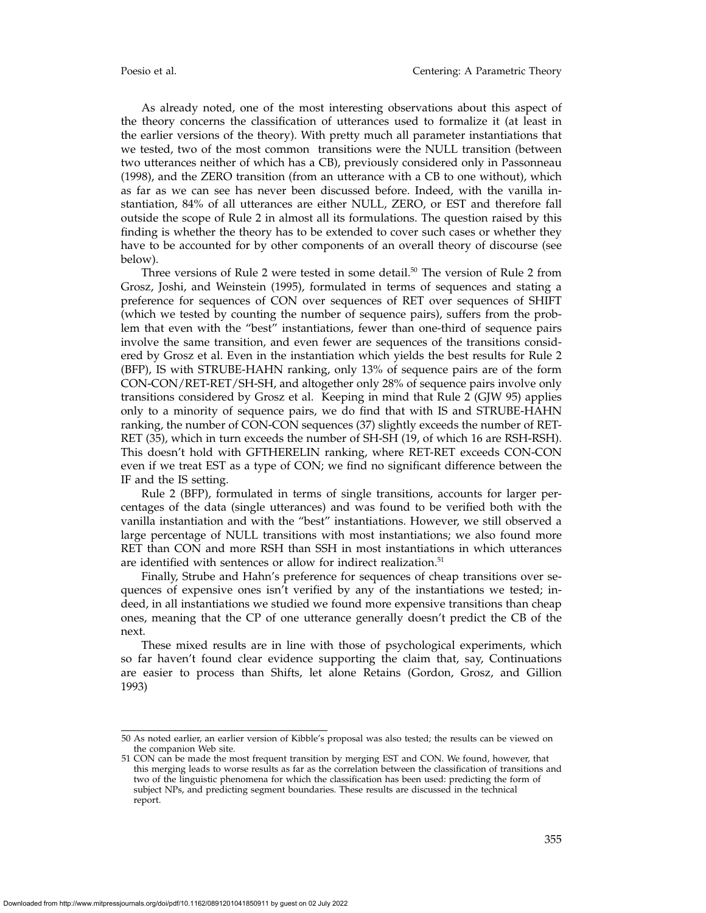As already noted, one of the most interesting observations about this aspect of the theory concerns the classification of utterances used to formalize it (at least in the earlier versions of the theory). With pretty much all parameter instantiations that we tested, two of the most common transitions were the NULL transition (between two utterances neither of which has a CB), previously considered only in Passonneau (1998), and the ZERO transition (from an utterance with a CB to one without), which as far as we can see has never been discussed before. Indeed, with the vanilla instantiation, 84% of all utterances are either NULL, ZERO, or EST and therefore fall outside the scope of Rule 2 in almost all its formulations. The question raised by this finding is whether the theory has to be extended to cover such cases or whether they have to be accounted for by other components of an overall theory of discourse (see below).

Three versions of Rule 2 were tested in some detail.[50] The version of Rule 2 from Grosz, Joshi, and Weinstein (1995), formulated in terms of sequences and stating a preference for sequences of CON over sequences of RET over sequences of SHIFT (which we tested by counting the number of sequence pairs), suffers from the problem that even with the "best" instantiations, fewer than one-third of sequence pairs involve the same transition, and even fewer are sequences of the transitions considered by Grosz et al. Even in the instantiation which yields the best results for Rule 2 (BFP), IS with STRUBE-HAHN ranking, only 13% of sequence pairs are of the form CON-CON/RET-RET/SH-SH, and altogether only 28% of sequence pairs involve only transitions considered by Grosz et al. Keeping in mind that Rule 2 (GJW 95) applies only to a minority of sequence pairs, we do find that with IS and STRUBE-HAHN ranking, the number of CON-CON sequences (37) slightly exceeds the number of RET-RET (35), which in turn exceeds the number of SH-SH (19, of which 16 are RSH-RSH). This doesn't hold with GFTHERELIN ranking, where RET-RET exceeds CON-CON even if we treat EST as a type of CON; we find no significant difference between the IF and the IS setting.

Rule 2 (BFP), formulated in terms of single transitions, accounts for larger percentages of the data (single utterances) and was found to be verified both with the vanilla instantiation and with the "best" instantiations. However, we still observed a large percentage of NULL transitions with most instantiations; we also found more RET than CON and more RSH than SSH in most instantiations in which utterances are identified with sentences or allow for indirect realization.[51]

Finally, Strube and Hahn's preference for sequences of cheap transitions over sequences of expensive ones isn't verified by any of the instantiations we tested; indeed, in all instantiations we studied we found more expensive transitions than cheap ones, meaning that the CP of one utterance generally doesn't predict the CB of the next.

These mixed results are in line with those of psychological experiments, which so far haven't found clear evidence supporting the claim that, say, Continuations are easier to process than Shifts, let alone Retains (Gordon, Grosz, and Gillion 1993)

50 As noted earlier, an earlier version of Kibble's proposal was also tested; the results can be viewed on the companion Web site.

51 CON can be made the most frequent transition by merging EST and CON. We found, however, that this merging leads to worse results as far as the correlation between the classification of transitions and two of the linguistic phenomena for which the classification has been used: predicting the form of subject NPs, and predicting segment boundaries. These results are discussed in the technical report.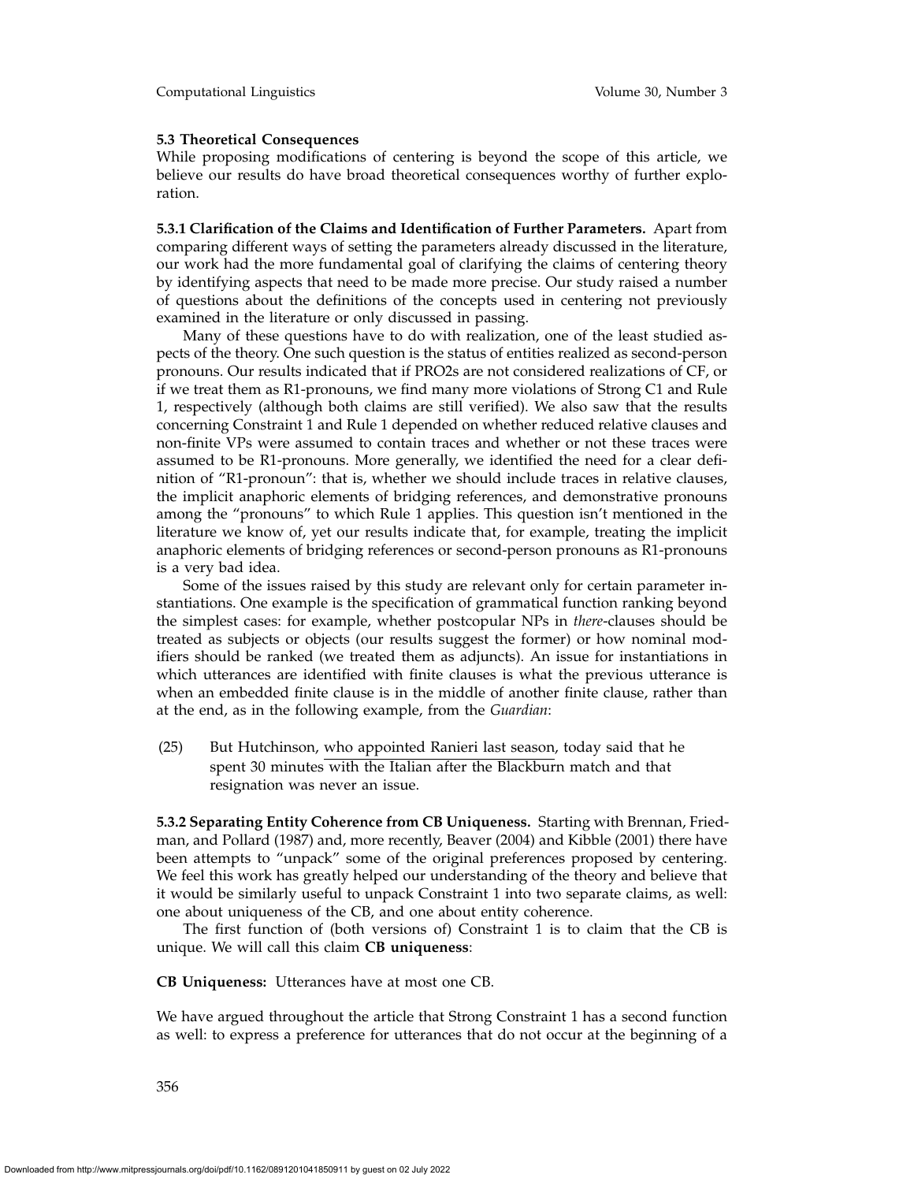### 5.3 Theoretical Consequences

While proposing modifications of centering is beyond the scope of this article, we believe our results do have broad theoretical consequences worthy of further exploration.

**5.3.1 Clarification of the Claims and Identification of Further Parameters.** Apart from comparing different ways of setting the parameters already discussed in the literature, our work had the more fundamental goal of clarifying the claims of centering theory by identifying aspects that need to be made more precise. Our study raised a number of questions about the definitions of the concepts used in centering not previously examined in the literature or only discussed in passing.

Many of these questions have to do with realization, one of the least studied aspects of the theory. One such question is the status of entities realized as second-person pronouns. Our results indicated that if PRO2s are not considered realizations of CF, or if we treat them as R1-pronouns, we find many more violations of Strong C1 and Rule 1, respectively (although both claims are still verified). We also saw that the results concerning Constraint 1 and Rule 1 depended on whether reduced relative clauses and non-finite VPs were assumed to contain traces and whether or not these traces were assumed to be R1-pronouns. More generally, we identified the need for a clear definition of "R1-pronoun": that is, whether we should include traces in relative clauses, the implicit anaphoric elements of bridging references, and demonstrative pronouns among the "pronouns" to which Rule 1 applies. This question isn't mentioned in the literature we know of, yet our results indicate that, for example, treating the implicit anaphoric elements of bridging references or second-person pronouns as R1-pronouns is a very bad idea.

Some of the issues raised by this study are relevant only for certain parameter instantiations. One example is the specification of grammatical function ranking beyond the simplest cases: for example, whether postcopular NPs in *there*-clauses should be treated as subjects or objects (our results suggest the former) or how nominal modifiers should be ranked (we treated them as adjuncts). An issue for instantiations in which utterances are identified with finite clauses is what the previous utterance is when an embedded finite clause is in the middle of another finite clause, rather than at the end, as in the following example, from the *Guardian*:

(25) But Hutchinson, <u>who appointed Ranieri last season</u>, today said that he spent 30 minutes with the Italian after the Blackburn match and that resignation was never an issue.

**5.3.2 Separating Entity Coherence from CB Uniqueness.** Starting with Brennan, Friedman, and Pollard (1987) and, more recently, Beaver (2004) and Kibble (2001) there have been attempts to "unpack" some of the original preferences proposed by centering. We feel this work has greatly helped our understanding of the theory and believe that it would be similarly useful to unpack Constraint 1 into two separate claims, as well: one about uniqueness of the CB, and one about entity coherence.

The first function of (both versions of) Constraint 1 is to claim that the CB is unique. We will call this claim **CB uniqueness**:

**CB Uniqueness:** Utterances have at most one CB.

We have argued throughout the article that Strong Constraint 1 has a second function as well: to express a preference for utterances that do not occur at the beginning of a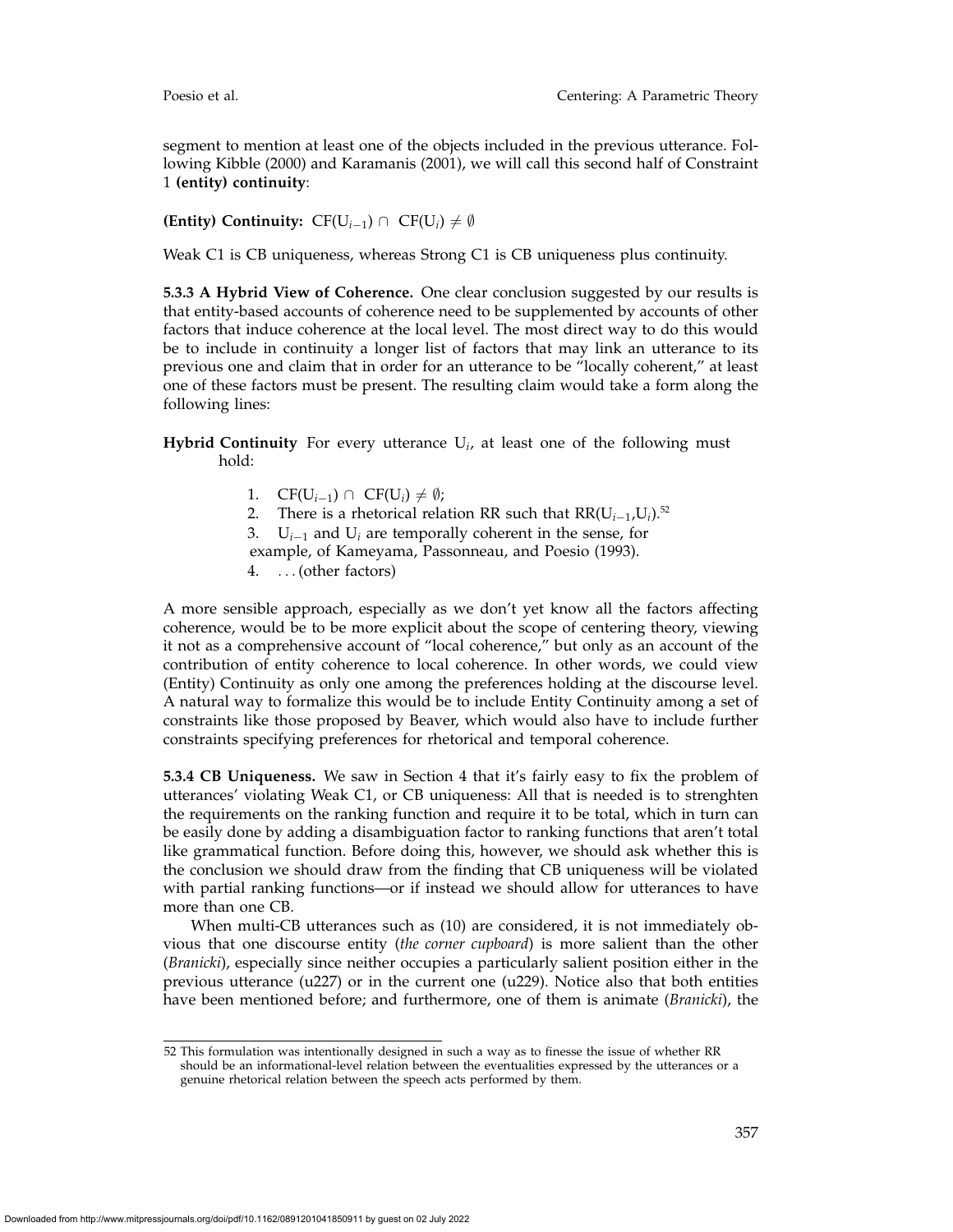segment to mention at least one of the objects included in the previous utterance. Following Kibble (2000) and Karamanis (2001), we will call this second half of Constraint 1 **(entity) continuity**:

**(Entity) Continuity:** $\mathrm{CF}(\mathrm{U}_{i-1}) \cap \mathrm{CF}(\mathrm{U}_i) \neq \emptyset$

Weak C1 is CB uniqueness, whereas Strong C1 is CB uniqueness plus continuity.

**5.3.3 A Hybrid View of Coherence.** One clear conclusion suggested by our results is that entity-based accounts of coherence need to be supplemented by accounts of other factors that induce coherence at the local level. The most direct way to do this would be to include in continuity a longer list of factors that may link an utterance to its previous one and claim that in order for an utterance to be "locally coherent," at least one of these factors must be present. The resulting claim would take a form along the following lines:

**Hybrid Continuity** For every utterance $\mathrm{U}_i$, at least one of the following must hold:

1. $\mathrm{CF}(\mathrm{U}_{i-1}) \cap \mathrm{CF}(\mathrm{U}_i) \neq \emptyset$;
2. There is a rhetorical relation RR such that $\mathrm{RR}(\mathrm{U}_{i-1},\mathrm{U}_i)$.[52]
3. $\mathrm{U}_{i-1}$ and $\mathrm{U}_i$ are temporally coherent in the sense, for example, of Kameyama, Passonneau, and Poesio (1993).
4. . . . (other factors)

A more sensible approach, especially as we don't yet know all the factors affecting coherence, would be to be more explicit about the scope of centering theory, viewing it not as a comprehensive account of "local coherence," but only as an account of the contribution of entity coherence to local coherence. In other words, we could view (Entity) Continuity as only one among the preferences holding at the discourse level. A natural way to formalize this would be to include Entity Continuity among a set of constraints like those proposed by Beaver, which would also have to include further constraints specifying preferences for rhetorical and temporal coherence.

**5.3.4 CB Uniqueness.** We saw in Section 4 that it's fairly easy to fix the problem of utterances' violating Weak C1, or CB uniqueness: All that is needed is to strenghten the requirements on the ranking function and require it to be total, which in turn can be easily done by adding a disambiguation factor to ranking functions that aren't total like grammatical function. Before doing this, however, we should ask whether this is the conclusion we should draw from the finding that CB uniqueness will be violated with partial ranking functions—or if instead we should allow for utterances to have more than one CB.

When multi-CB utterances such as (10) are considered, it is not immediately obvious that one discourse entity (*the corner cupboard*) is more salient than the other (*Branicki*), especially since neither occupies a particularly salient position either in the previous utterance (u227) or in the current one (u229). Notice also that both entities have been mentioned before; and furthermore, one of them is animate (*Branicki*), the

[52] This formulation was intentionally designed in such a way as to finesse the issue of whether RR should be an informational-level relation between the eventualities expressed by the utterances or a genuine rhetorical relation between the speech acts performed by them.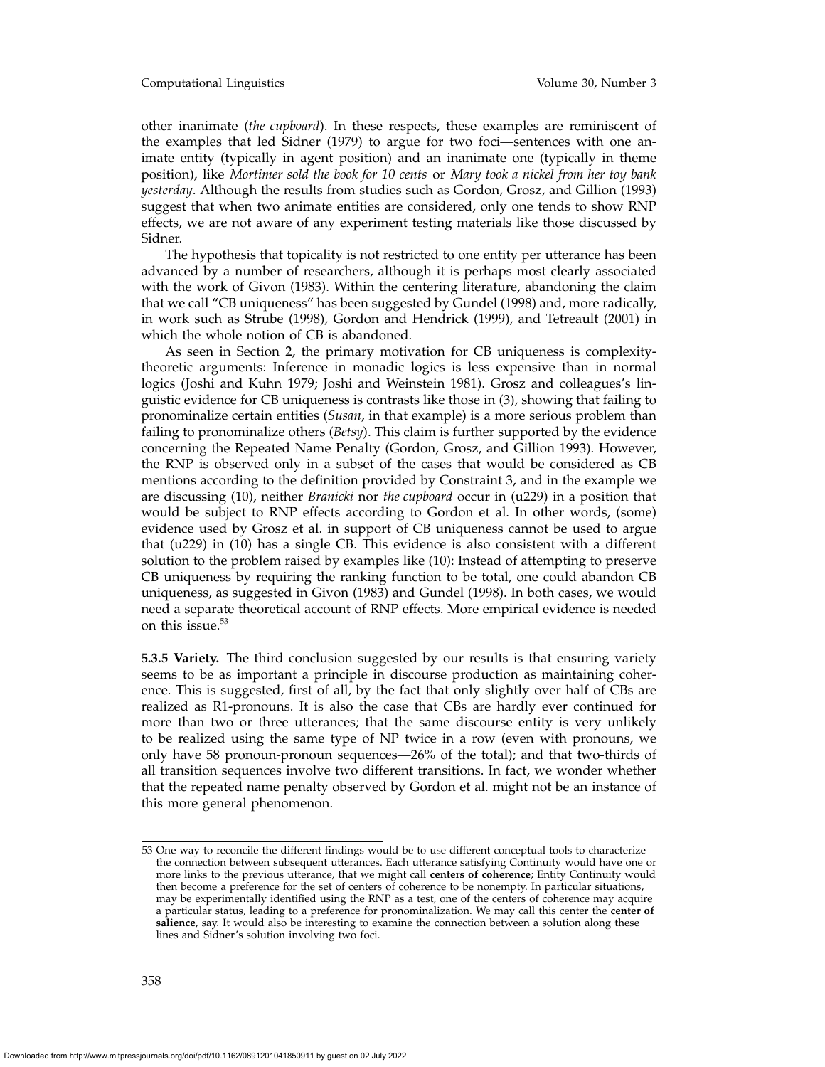other inanimate (*the cupboard*). In these respects, these examples are reminiscent of the examples that led Sidner (1979) to argue for two foci—sentences with one animate entity (typically in agent position) and an inanimate one (typically in theme position), like *Mortimer sold the book for 10 cents* or *Mary took a nickel from her toy bank yesterday*. Although the results from studies such as Gordon, Grosz, and Gillion (1993) suggest that when two animate entities are considered, only one tends to show RNP effects, we are not aware of any experiment testing materials like those discussed by Sidner.

The hypothesis that topicality is not restricted to one entity per utterance has been advanced by a number of researchers, although it is perhaps most clearly associated with the work of Givon (1983). Within the centering literature, abandoning the claim that we call "CB uniqueness" has been suggested by Gundel (1998) and, more radically, in work such as Strube (1998), Gordon and Hendrick (1999), and Tetreault (2001) in which the whole notion of CB is abandoned.

As seen in Section 2, the primary motivation for CB uniqueness is complexity-theoretic arguments: Inference in monadic logics is less expensive than in normal logics (Joshi and Kuhn 1979; Joshi and Weinstein 1981). Grosz and colleagues's linguistic evidence for CB uniqueness is contrasts like those in (3), showing that failing to pronominalize certain entities (*Susan*, in that example) is a more serious problem than failing to pronominalize others (*Betsy*). This claim is further supported by the evidence concerning the Repeated Name Penalty (Gordon, Grosz, and Gillion 1993). However, the RNP is observed only in a subset of the cases that would be considered as CB mentions according to the definition provided by Constraint 3, and in the example we are discussing (10), neither *Branicki* nor *the cupboard* occur in (u229) in a position that would be subject to RNP effects according to Gordon et al. In other words, (some) evidence used by Grosz et al. in support of CB uniqueness cannot be used to argue that (u229) in (10) has a single CB. This evidence is also consistent with a different solution to the problem raised by examples like (10): Instead of attempting to preserve CB uniqueness by requiring the ranking function to be total, one could abandon CB uniqueness, as suggested in Givon (1983) and Gundel (1998). In both cases, we would need a separate theoretical account of RNP effects. More empirical evidence is needed on this issue.[53]

**5.3.5 Variety.** The third conclusion suggested by our results is that ensuring variety seems to be as important a principle in discourse production as maintaining coherence. This is suggested, first of all, by the fact that only slightly over half of CBs are realized as R1-pronouns. It is also the case that CBs are hardly ever continued for more than two or three utterances; that the same discourse entity is very unlikely to be realized using the same type of NP twice in a row (even with pronouns, we only have 58 pronoun-pronoun sequences—26% of the total); and that two-thirds of all transition sequences involve two different transitions. In fact, we wonder whether that the repeated name penalty observed by Gordon et al. might not be an instance of this more general phenomenon.

---

53 One way to reconcile the different findings would be to use different conceptual tools to characterize the connection between subsequent utterances. Each utterance satisfying Continuity would have one or more links to the previous utterance, that we might call **centers of coherence**; Entity Continuity would then become a preference for the set of centers of coherence to be nonempty. In particular situations, may be experimentally identified using the RNP as a test, one of the centers of coherence may acquire a particular status, leading to a preference for pronominalization. We may call this center the **center of salience**, say. It would also be interesting to examine the connection between a solution along these lines and Sidner's solution involving two foci.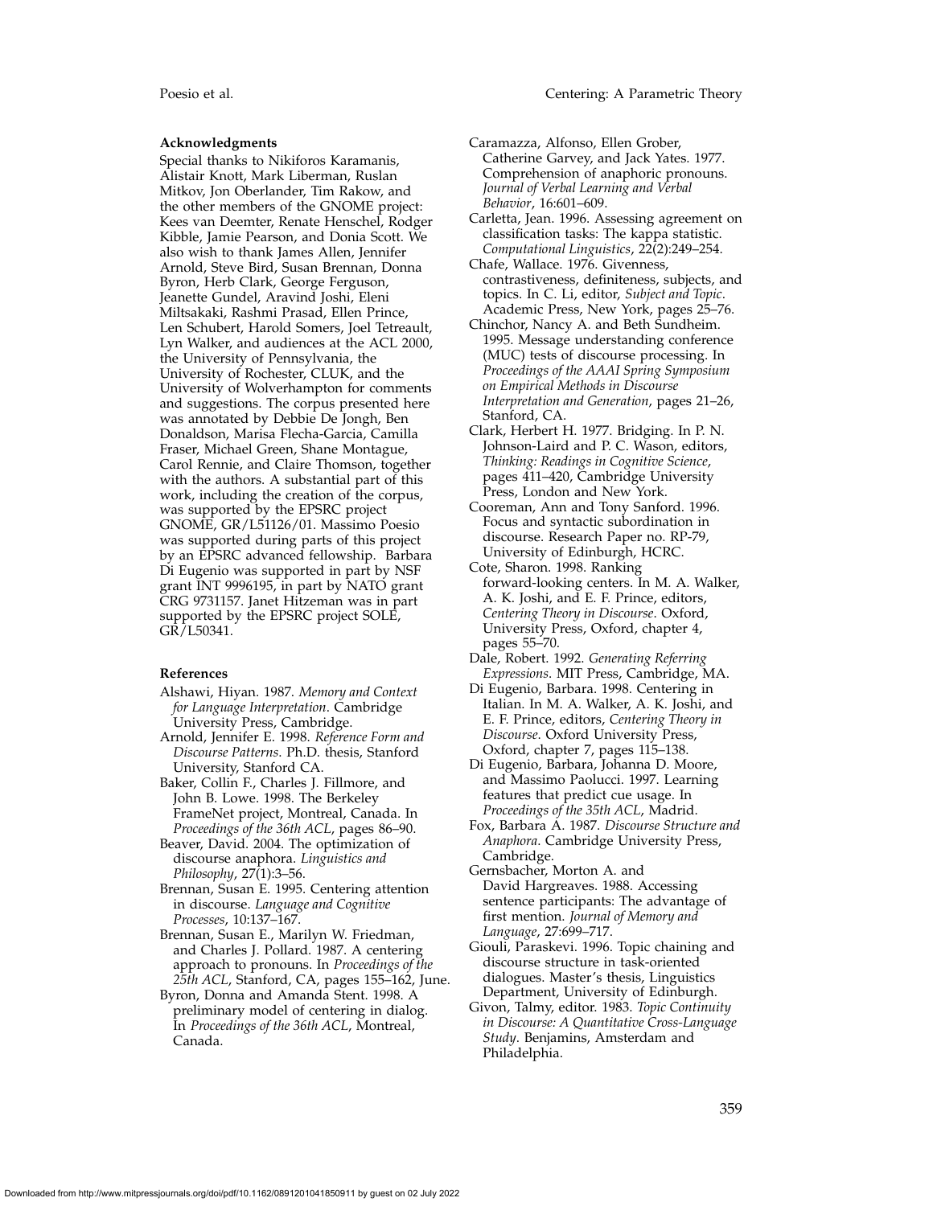### Acknowledgments

Special thanks to Nikiforos Karamanis, Alistair Knott, Mark Liberman, Ruslan Mitkov, Jon Oberlander, Tim Rakow, and the other members of the GNOME project: Kees van Deemter, Renate Henschel, Rodger Kibble, Jamie Pearson, and Donia Scott. We also wish to thank James Allen, Jennifer Arnold, Steve Bird, Susan Brennan, Donna Byron, Herb Clark, George Ferguson, Jeanette Gundel, Aravind Joshi, Eleni Miltsakaki, Rashmi Prasad, Ellen Prince, Len Schubert, Harold Somers, Joel Tetreault, Lyn Walker, and audiences at the ACL 2000, the University of Pennsylvania, the University of Rochester, CLUK, and the University of Wolverhampton for comments and suggestions. The corpus presented here was annotated by Debbie De Jongh, Ben Donaldson, Marisa Flecha-Garcia, Camilla Fraser, Michael Green, Shane Montague, Carol Rennie, and Claire Thomson, together with the authors. A substantial part of this work, including the creation of the corpus, was supported by the EPSRC project GNOME, GR/L51126/01. Massimo Poesio was supported during parts of this project by an EPSRC advanced fellowship. Barbara Di Eugenio was supported in part by NSF grant INT 9996195, in part by NATO grant CRG 9731157. Janet Hitzeman was in part supported by the EPSRC project SOLE, GR/L50341.

### References

Alshawi, Hiyan. 1987. *Memory and Context for Language Interpretation*. Cambridge University Press, Cambridge.

Arnold, Jennifer E. 1998. *Reference Form and Discourse Patterns*. Ph.D. thesis, Stanford University, Stanford CA.

Baker, Collin F., Charles J. Fillmore, and John B. Lowe. 1998. The Berkeley FrameNet project, Montreal, Canada. In *Proceedings of the 36th ACL*, pages 86–90.

Beaver, David. 2004. The optimization of discourse anaphora. *Linguistics and Philosophy*, 27(1):3–56.

Brennan, Susan E. 1995. Centering attention in discourse. *Language and Cognitive Processes*, 10:137–167.

Brennan, Susan E., Marilyn W. Friedman, and Charles J. Pollard. 1987. A centering approach to pronouns. In *Proceedings of the 25th ACL*, Stanford, CA, pages 155–162, June.

Byron, Donna and Amanda Stent. 1998. A preliminary model of centering in dialog. In *Proceedings of the 36th ACL*, Montreal, Canada.

Caramazza, Alfonso, Ellen Grober, Catherine Garvey, and Jack Yates. 1977. Comprehension of anaphoric pronouns. *Journal of Verbal Learning and Verbal Behavior*, 16:601–609.

Carletta, Jean. 1996. Assessing agreement on classification tasks: The kappa statistic. *Computational Linguistics*, 22(2):249–254.

Chafe, Wallace. 1976. Givenness, contrastiveness, definiteness, subjects, and topics. In C. Li, editor, *Subject and Topic*. Academic Press, New York, pages 25–76.

Chinchor, Nancy A. and Beth Sundheim. 1995. Message understanding conference (MUC) tests of discourse processing. In *Proceedings of the AAAI Spring Symposium on Empirical Methods in Discourse Interpretation and Generation*, pages 21–26, Stanford, CA.

Clark, Herbert H. 1977. Bridging. In P. N. Johnson-Laird and P. C. Wason, editors, *Thinking: Readings in Cognitive Science*, pages 411–420, Cambridge University Press, London and New York.

Cooreman, Ann and Tony Sanford. 1996. Focus and syntactic subordination in discourse. Research Paper no. RP-79, University of Edinburgh, HCRC.

Cote, Sharon. 1998. Ranking forward-looking centers. In M. A. Walker, A. K. Joshi, and E. F. Prince, editors, *Centering Theory in Discourse*. Oxford, University Press, Oxford, chapter 4, pages 55–70.

Dale, Robert. 1992. *Generating Referring Expressions*. MIT Press, Cambridge, MA.

Di Eugenio, Barbara. 1998. Centering in Italian. In M. A. Walker, A. K. Joshi, and E. F. Prince, editors, *Centering Theory in Discourse*. Oxford University Press, Oxford, chapter 7, pages 115–138.

Di Eugenio, Barbara, Johanna D. Moore, and Massimo Paolucci. 1997. Learning features that predict cue usage. In *Proceedings of the 35th ACL*, Madrid.

Fox, Barbara A. 1987. *Discourse Structure and Anaphora*. Cambridge University Press, Cambridge.

Gernsbacher, Morton A. and David Hargreaves. 1988. Accessing sentence participants: The advantage of first mention. *Journal of Memory and Language*, 27:699–717.

Giouli, Paraskevi. 1996. Topic chaining and discourse structure in task-oriented dialogues. Master's thesis, Linguistics Department, University of Edinburgh.

Givon, Talmy, editor. 1983. *Topic Continuity in Discourse: A Quantitative Cross-Language Study*. Benjamins, Amsterdam and Philadelphia.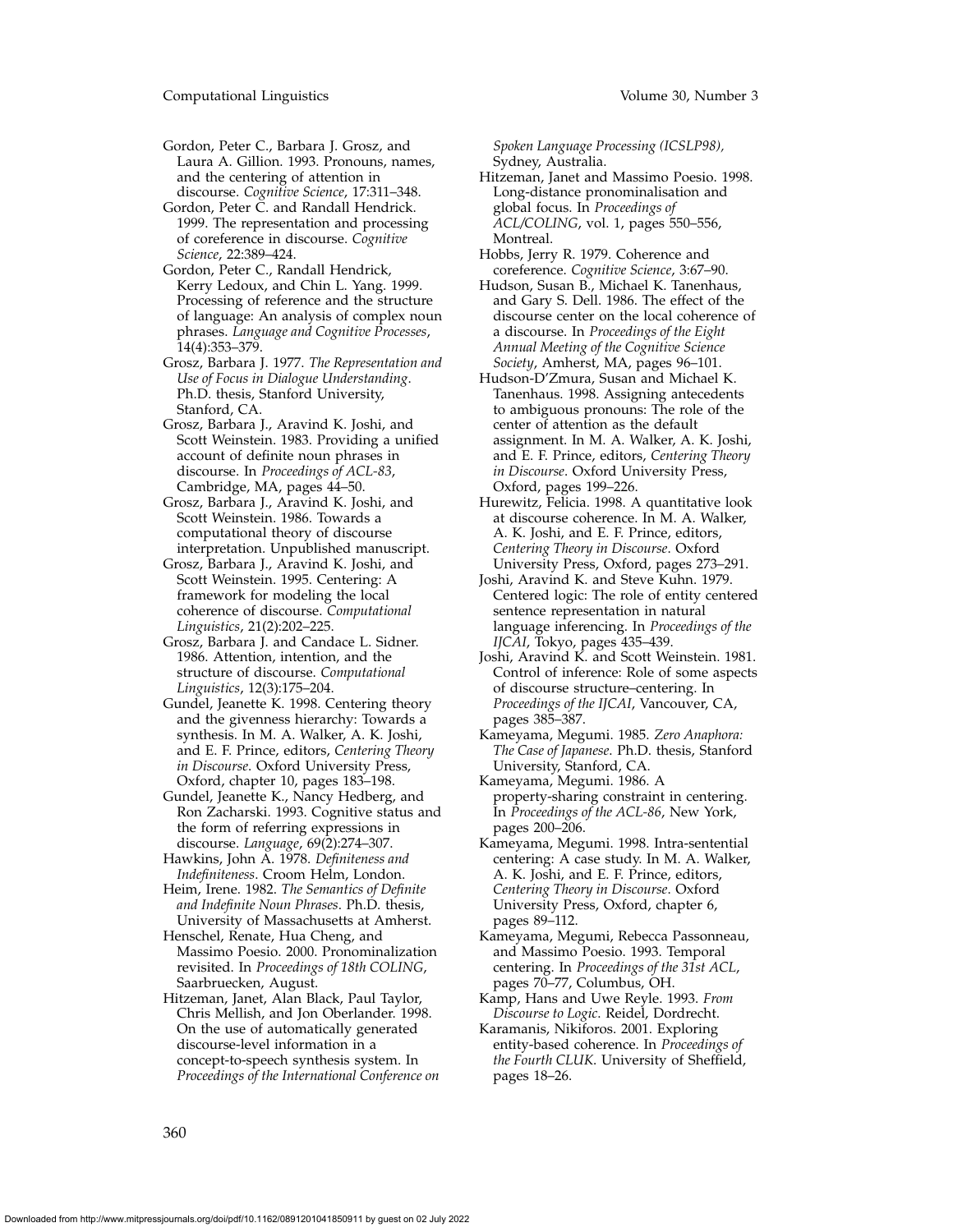Gordon, Peter C., Barbara J. Grosz, and Laura A. Gillion. 1993. Pronouns, names, and the centering of attention in discourse. *Cognitive Science*, 17:311–348.

Gordon, Peter C. and Randall Hendrick. 1999. The representation and processing of coreference in discourse. *Cognitive Science*, 22:389–424.

Gordon, Peter C., Randall Hendrick, Kerry Ledoux, and Chin L. Yang. 1999. Processing of reference and the structure of language: An analysis of complex noun phrases. *Language and Cognitive Processes*, 14(4):353–379.

Grosz, Barbara J. 1977. *The Representation and Use of Focus in Dialogue Understanding*. Ph.D. thesis, Stanford University, Stanford, CA.

Grosz, Barbara J., Aravind K. Joshi, and Scott Weinstein. 1983. Providing a unified account of definite noun phrases in discourse. In *Proceedings of ACL-83*, Cambridge, MA, pages 44–50.

Grosz, Barbara J., Aravind K. Joshi, and Scott Weinstein. 1986. Towards a computational theory of discourse interpretation. Unpublished manuscript.

Grosz, Barbara J., Aravind K. Joshi, and Scott Weinstein. 1995. Centering: A framework for modeling the local coherence of discourse. *Computational Linguistics*, 21(2):202–225.

Grosz, Barbara J. and Candace L. Sidner. 1986. Attention, intention, and the structure of discourse. *Computational Linguistics*, 12(3):175–204.

Gundel, Jeanette K. 1998. Centering theory and the givenness hierarchy: Towards a synthesis. In M. A. Walker, A. K. Joshi, and E. F. Prince, editors, *Centering Theory in Discourse*. Oxford University Press, Oxford, chapter 10, pages 183–198.

Gundel, Jeanette K., Nancy Hedberg, and Ron Zacharski. 1993. Cognitive status and the form of referring expressions in discourse. *Language*, 69(2):274–307.

Hawkins, John A. 1978. *Definiteness and Indefiniteness*. Croom Helm, London.

Heim, Irene. 1982. *The Semantics of Definite and Indefinite Noun Phrases*. Ph.D. thesis, University of Massachusetts at Amherst.

Henschel, Renate, Hua Cheng, and Massimo Poesio. 2000. Pronominalization revisited. In *Proceedings of 18th COLING*, Saarbruecken, August.

Hitzeman, Janet, Alan Black, Paul Taylor, Chris Mellish, and Jon Oberlander. 1998. On the use of automatically generated discourse-level information in a concept-to-speech synthesis system. In *Proceedings of the International Conference on Spoken Language Processing (ICSLP98)*, Sydney, Australia.

Hitzeman, Janet and Massimo Poesio. 1998. Long-distance pronominalisation and global focus. In *Proceedings of ACL/COLING*, vol. 1, pages 550–556, Montreal.

Hobbs, Jerry R. 1979. Coherence and coreference. *Cognitive Science*, 3:67–90.

Hudson, Susan B., Michael K. Tanenhaus, and Gary S. Dell. 1986. The effect of the discourse center on the local coherence of a discourse. In *Proceedings of the Eight Annual Meeting of the Cognitive Science Society*, Amherst, MA, pages 96–101.

Hudson-D'Zmura, Susan and Michael K. Tanenhaus. 1998. Assigning antecedents to ambiguous pronouns: The role of the center of attention as the default assignment. In M. A. Walker, A. K. Joshi, and E. F. Prince, editors, *Centering Theory in Discourse*. Oxford University Press, Oxford, pages 199–226.

Hurewitz, Felicia. 1998. A quantitative look at discourse coherence. In M. A. Walker, A. K. Joshi, and E. F. Prince, editors, *Centering Theory in Discourse*. Oxford University Press, Oxford, pages 273–291.

Joshi, Aravind K. and Steve Kuhn. 1979. Centered logic: The role of entity centered sentence representation in natural language inferencing. In *Proceedings of the IJCAI*, Tokyo, pages 435–439.

Joshi, Aravind K. and Scott Weinstein. 1981. Control of inference: Role of some aspects of discourse structure–centering. In *Proceedings of the IJCAI*, Vancouver, CA, pages 385–387.

Kameyama, Megumi. 1985. *Zero Anaphora: The Case of Japanese*. Ph.D. thesis, Stanford University, Stanford, CA.

Kameyama, Megumi. 1986. A property-sharing constraint in centering. In *Proceedings of the ACL-86*, New York, pages 200–206.

Kameyama, Megumi. 1998. Intra-sentential centering: A case study. In M. A. Walker, A. K. Joshi, and E. F. Prince, editors, *Centering Theory in Discourse*. Oxford University Press, Oxford, chapter 6, pages 89–112.

Kameyama, Megumi, Rebecca Passonneau, and Massimo Poesio. 1993. Temporal centering. In *Proceedings of the 31st ACL*, pages 70–77, Columbus, OH.

Kamp, Hans and Uwe Reyle. 1993. *From Discourse to Logic*. Reidel, Dordrecht.

Karamanis, Nikiforos. 2001. Exploring entity-based coherence. In *Proceedings of the Fourth CLUK*. University of Sheffield, pages 18–26.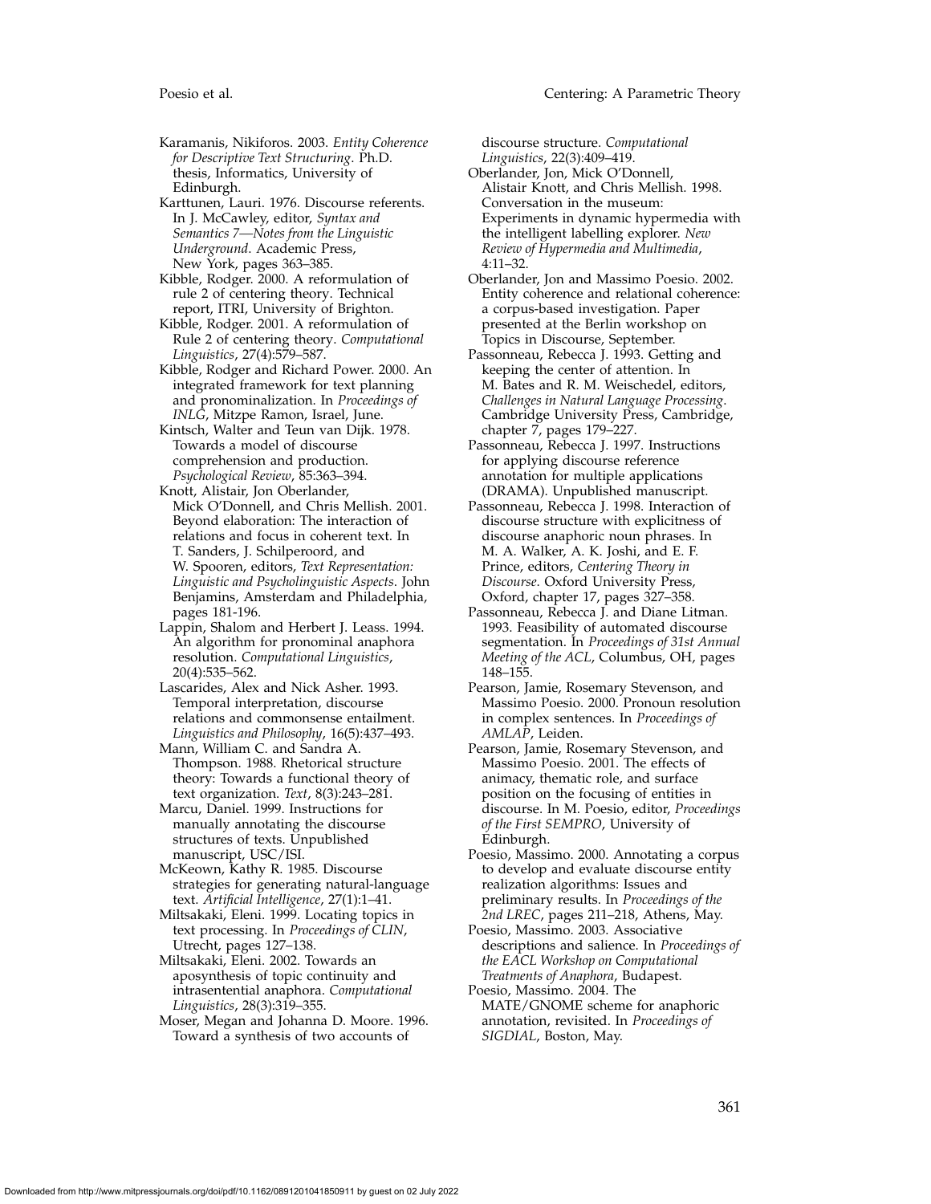Karamanis, Nikiforos. 2003. *Entity Coherence for Descriptive Text Structuring*. Ph.D. thesis, Informatics, University of Edinburgh.

Karttunen, Lauri. 1976. Discourse referents. In J. McCawley, editor, *Syntax and Semantics 7—Notes from the Linguistic Underground*. Academic Press, New York, pages 363–385.

Kibble, Rodger. 2000. A reformulation of rule 2 of centering theory. Technical report, ITRI, University of Brighton.

Kibble, Rodger. 2001. A reformulation of Rule 2 of centering theory. *Computational Linguistics*, 27(4):579–587.

Kibble, Rodger and Richard Power. 2000. An integrated framework for text planning and pronominalization. In *Proceedings of INLG*, Mitzpe Ramon, Israel, June.

Kintsch, Walter and Teun van Dijk. 1978. Towards a model of discourse comprehension and production. *Psychological Review*, 85:363–394.

Knott, Alistair, Jon Oberlander, Mick O'Donnell, and Chris Mellish. 2001. Beyond elaboration: The interaction of relations and focus in coherent text. In T. Sanders, J. Schilperoord, and W. Spooren, editors, *Text Representation: Linguistic and Psycholinguistic Aspects*. John Benjamins, Amsterdam and Philadelphia, pages 181-196.

Lappin, Shalom and Herbert J. Leass. 1994. An algorithm for pronominal anaphora resolution. *Computational Linguistics*, 20(4):535–562.

Lascarides, Alex and Nick Asher. 1993. Temporal interpretation, discourse relations and commonsense entailment. *Linguistics and Philosophy*, 16(5):437–493.

Mann, William C. and Sandra A. Thompson. 1988. Rhetorical structure theory: Towards a functional theory of text organization. *Text*, 8(3):243–281.

Marcu, Daniel. 1999. Instructions for manually annotating the discourse structures of texts. Unpublished manuscript, USC/ISI.

McKeown, Kathy R. 1985. Discourse strategies for generating natural-language text. *Artificial Intelligence*, 27(1):1–41.

Miltsakaki, Eleni. 1999. Locating topics in text processing. In *Proceedings of CLIN*, Utrecht, pages 127–138.

Miltsakaki, Eleni. 2002. Towards an aposynthesis of topic continuity and intrasentential anaphora. *Computational Linguistics*, 28(3):319–355.

Moser, Megan and Johanna D. Moore. 1996. Toward a synthesis of two accounts of discourse structure. *Computational Linguistics*, 22(3):409–419.

Oberlander, Jon, Mick O'Donnell, Alistair Knott, and Chris Mellish. 1998. Conversation in the museum: Experiments in dynamic hypermedia with the intelligent labelling explorer. *New Review of Hypermedia and Multimedia*, 4:11–32.

Oberlander, Jon and Massimo Poesio. 2002. Entity coherence and relational coherence: a corpus-based investigation. Paper presented at the Berlin workshop on Topics in Discourse, September.

Passonneau, Rebecca J. 1993. Getting and keeping the center of attention. In M. Bates and R. M. Weischedel, editors, *Challenges in Natural Language Processing*. Cambridge University Press, Cambridge, chapter 7, pages 179–227.

Passonneau, Rebecca J. 1997. Instructions for applying discourse reference annotation for multiple applications (DRAMA). Unpublished manuscript.

Passonneau, Rebecca J. 1998. Interaction of discourse structure with explicitness of discourse anaphoric noun phrases. In M. A. Walker, A. K. Joshi, and E. F. Prince, editors, *Centering Theory in Discourse*. Oxford University Press, Oxford, chapter 17, pages 327–358.

Passonneau, Rebecca J. and Diane Litman. 1993. Feasibility of automated discourse segmentation. In *Proceedings of 31st Annual Meeting of the ACL*, Columbus, OH, pages 148–155.

Pearson, Jamie, Rosemary Stevenson, and Massimo Poesio. 2000. Pronoun resolution in complex sentences. In *Proceedings of AMLAP*, Leiden.

Pearson, Jamie, Rosemary Stevenson, and Massimo Poesio. 2001. The effects of animacy, thematic role, and surface position on the focusing of entities in discourse. In M. Poesio, editor, *Proceedings of the First SEMPRO*, University of Edinburgh.

Poesio, Massimo. 2000. Annotating a corpus to develop and evaluate discourse entity realization algorithms: Issues and preliminary results. In *Proceedings of the 2nd LREC*, pages 211–218, Athens, May.

Poesio, Massimo. 2003. Associative descriptions and salience. In *Proceedings of the EACL Workshop on Computational Treatments of Anaphora*, Budapest.

Poesio, Massimo. 2004. The MATE/GNOME scheme for anaphoric annotation, revisited. In *Proceedings of SIGDIAL*, Boston, May.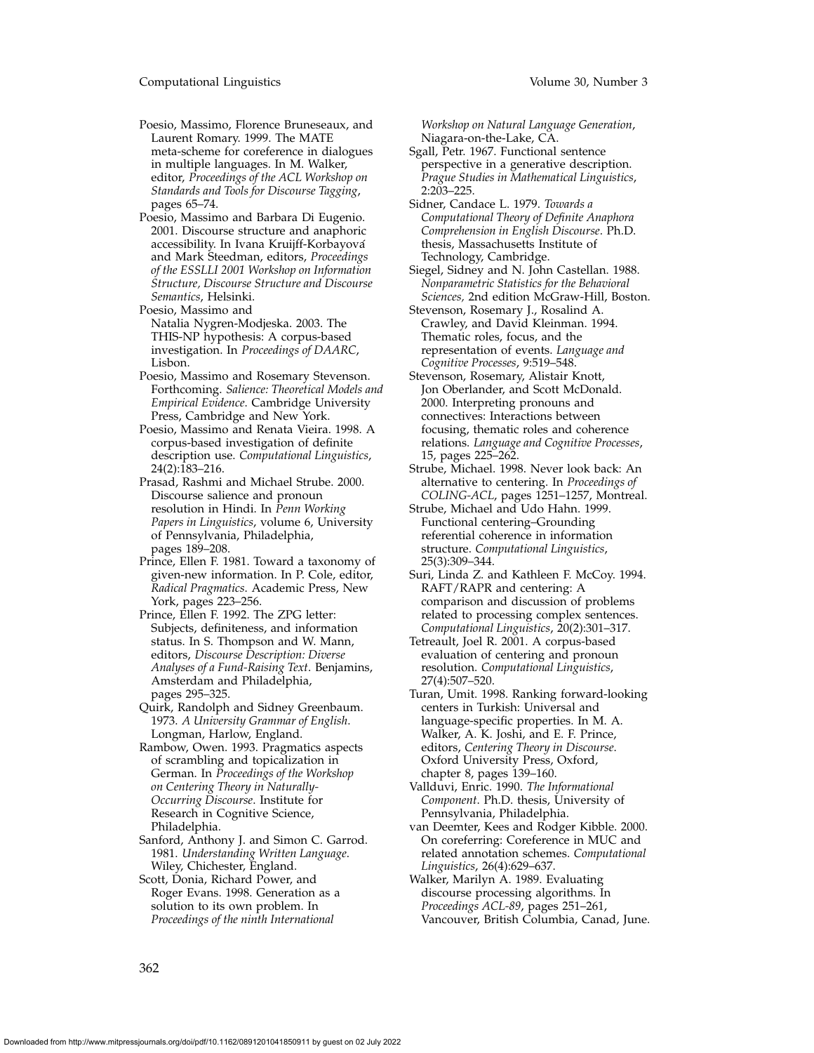Poesio, Massimo, Florence Bruneseaux, and Laurent Romary. 1999. The MATE meta-scheme for coreference in dialogues in multiple languages. In M. Walker, editor, *Proceedings of the ACL Workshop on Standards and Tools for Discourse Tagging*, pages 65–74.

Poesio, Massimo and Barbara Di Eugenio. 2001. Discourse structure and anaphoric accessibility. In Ivana Kruijff-Korbayová and Mark Steedman, editors, *Proceedings of the ESSLLI 2001 Workshop on Information Structure, Discourse Structure and Discourse Semantics*, Helsinki.

Poesio, Massimo and Natalia Nygren-Modjeska. 2003. The THIS-NP hypothesis: A corpus-based investigation. In *Proceedings of DAARC*, Lisbon.

Poesio, Massimo and Rosemary Stevenson. Forthcoming. *Salience: Theoretical Models and Empirical Evidence*. Cambridge University Press, Cambridge and New York.

Poesio, Massimo and Renata Vieira. 1998. A corpus-based investigation of definite description use. *Computational Linguistics*, 24(2):183–216.

Prasad, Rashmi and Michael Strube. 2000. Discourse salience and pronoun resolution in Hindi. In *Penn Working Papers in Linguistics*, volume 6, University of Pennsylvania, Philadelphia, pages 189–208.

Prince, Ellen F. 1981. Toward a taxonomy of given-new information. In P. Cole, editor, *Radical Pragmatics*. Academic Press, New York, pages 223–256.

Prince, Ellen F. 1992. The ZPG letter: Subjects, definiteness, and information status. In S. Thompson and W. Mann, editors, *Discourse Description: Diverse Analyses of a Fund-Raising Text*. Benjamins, Amsterdam and Philadelphia, pages 295–325.

Quirk, Randolph and Sidney Greenbaum. 1973. *A University Grammar of English*. Longman, Harlow, England.

Rambow, Owen. 1993. Pragmatics aspects of scrambling and topicalization in German. In *Proceedings of the Workshop on Centering Theory in Naturally-Occurring Discourse*. Institute for Research in Cognitive Science, Philadelphia.

Sanford, Anthony J. and Simon C. Garrod. 1981. *Understanding Written Language*. Wiley, Chichester, England.

Scott, Donia, Richard Power, and Roger Evans. 1998. Generation as a solution to its own problem. In *Proceedings of the ninth International Workshop on Natural Language Generation*, Niagara-on-the-Lake, CA.

Sgall, Petr. 1967. Functional sentence perspective in a generative description. *Prague Studies in Mathematical Linguistics*, 2:203–225.

Sidner, Candace L. 1979. *Towards a Computational Theory of Definite Anaphora Comprehension in English Discourse*. Ph.D. thesis, Massachusetts Institute of Technology, Cambridge.

Siegel, Sidney and N. John Castellan. 1988. *Nonparametric Statistics for the Behavioral Sciences,* 2nd edition McGraw-Hill, Boston.

Stevenson, Rosemary J., Rosalind A. Crawley, and David Kleinman. 1994. Thematic roles, focus, and the representation of events. *Language and Cognitive Processes*, 9:519–548.

Stevenson, Rosemary, Alistair Knott, Jon Oberlander, and Scott McDonald. 2000. Interpreting pronouns and connectives: Interactions between focusing, thematic roles and coherence relations. *Language and Cognitive Processes*, 15, pages 225–262.

Strube, Michael. 1998. Never look back: An alternative to centering. In *Proceedings of COLING-ACL*, pages 1251–1257, Montreal.

Strube, Michael and Udo Hahn. 1999. Functional centering–Grounding referential coherence in information structure. *Computational Linguistics*, 25(3):309–344.

Suri, Linda Z. and Kathleen F. McCoy. 1994. RAFT/RAPR and centering: A comparison and discussion of problems related to processing complex sentences. *Computational Linguistics*, 20(2):301–317.

Tetreault, Joel R. 2001. A corpus-based evaluation of centering and pronoun resolution. *Computational Linguistics*, 27(4):507–520.

Turan, Umit. 1998. Ranking forward-looking centers in Turkish: Universal and language-specific properties. In M. A. Walker, A. K. Joshi, and E. F. Prince, editors, *Centering Theory in Discourse*. Oxford University Press, Oxford, chapter 8, pages 139–160.

Vallduvi, Enric. 1990. *The Informational Component*. Ph.D. thesis, University of Pennsylvania, Philadelphia.

van Deemter, Kees and Rodger Kibble. 2000. On coreferring: Coreference in MUC and related annotation schemes. *Computational Linguistics*, 26(4):629–637.

Walker, Marilyn A. 1989. Evaluating discourse processing algorithms. In *Proceedings ACL-89*, pages 251–261, Vancouver, British Columbia, Canad, June.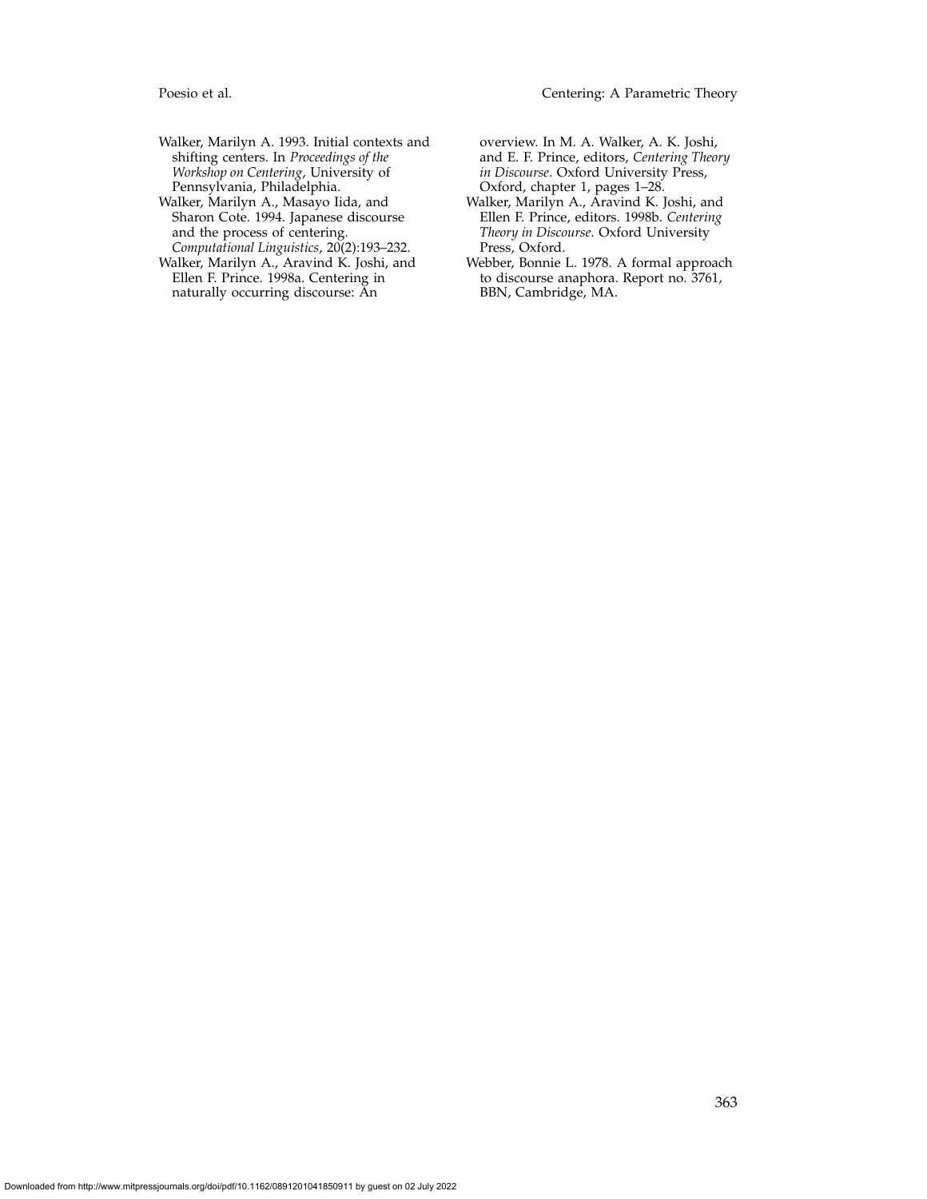Walker, Marilyn A. 1993. Initial contexts and shifting centers. In *Proceedings of the Workshop on Centering*, University of Pennsylvania, Philadelphia.

Walker, Marilyn A., Masayo Iida, and Sharon Cote. 1994. Japanese discourse and the process of centering. *Computational Linguistics*, 20(2):193–232.

Walker, Marilyn A., Aravind K. Joshi, and Ellen F. Prince. 1998a. Centering in naturally occurring discourse: An overview. In M. A. Walker, A. K. Joshi, and E. F. Prince, editors, *Centering Theory in Discourse*. Oxford University Press, Oxford, chapter 1, pages 1–28.

Walker, Marilyn A., Aravind K. Joshi, and Ellen F. Prince, editors. 1998b. *Centering Theory in Discourse*. Oxford University Press, Oxford.

Webber, Bonnie L. 1978. A formal approach to discourse anaphora. Report no. 3761, BBN, Cambridge, MA.